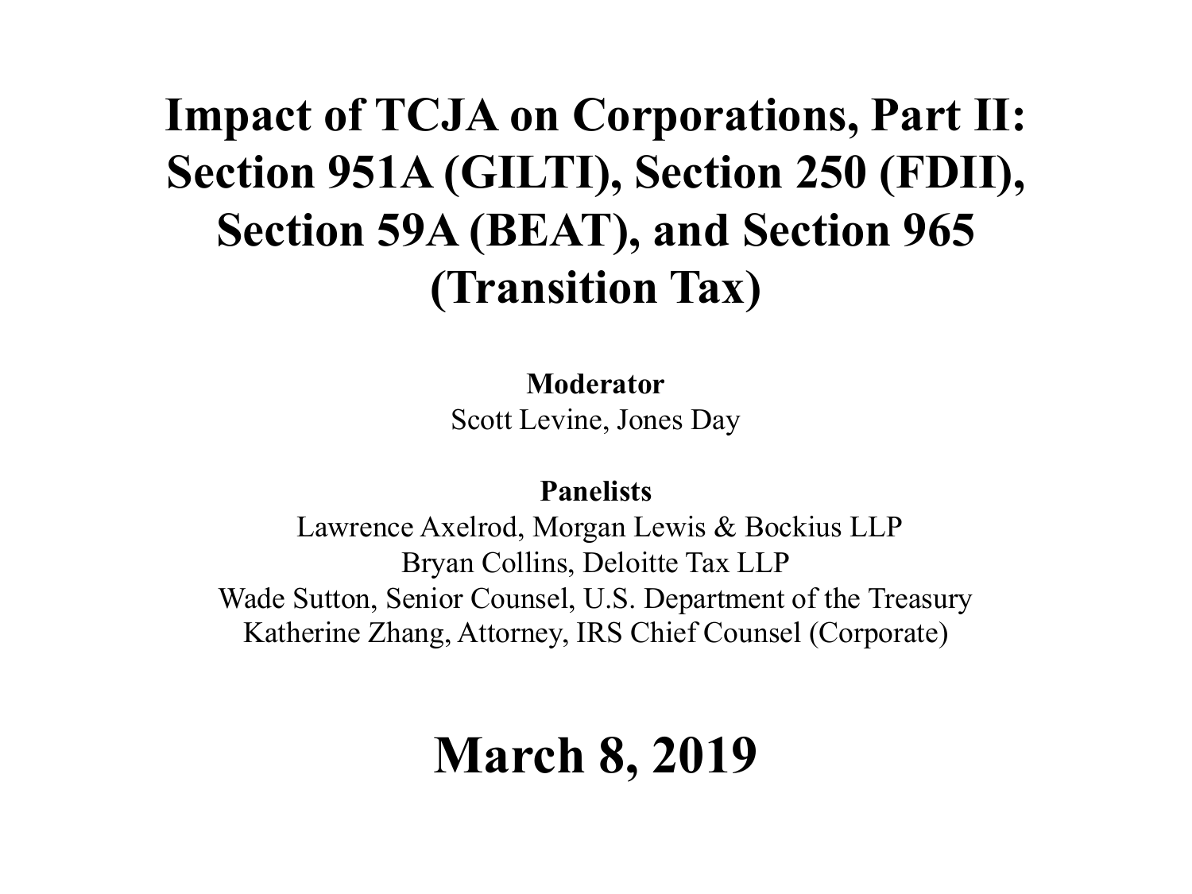# Impact of TCJA on Corporations, Part II: Section 951A (GILTI), Section 250 (FDII), Section 59A (BEAT), and Section 965 (Transition Tax)

**Moderator**

Scott Levine, Jones Day

**Panelists**

Lawrence Axelrod, Morgan Lewis & Bockius LLP
Bryan Collins, Deloitte Tax LLP
Wade Sutton, Senior Counsel, U.S. Department of the Treasury
Katherine Zhang, Attorney, IRS Chief Counsel (Corporate)

## March 8, 2019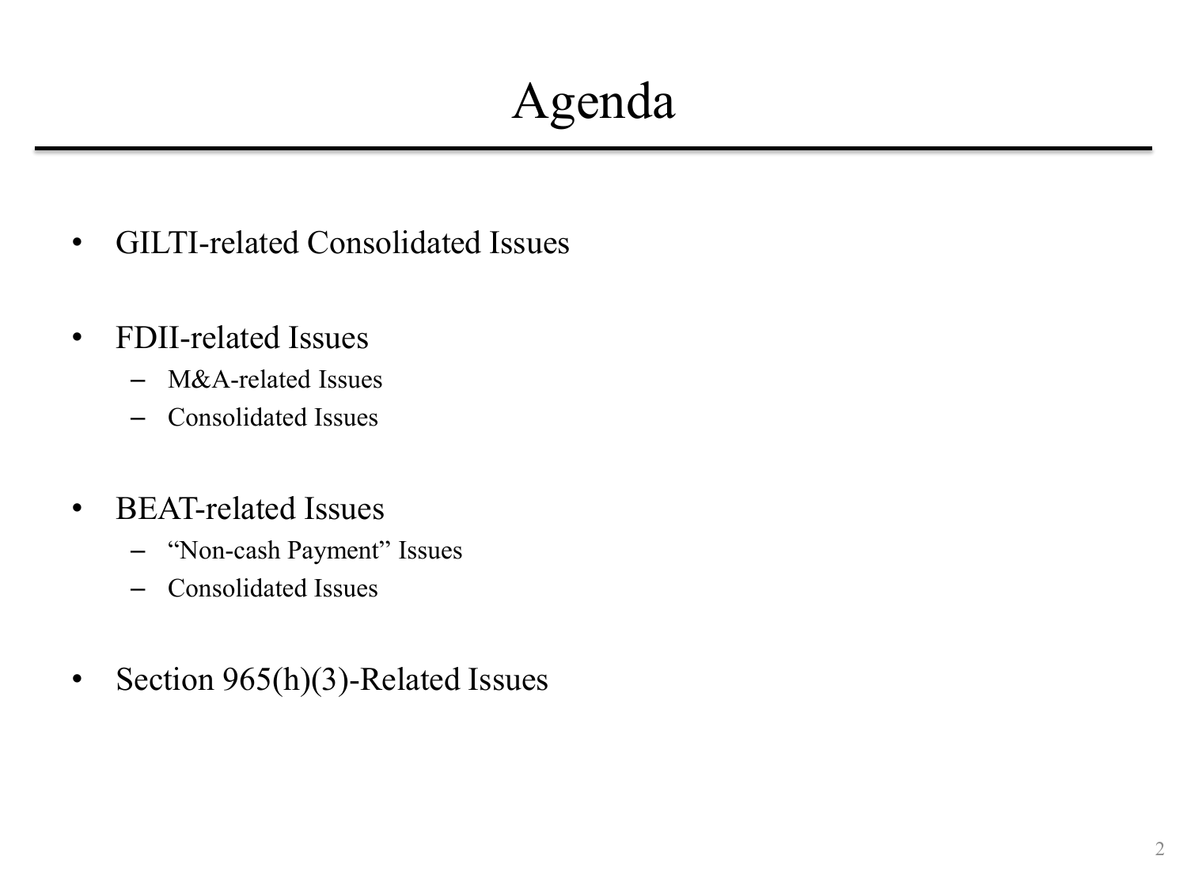# Agenda

- GILTI-related Consolidated Issues

- FDII-related Issues
  - M&A-related Issues
  - Consolidated Issues

- BEAT-related Issues
  - "Non-cash Payment" Issues
  - Consolidated Issues

- Section 965(h)(3)-Related Issues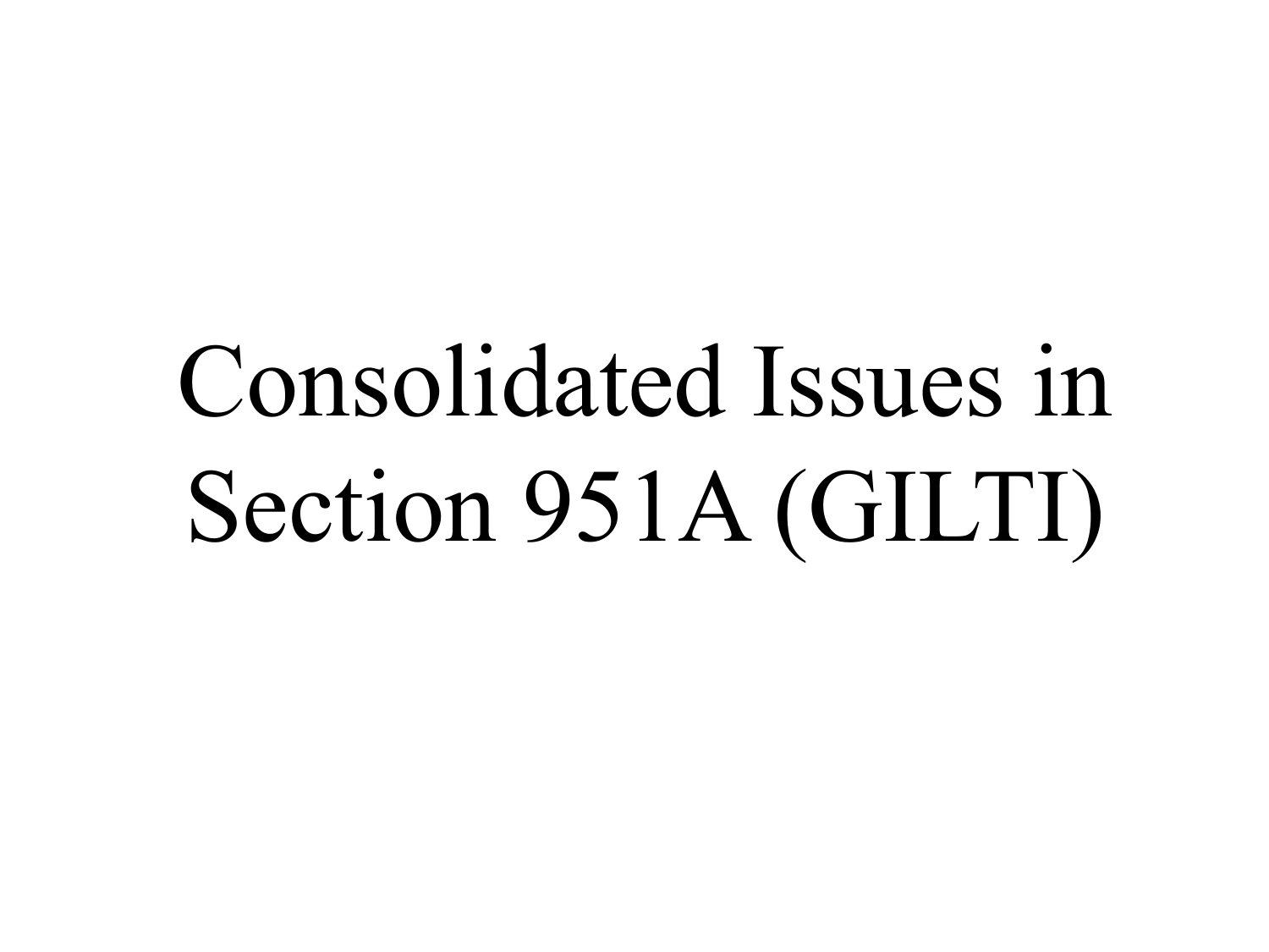# Consolidated Issues in Section 951A (GILTI)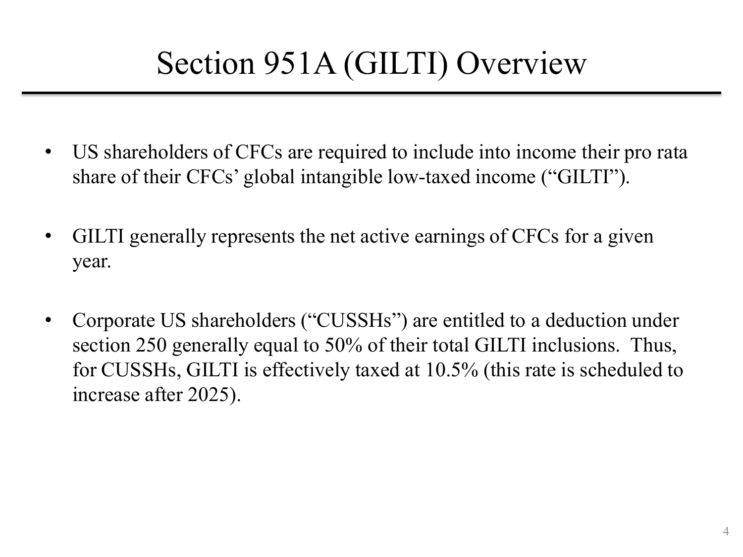# Section 951A (GILTI) Overview

- US shareholders of CFCs are required to include into income their pro rata share of their CFCs' global intangible low-taxed income ("GILTI").

- GILTI generally represents the net active earnings of CFCs for a given year.

- Corporate US shareholders ("CUSSHs") are entitled to a deduction under section 250 generally equal to 50% of their total GILTI inclusions. Thus, for CUSSHs, GILTI is effectively taxed at 10.5% (this rate is scheduled to increase after 2025).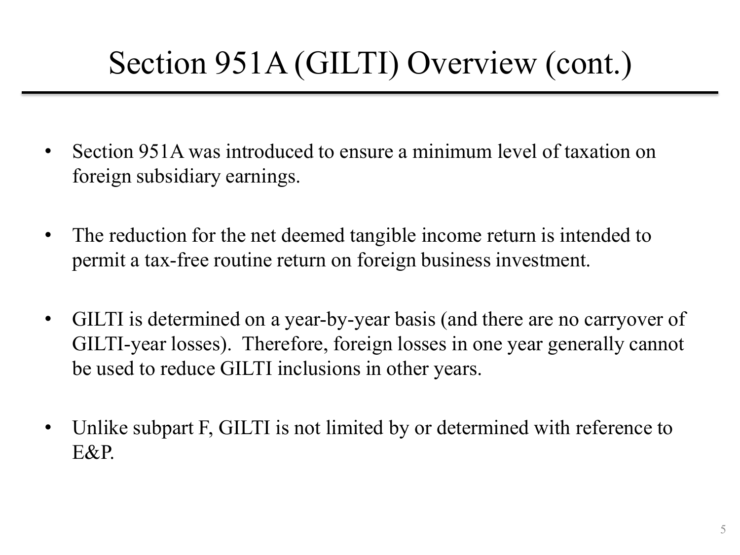# Section 951A (GILTI) Overview (cont.)

- Section 951A was introduced to ensure a minimum level of taxation on foreign subsidiary earnings.
- The reduction for the net deemed tangible income return is intended to permit a tax-free routine return on foreign business investment.
- GILTI is determined on a year-by-year basis (and there are no carryover of GILTI-year losses). Therefore, foreign losses in one year generally cannot be used to reduce GILTI inclusions in other years.
- Unlike subpart F, GILTI is not limited by or determined with reference to E&P.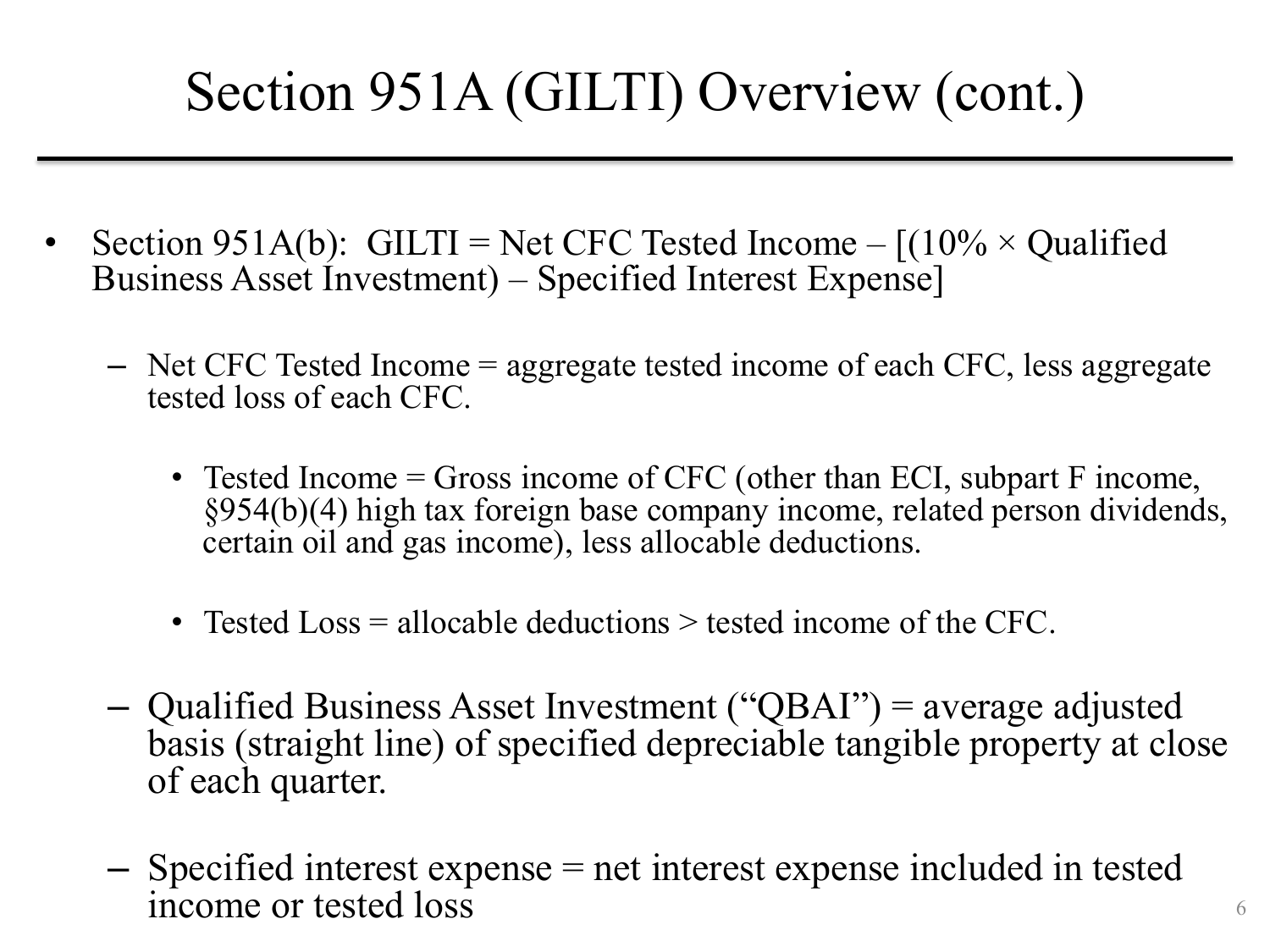# Section 951A (GILTI) Overview (cont.)

- Section 951A(b): GILTI = Net CFC Tested Income – [(10% × Qualified Business Asset Investment) – Specified Interest Expense]
  - Net CFC Tested Income = aggregate tested income of each CFC, less aggregate tested loss of each CFC.
    - Tested Income = Gross income of CFC (other than ECI, subpart F income, §954(b)(4) high tax foreign base company income, related person dividends, certain oil and gas income), less allocable deductions.
    - Tested Loss = allocable deductions > tested income of the CFC.
  - Qualified Business Asset Investment ("QBAI") = average adjusted basis (straight line) of specified depreciable tangible property at close of each quarter.
  - Specified interest expense = net interest expense included in tested income or tested loss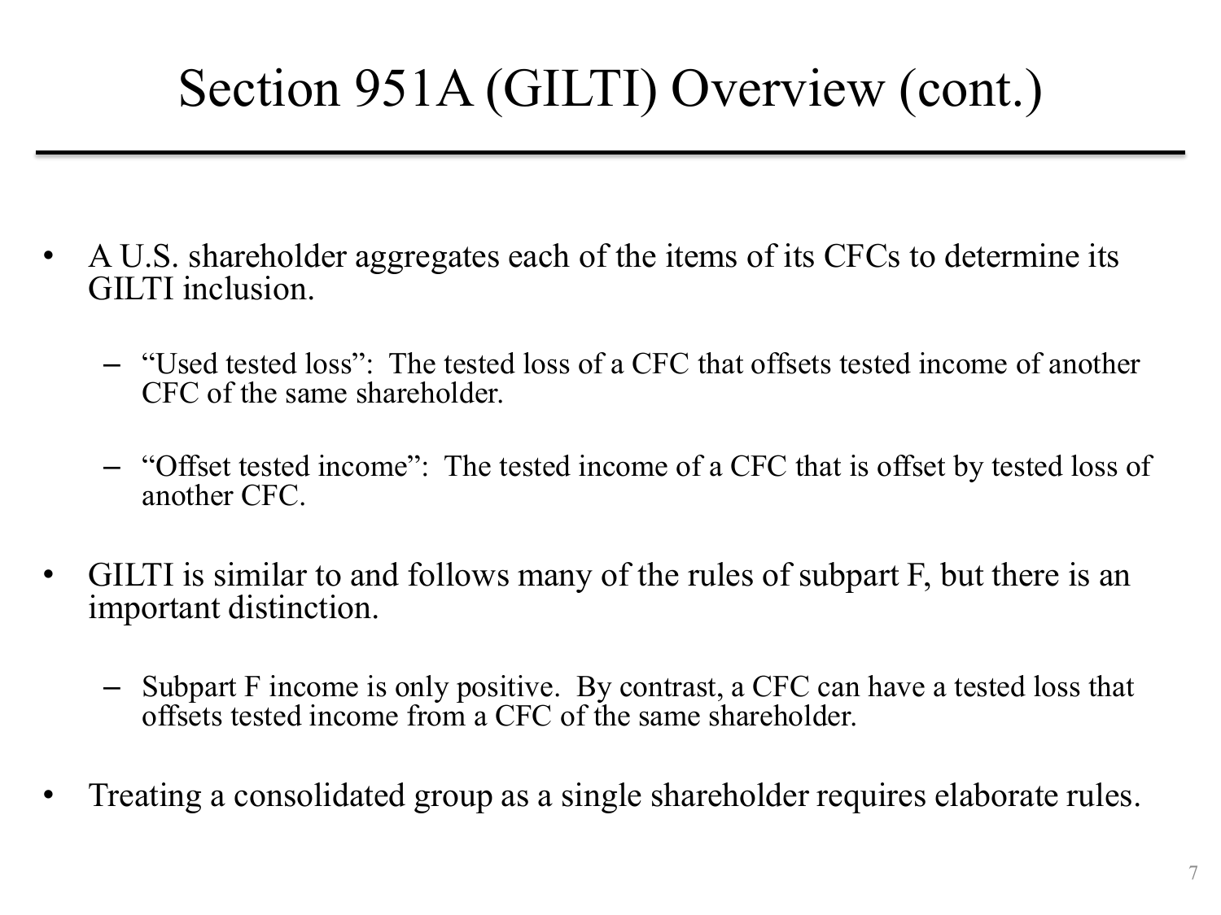# Section 951A (GILTI) Overview (cont.)

- A U.S. shareholder aggregates each of the items of its CFCs to determine its GILTI inclusion.
  - "Used tested loss": The tested loss of a CFC that offsets tested income of another CFC of the same shareholder.
  - "Offset tested income": The tested income of a CFC that is offset by tested loss of another CFC.
- GILTI is similar to and follows many of the rules of subpart F, but there is an important distinction.
  - Subpart F income is only positive. By contrast, a CFC can have a tested loss that offsets tested income from a CFC of the same shareholder.
- Treating a consolidated group as a single shareholder requires elaborate rules.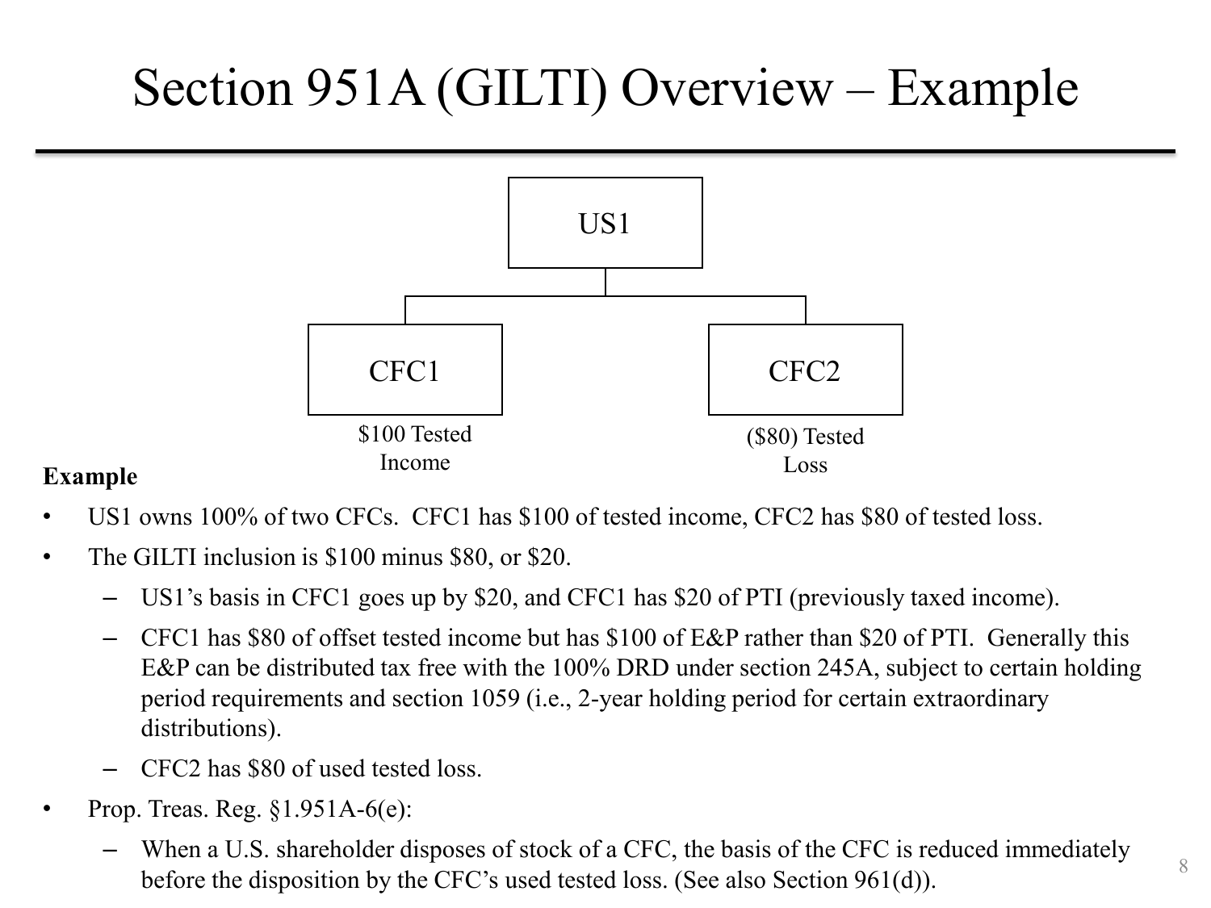# Section 951A (GILTI) Overview – Example

US1

CFC1 — $100 Tested Income

CFC2 — ($80) Tested Loss

**Example**

- US1 owns 100% of two CFCs. CFC1 has $100 of tested income, CFC2 has $80 of tested loss.
- The GILTI inclusion is $100 minus $80, or $20.
  - US1's basis in CFC1 goes up by $20, and CFC1 has $20 of PTI (previously taxed income).
  - CFC1 has $80 of offset tested income but has $100 of E&P rather than $20 of PTI. Generally this E&P can be distributed tax free with the 100% DRD under section 245A, subject to certain holding period requirements and section 1059 (i.e., 2-year holding period for certain extraordinary distributions).
  - CFC2 has $80 of used tested loss.
- Prop. Treas. Reg. §1.951A-6(e):
  - When a U.S. shareholder disposes of stock of a CFC, the basis of the CFC is reduced immediately before the disposition by the CFC's used tested loss. (See also Section 961(d)).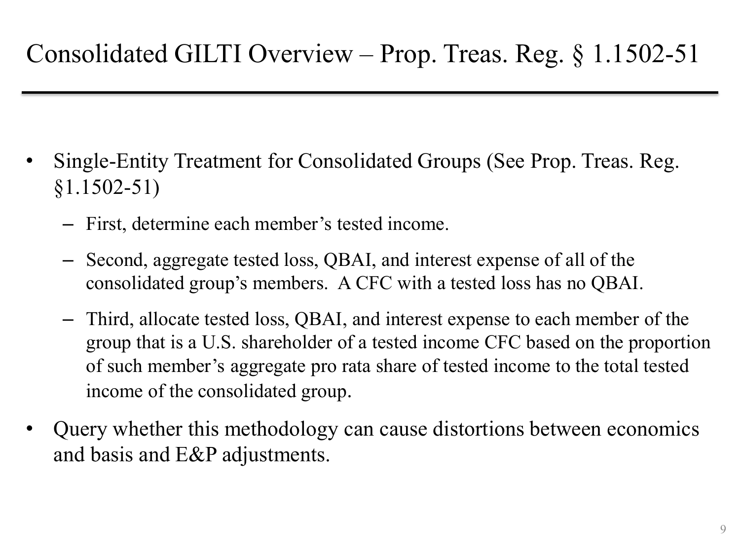# Consolidated GILTI Overview – Prop. Treas. Reg. § 1.1502-51

- Single-Entity Treatment for Consolidated Groups (See Prop. Treas. Reg. §1.1502-51)
  - First, determine each member's tested income.
  - Second, aggregate tested loss, QBAI, and interest expense of all of the consolidated group's members. A CFC with a tested loss has no QBAI.
  - Third, allocate tested loss, QBAI, and interest expense to each member of the group that is a U.S. shareholder of a tested income CFC based on the proportion of such member's aggregate pro rata share of tested income to the total tested income of the consolidated group.
- Query whether this methodology can cause distortions between economics and basis and E&P adjustments.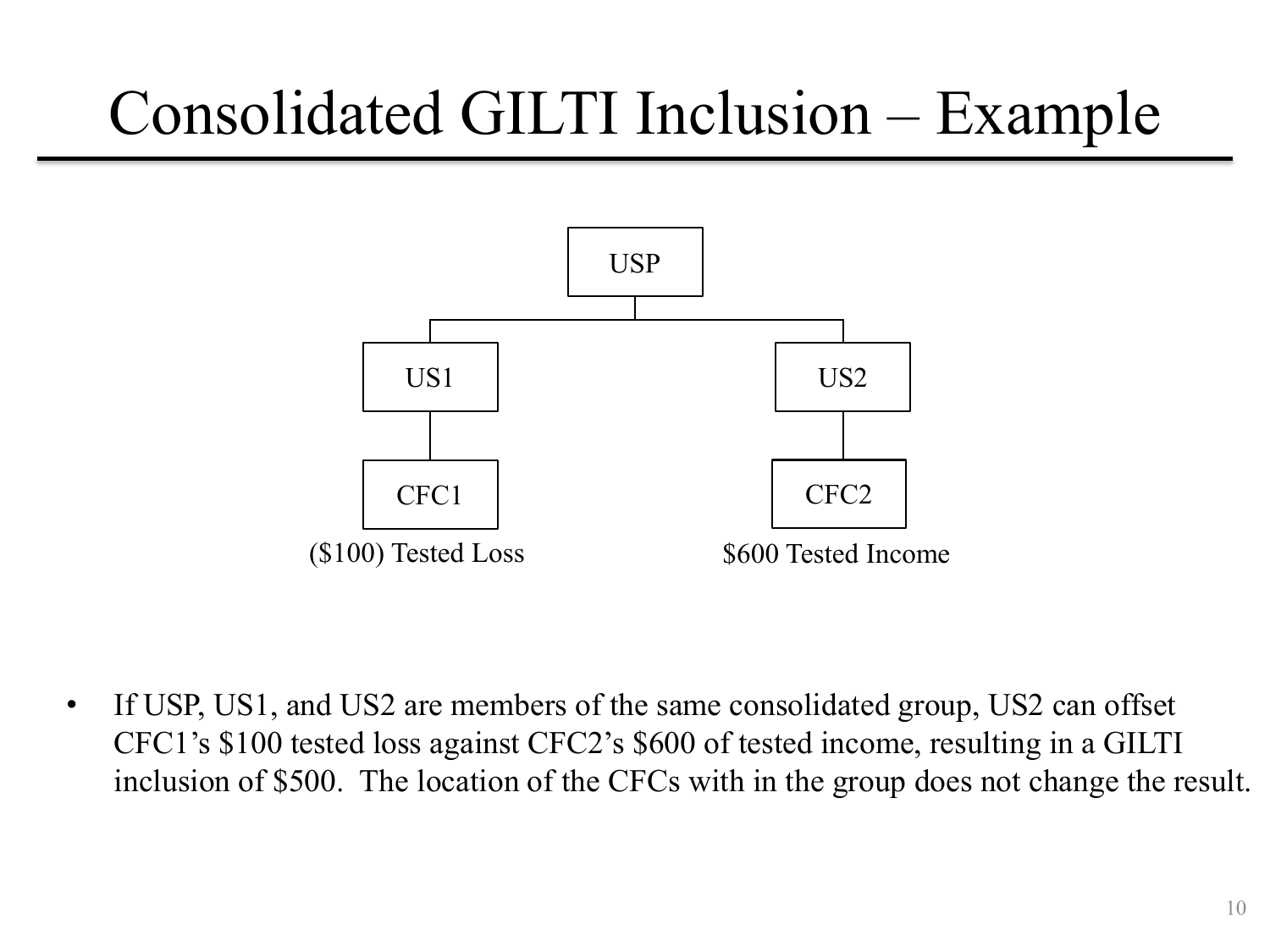# Consolidated GILTI Inclusion – Example

USP

US1 | US2

CFC1 | CFC2

($100) Tested Loss | $600 Tested Income

- If USP, US1, and US2 are members of the same consolidated group, US2 can offset CFC1's $100 tested loss against CFC2's $600 of tested income, resulting in a GILTI inclusion of $500. The location of the CFCs with in the group does not change the result.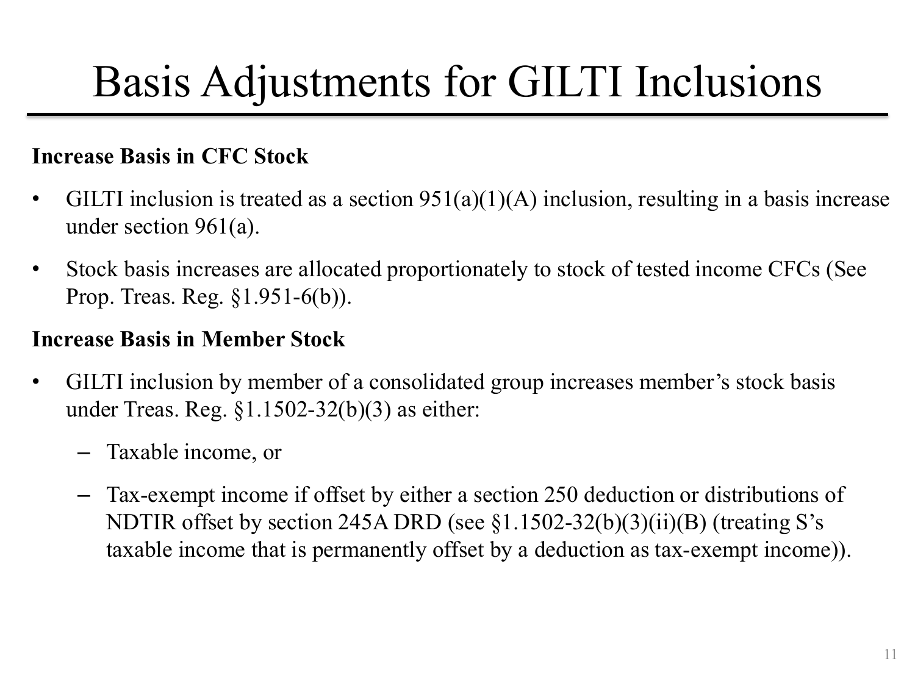# Basis Adjustments for GILTI Inclusions

**Increase Basis in CFC Stock**

- GILTI inclusion is treated as a section 951(a)(1)(A) inclusion, resulting in a basis increase under section 961(a).
- Stock basis increases are allocated proportionately to stock of tested income CFCs (See Prop. Treas. Reg. §1.951-6(b)).

**Increase Basis in Member Stock**

- GILTI inclusion by member of a consolidated group increases member's stock basis under Treas. Reg. §1.1502-32(b)(3) as either:
  - Taxable income, or
  - Tax-exempt income if offset by either a section 250 deduction or distributions of NDTIR offset by section 245A DRD (see §1.1502-32(b)(3)(ii)(B) (treating S's taxable income that is permanently offset by a deduction as tax-exempt income)).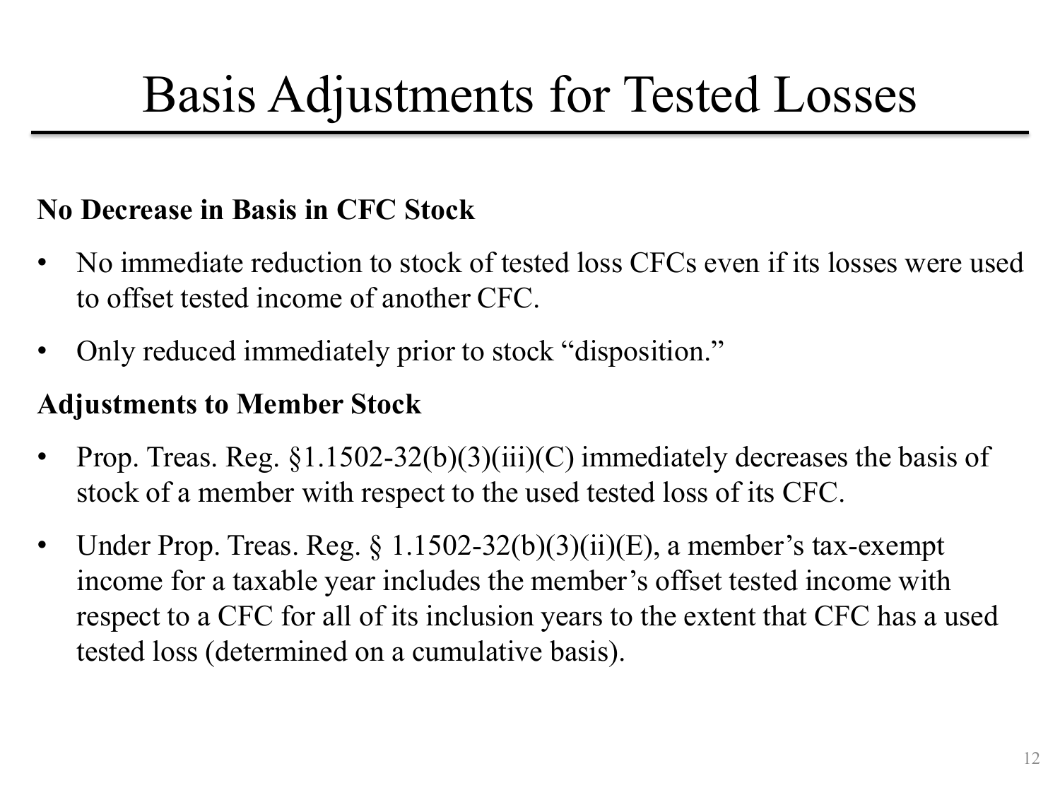# Basis Adjustments for Tested Losses

**No Decrease in Basis in CFC Stock**

- No immediate reduction to stock of tested loss CFCs even if its losses were used to offset tested income of another CFC.
- Only reduced immediately prior to stock "disposition."

**Adjustments to Member Stock**

- Prop. Treas. Reg. §1.1502-32(b)(3)(iii)(C) immediately decreases the basis of stock of a member with respect to the used tested loss of its CFC.
- Under Prop. Treas. Reg. § 1.1502-32(b)(3)(ii)(E), a member's tax-exempt income for a taxable year includes the member's offset tested income with respect to a CFC for all of its inclusion years to the extent that CFC has a used tested loss (determined on a cumulative basis).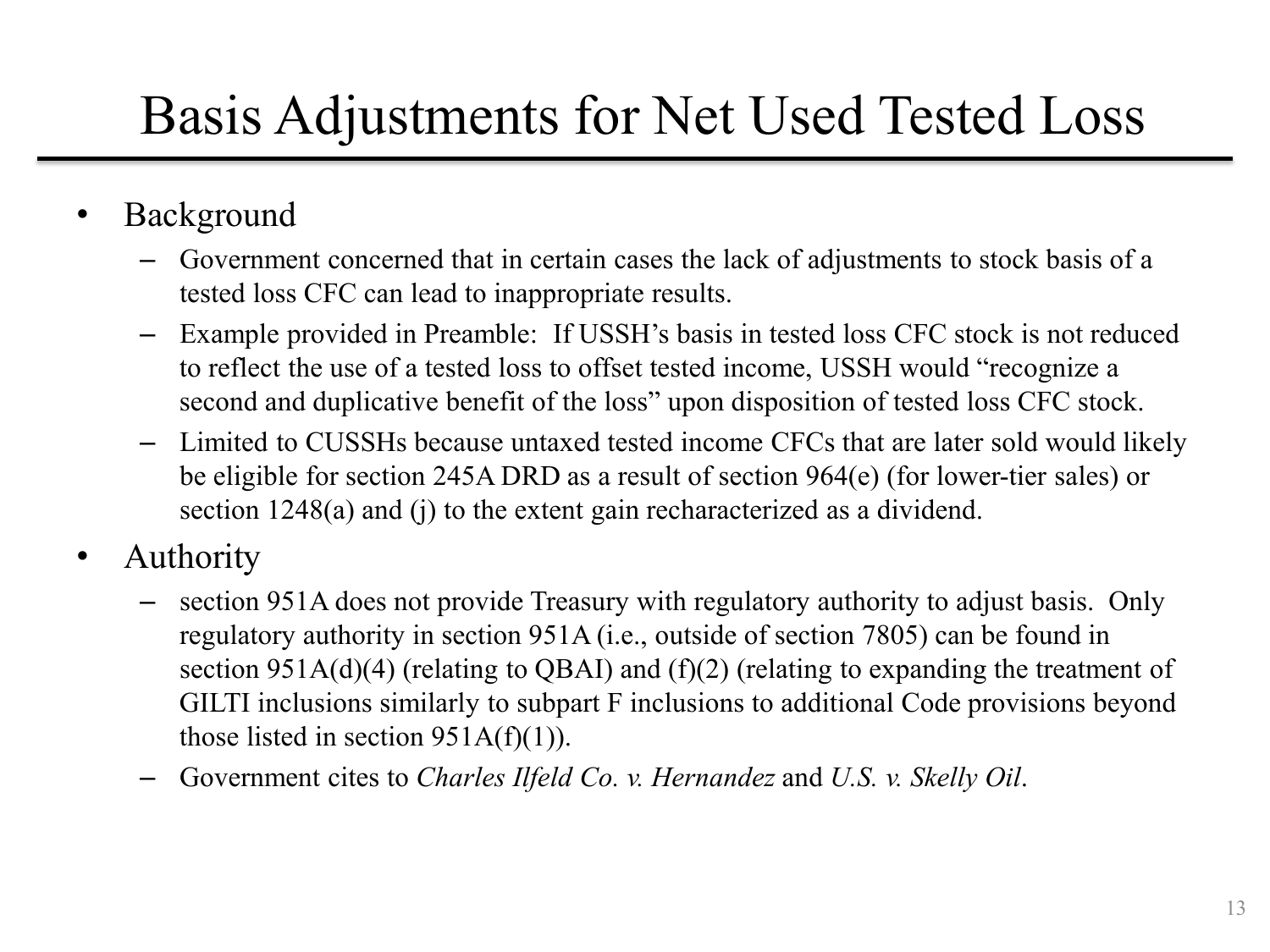# Basis Adjustments for Net Used Tested Loss

- Background
  - Government concerned that in certain cases the lack of adjustments to stock basis of a tested loss CFC can lead to inappropriate results.
  - Example provided in Preamble: If USSH's basis in tested loss CFC stock is not reduced to reflect the use of a tested loss to offset tested income, USSH would "recognize a second and duplicative benefit of the loss" upon disposition of tested loss CFC stock.
  - Limited to CUSSHs because untaxed tested income CFCs that are later sold would likely be eligible for section 245A DRD as a result of section 964(e) (for lower-tier sales) or section 1248(a) and (j) to the extent gain recharacterized as a dividend.
- Authority
  - section 951A does not provide Treasury with regulatory authority to adjust basis. Only regulatory authority in section 951A (i.e., outside of section 7805) can be found in section 951A(d)(4) (relating to QBAI) and (f)(2) (relating to expanding the treatment of GILTI inclusions similarly to subpart F inclusions to additional Code provisions beyond those listed in section 951A(f)(1)).
  - Government cites to *Charles Ilfeld Co. v. Hernandez* and *U.S. v. Skelly Oil*.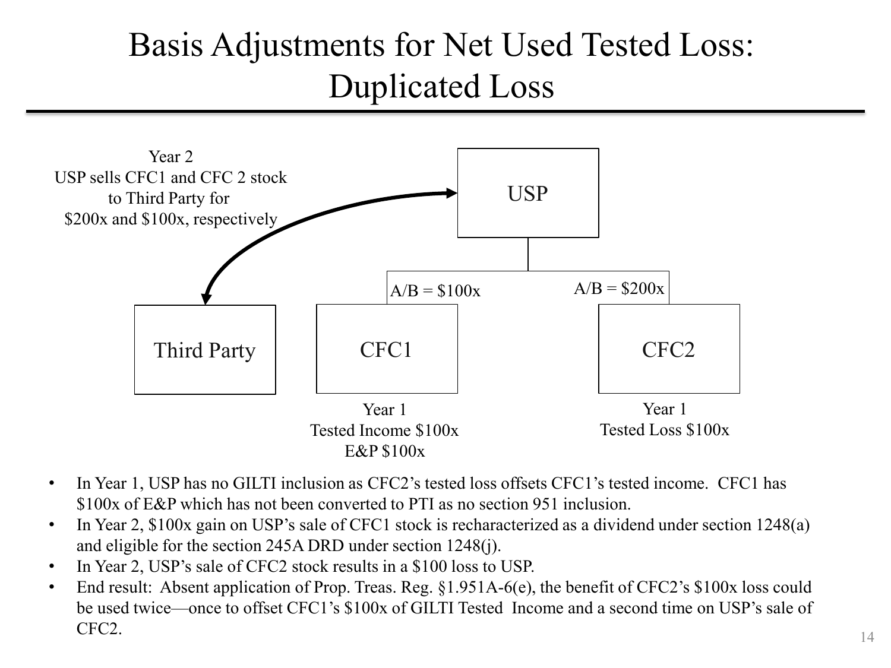# Basis Adjustments for Net Used Tested Loss: Duplicated Loss

Year 2
USP sells CFC1 and CFC 2 stock to Third Party for $200x and $100x, respectively

USP

A/B = $100x

A/B = $200x

Third Party

CFC1

CFC2

Year 1
Tested Income $100x
E&P $100x

Year 1
Tested Loss $100x

- In Year 1, USP has no GILTI inclusion as CFC2's tested loss offsets CFC1's tested income. CFC1 has $100x of E&P which has not been converted to PTI as no section 951 inclusion.
- In Year 2, $100x gain on USP's sale of CFC1 stock is recharacterized as a dividend under section 1248(a) and eligible for the section 245A DRD under section 1248(j).
- In Year 2, USP's sale of CFC2 stock results in a $100 loss to USP.
- End result: Absent application of Prop. Treas. Reg. §1.951A-6(e), the benefit of CFC2's $100x loss could be used twice—once to offset CFC1's $100x of GILTI Tested Income and a second time on USP's sale of CFC2.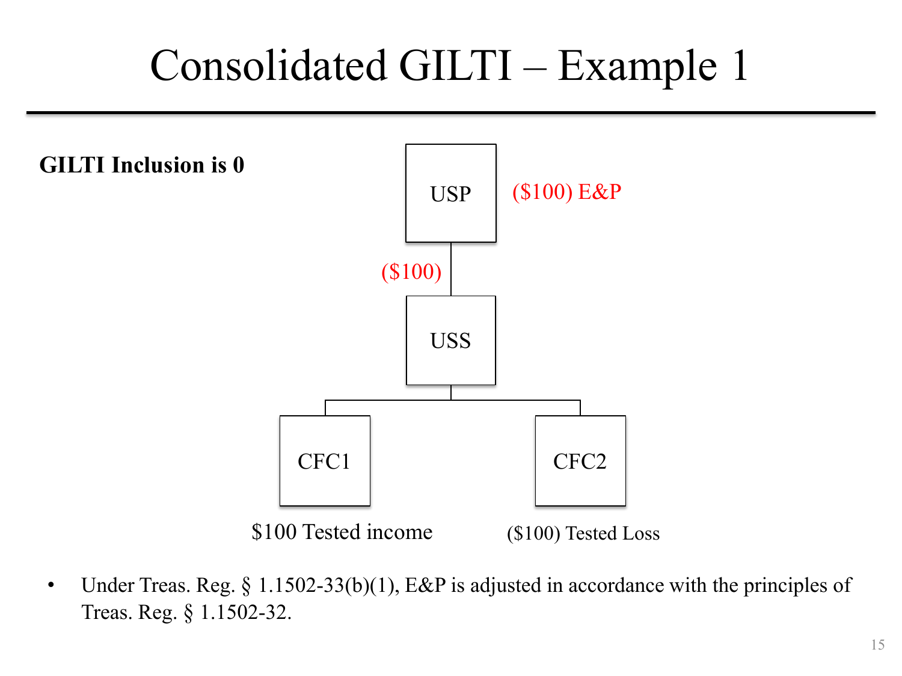# Consolidated GILTI – Example 1

**GILTI Inclusion is 0**

USP — ($100) E&P

($100)

USS

CFC1 — $100 Tested income

CFC2 — ($100) Tested Loss

- Under Treas. Reg. § 1.1502-33(b)(1), E&P is adjusted in accordance with the principles of Treas. Reg. § 1.1502-32.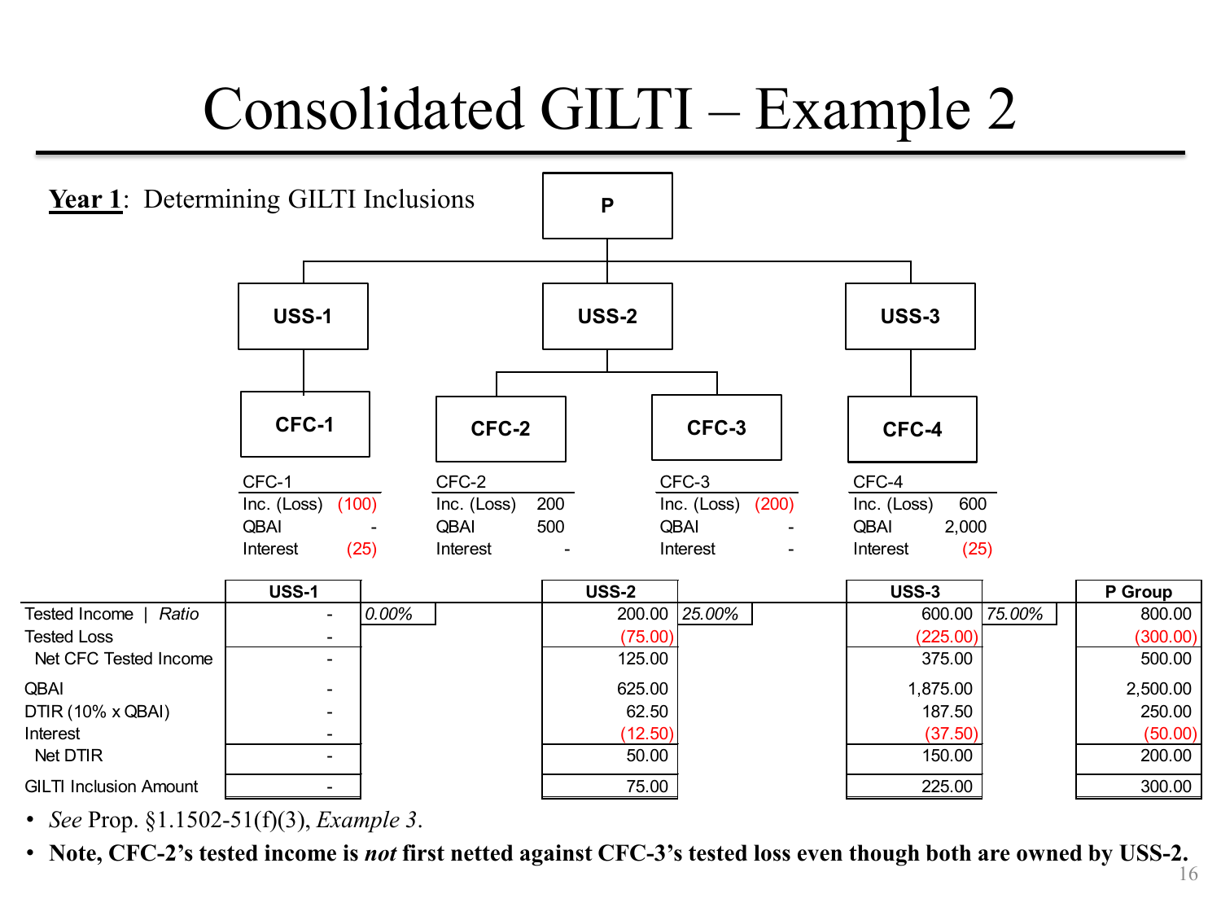# Consolidated GILTI – Example 2

**Year 1**: Determining GILTI Inclusions

P
- USS-1
  - CFC-1
- USS-2
  - CFC-2
  - CFC-3
- USS-3
  - CFC-4

| CFC-1 | |
|---|---|
| Inc. (Loss) | (100) |
| QBAI | - |
| Interest | (25) |

| CFC-2 | |
|---|---|
| Inc. (Loss) | 200 |
| QBAI | 500 |
| Interest | - |

| CFC-3 | |
|---|---|
| Inc. (Loss) | (200) |
| QBAI | - |
| Interest | - |

| CFC-4 | |
|---|---|
| Inc. (Loss) | 600 |
| QBAI | 2,000 |
| Interest | (25) |

| | USS-1 | | USS-2 | | USS-3 | | P Group |
|---|---|---|---|---|---|---|---|
| Tested Income \| *Ratio* | - | *0.00%* | 200.00 | *25.00%* | 600.00 | *75.00%* | 800.00 |
| Tested Loss | - | | (75.00) | | (225.00) | | (300.00) |
| Net CFC Tested Income | - | | 125.00 | | 375.00 | | 500.00 |
| QBAI | - | | 625.00 | | 1,875.00 | | 2,500.00 |
| DTIR (10% x QBAI) | - | | 62.50 | | 187.50 | | 250.00 |
| Interest | - | | (12.50) | | (37.50) | | (50.00) |
| Net DTIR | - | | 50.00 | | 150.00 | | 200.00 |
| GILTI Inclusion Amount | - | | 75.00 | | 225.00 | | 300.00 |

- *See* Prop. §1.1502-51(f)(3), *Example 3*.
- **Note, CFC-2's tested income is *not* first netted against CFC-3's tested loss even though both are owned by USS-2.**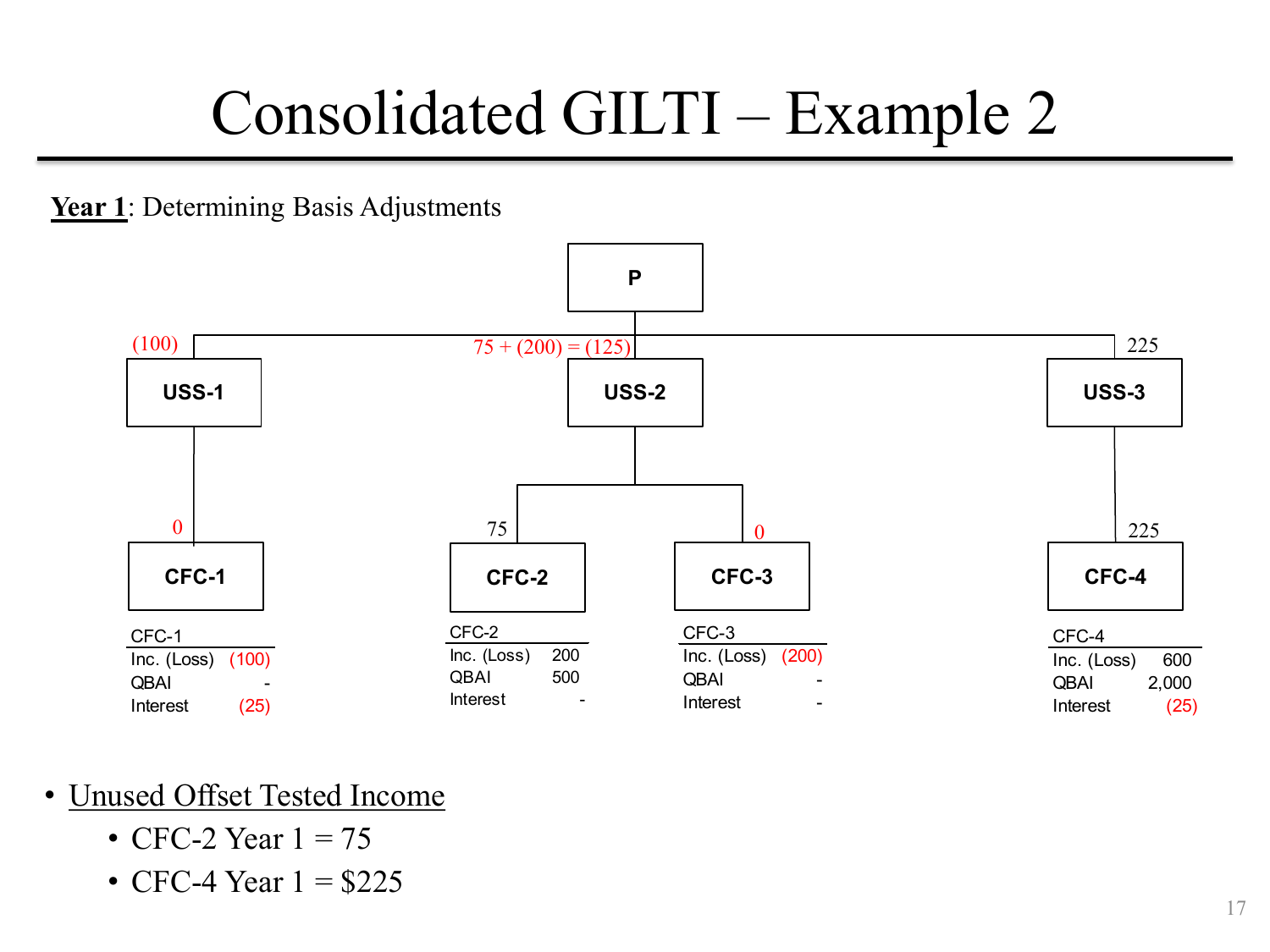# Consolidated GILTI – Example 2

**Year 1**: Determining Basis Adjustments

P

- USS-1: (100)
  - CFC-1: 0
- USS-2: 75 + (200) = (125)
  - CFC-2: 75
  - CFC-3: 0
- USS-3: 225
  - CFC-4: 225

| CFC-1 | |
|---|---|
| Inc. (Loss) | (100) |
| QBAI | - |
| Interest | (25) |

| CFC-2 | |
|---|---|
| Inc. (Loss) | 200 |
| QBAI | 500 |
| Interest | - |

| CFC-3 | |
|---|---|
| Inc. (Loss) | (200) |
| QBAI | - |
| Interest | - |

| CFC-4 | |
|---|---|
| Inc. (Loss) | 600 |
| QBAI | 2,000 |
| Interest | (25) |

- Unused Offset Tested Income
  - CFC-2 Year 1 = 75
  - CFC-4 Year 1 = $225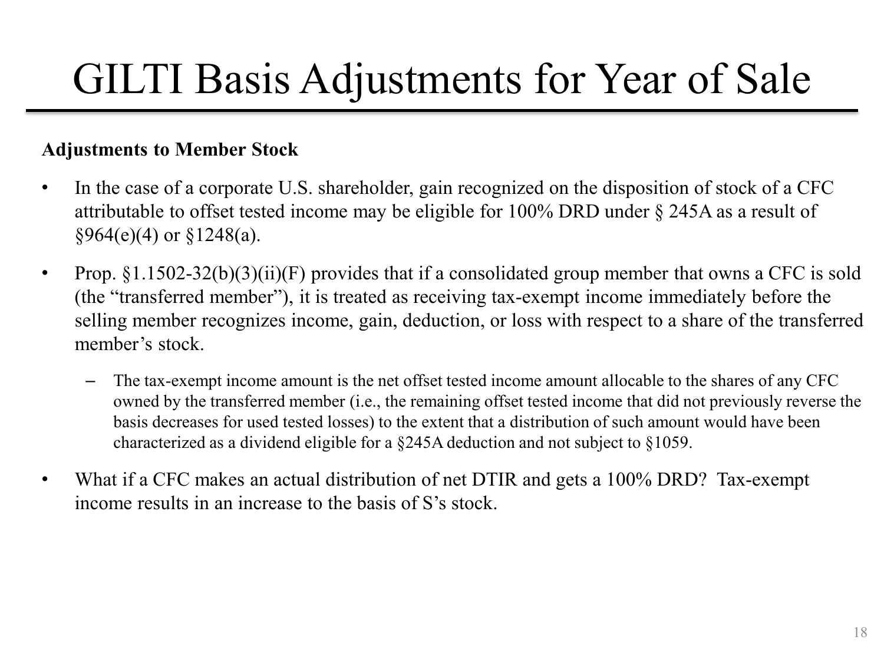# GILTI Basis Adjustments for Year of Sale

**Adjustments to Member Stock**

- In the case of a corporate U.S. shareholder, gain recognized on the disposition of stock of a CFC attributable to offset tested income may be eligible for 100% DRD under § 245A as a result of §964(e)(4) or §1248(a).
- Prop. §1.1502-32(b)(3)(ii)(F) provides that if a consolidated group member that owns a CFC is sold (the "transferred member"), it is treated as receiving tax-exempt income immediately before the selling member recognizes income, gain, deduction, or loss with respect to a share of the transferred member's stock.
  - The tax-exempt income amount is the net offset tested income amount allocable to the shares of any CFC owned by the transferred member (i.e., the remaining offset tested income that did not previously reverse the basis decreases for used tested losses) to the extent that a distribution of such amount would have been characterized as a dividend eligible for a §245A deduction and not subject to §1059.
- What if a CFC makes an actual distribution of net DTIR and gets a 100% DRD? Tax-exempt income results in an increase to the basis of S's stock.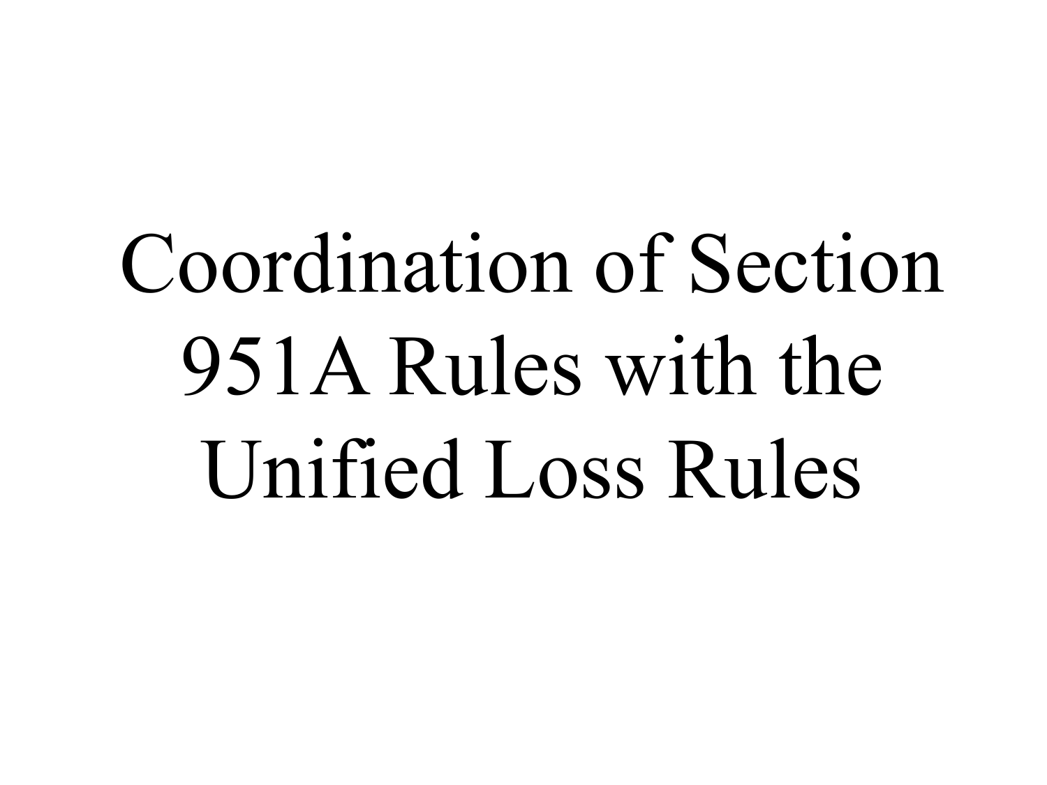# Coordination of Section 951A Rules with the Unified Loss Rules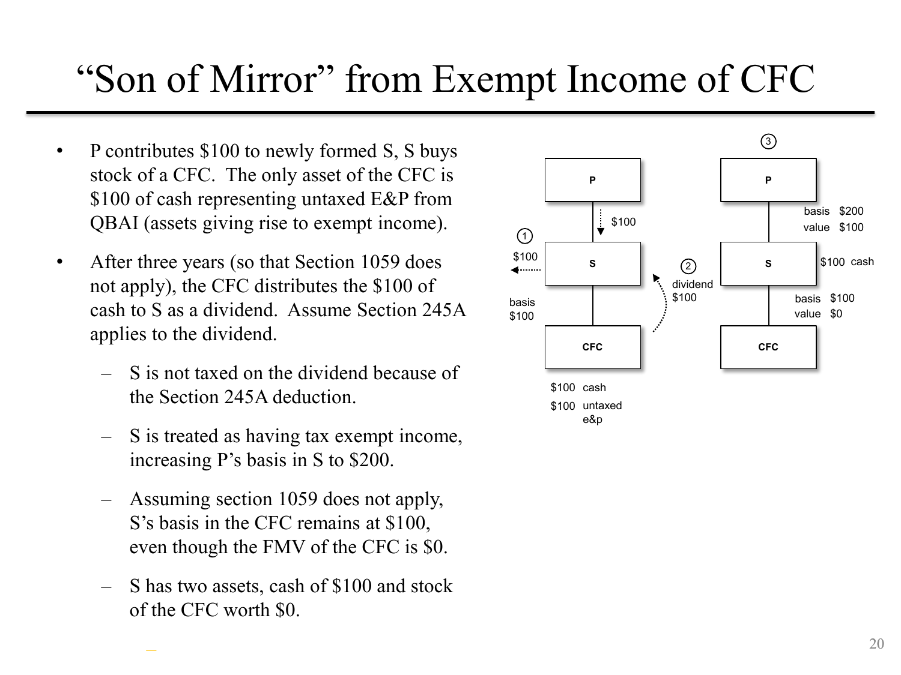# "Son of Mirror" from Exempt Income of CFC

- P contributes $100 to newly formed S, S buys stock of a CFC. The only asset of the CFC is $100 of cash representing untaxed E&P from QBAI (assets giving rise to exempt income).
- After three years (so that Section 1059 does not apply), the CFC distributes the $100 of cash to S as a dividend. Assume Section 245A applies to the dividend.
  - S is not taxed on the dividend because of the Section 245A deduction.
  - S is treated as having tax exempt income, increasing P's basis in S to $200.
  - Assuming section 1059 does not apply, S's basis in the CFC remains at $100, even though the FMV of the CFC is $0.
  - S has two assets, cash of $100 and stock of the CFC worth $0.

P

$100

① $100

S

basis $100

CFC

$100 cash

$100 untaxed e&p

② dividend $100

③

P

basis $200

value $100

S

$100 cash

basis $100

value $0

CFC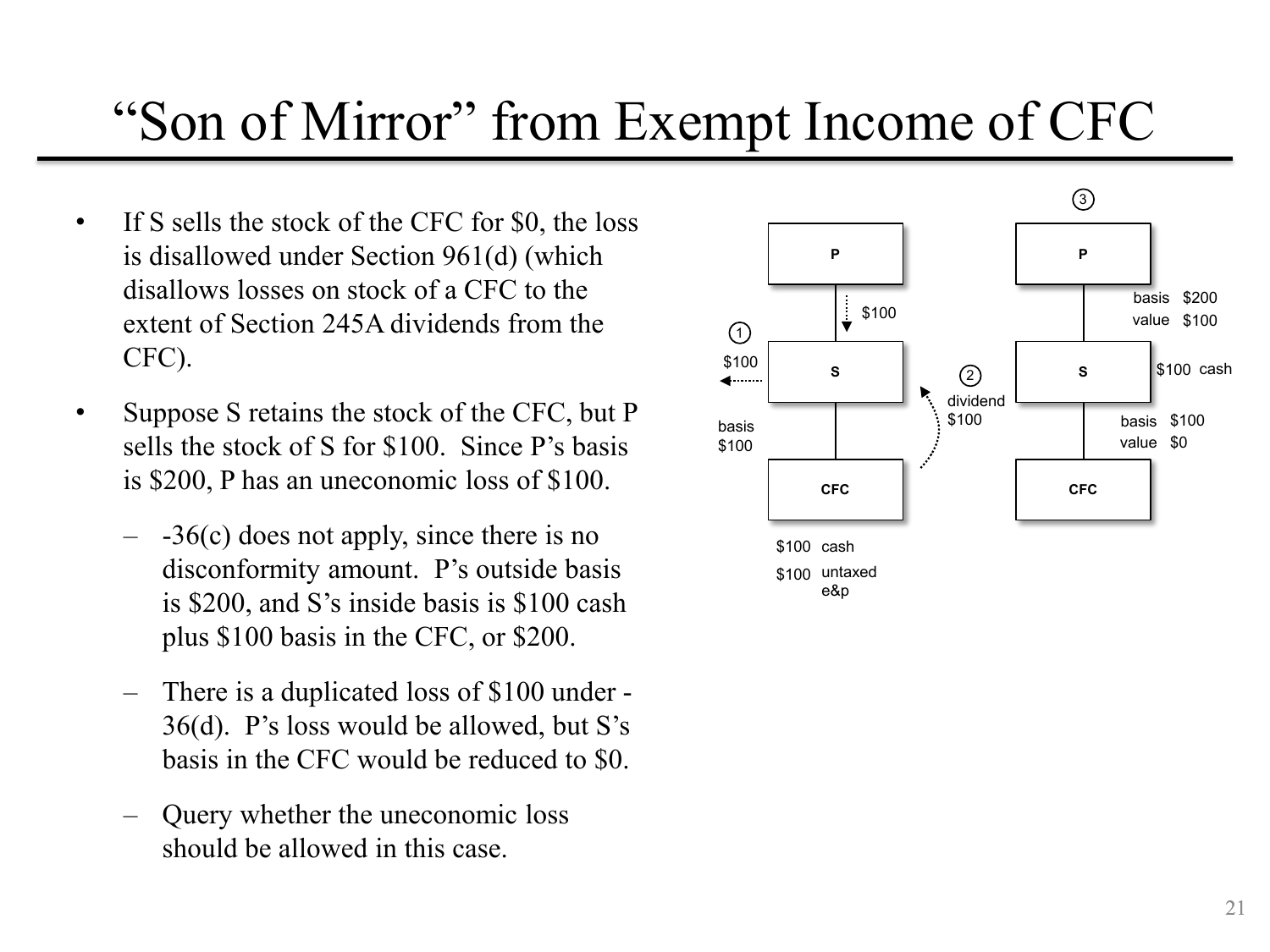# "Son of Mirror" from Exempt Income of CFC

- If S sells the stock of the CFC for $0, the loss is disallowed under Section 961(d) (which disallows losses on stock of a CFC to the extent of Section 245A dividends from the CFC).
- Suppose S retains the stock of the CFC, but P sells the stock of S for $100. Since P's basis is $200, P has an uneconomic loss of $100.
  - -36(c) does not apply, since there is no disconformity amount. P's outside basis is $200, and S's inside basis is $100 cash plus $100 basis in the CFC, or $200.
  - There is a duplicated loss of $100 under -36(d). P's loss would be allowed, but S's basis in the CFC would be reduced to $0.
  - Query whether the uneconomic loss should be allowed in this case.

(1) P → S: $100; S → $100 out; S basis $100 in CFC; CFC: $100 cash, $100 untaxed e&p

(2) CFC → S: dividend $100

(3) P: basis $200, value $100 in S; S: $100 cash; S: basis $100, value $0 in CFC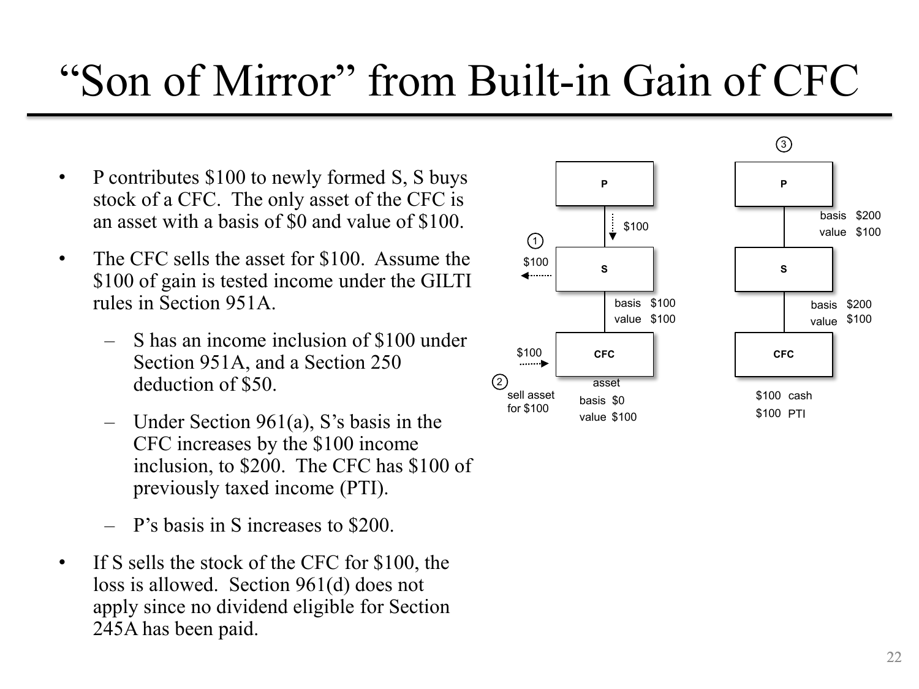# "Son of Mirror" from Built-in Gain of CFC

- P contributes \$100 to newly formed S, S buys stock of a CFC. The only asset of the CFC is an asset with a basis of \$0 and value of \$100.
- The CFC sells the asset for \$100. Assume the \$100 of gain is tested income under the GILTI rules in Section 951A.
  - S has an income inclusion of \$100 under Section 951A, and a Section 250 deduction of \$50.
  - Under Section 961(a), S's basis in the CFC increases by the \$100 income inclusion, to \$200. The CFC has \$100 of previously taxed income (PTI).
  - P's basis in S increases to \$200.
- If S sells the stock of the CFC for \$100, the loss is allowed. Section 961(d) does not apply since no dividend eligible for Section 245A has been paid.

P → (\$100) → S (1: \$100 to buy CFC stock) — S: basis \$100, value \$100 — CFC (2: sell asset for \$100; asset basis \$0, value \$100)

(3) P — basis \$200, value \$100 — S — basis \$200, value \$100 — CFC: \$100 cash, \$100 PTI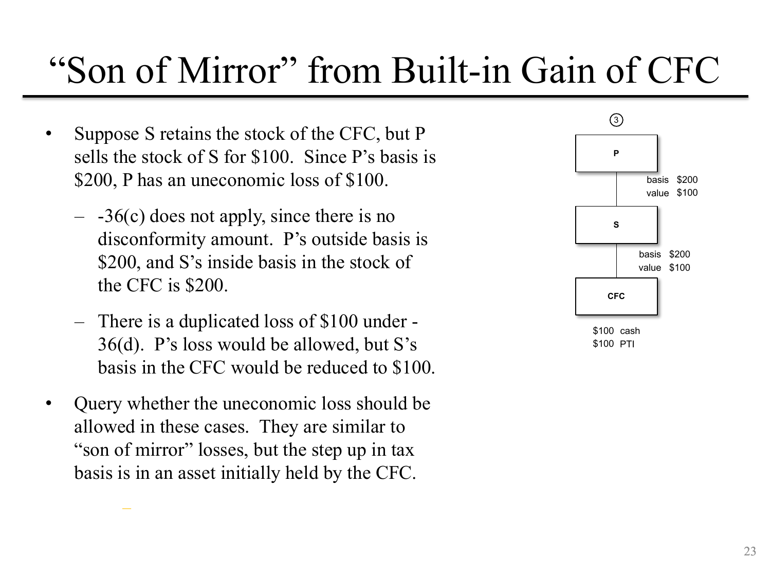# "Son of Mirror" from Built-in Gain of CFC

- Suppose S retains the stock of the CFC, but P sells the stock of S for $100. Since P's basis is $200, P has an uneconomic loss of $100.
  - -36(c) does not apply, since there is no disconformity amount. P's outside basis is $200, and S's inside basis in the stock of the CFC is $200.
  - There is a duplicated loss of $100 under -36(d). P's loss would be allowed, but S's basis in the CFC would be reduced to $100.
- Query whether the uneconomic loss should be allowed in these cases. They are similar to "son of mirror" losses, but the step up in tax basis is in an asset initially held by the CFC.

③

P

basis $200
value $100

S

basis $200
value $100

CFC

$100 cash
$100 PTI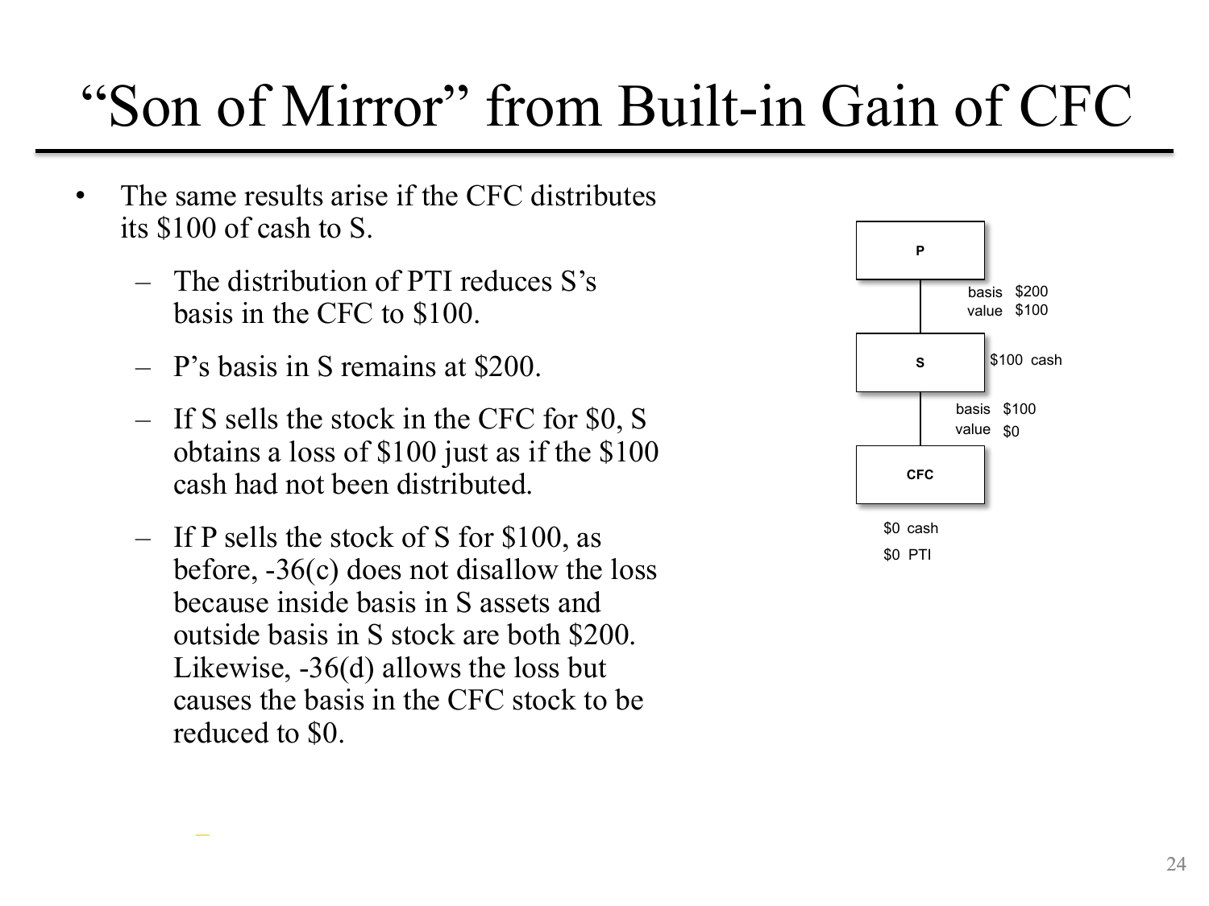# "Son of Mirror" from Built-in Gain of CFC

- The same results arise if the CFC distributes its $100 of cash to S.
  - The distribution of PTI reduces S's basis in the CFC to $100.
  - P's basis in S remains at $200.
  - If S sells the stock in the CFC for $0, S obtains a loss of $100 just as if the $100 cash had not been distributed.
  - If P sells the stock of S for $100, as before, -36(c) does not disallow the loss because inside basis in S assets and outside basis in S stock are both $200. Likewise, -36(d) allows the loss but causes the basis in the CFC stock to be reduced to $0.

P

basis $200
value $100

S — $100 cash

basis $100
value $0

CFC

$0 cash
$0 PTI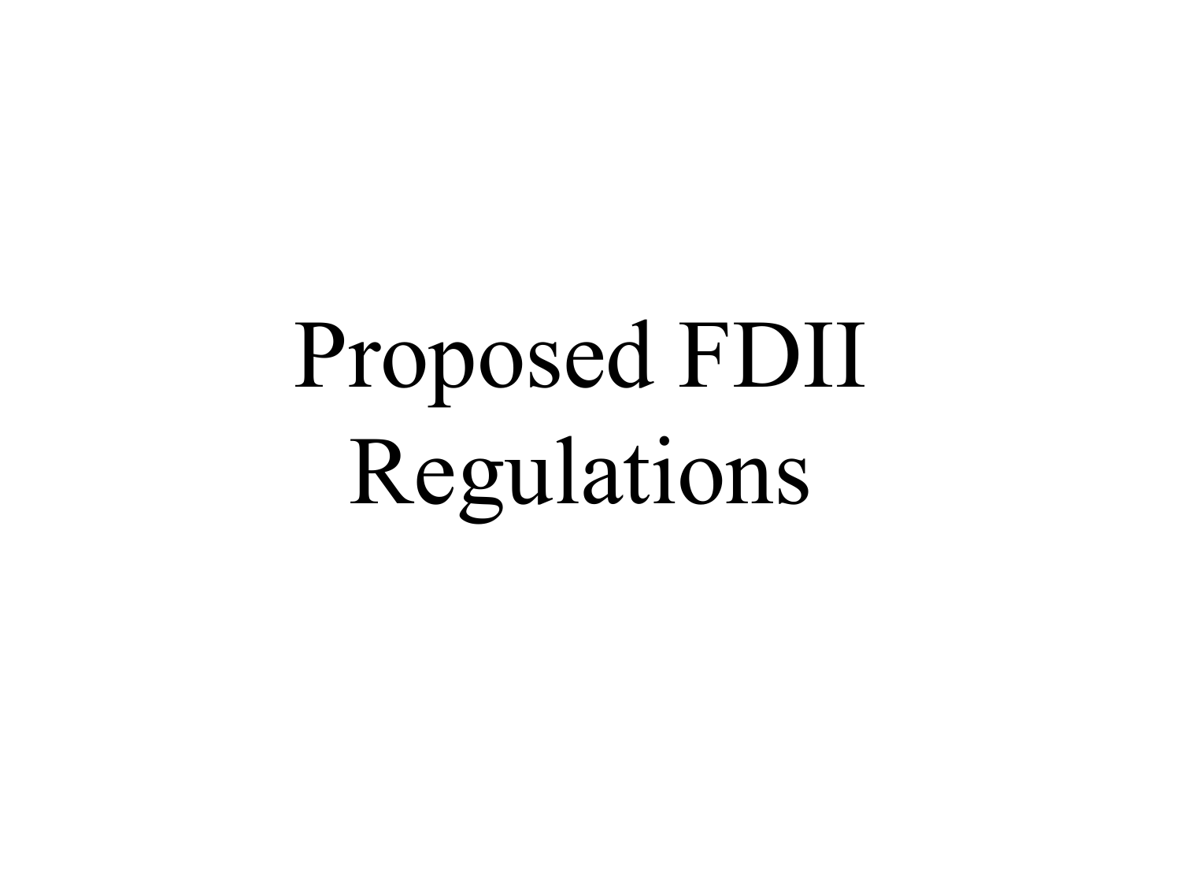# Proposed FDII Regulations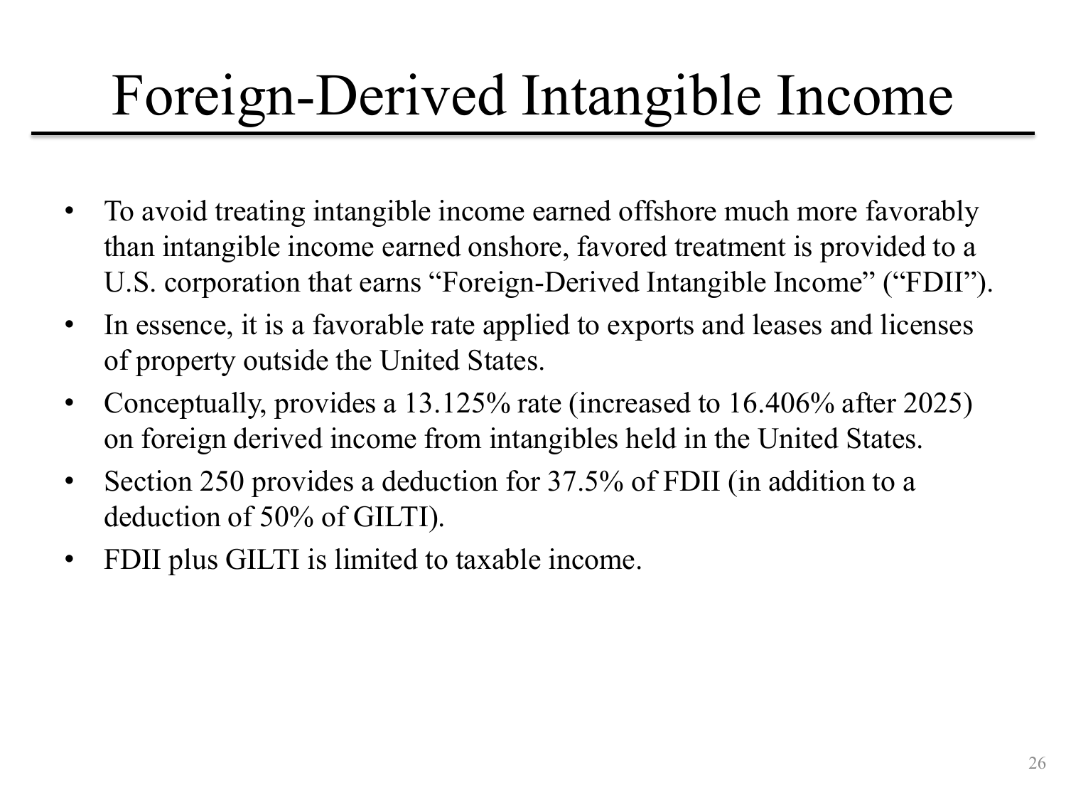# Foreign-Derived Intangible Income

- To avoid treating intangible income earned offshore much more favorably than intangible income earned onshore, favored treatment is provided to a U.S. corporation that earns "Foreign-Derived Intangible Income" ("FDII").
- In essence, it is a favorable rate applied to exports and leases and licenses of property outside the United States.
- Conceptually, provides a 13.125% rate (increased to 16.406% after 2025) on foreign derived income from intangibles held in the United States.
- Section 250 provides a deduction for 37.5% of FDII (in addition to a deduction of 50% of GILTI).
- FDII plus GILTI is limited to taxable income.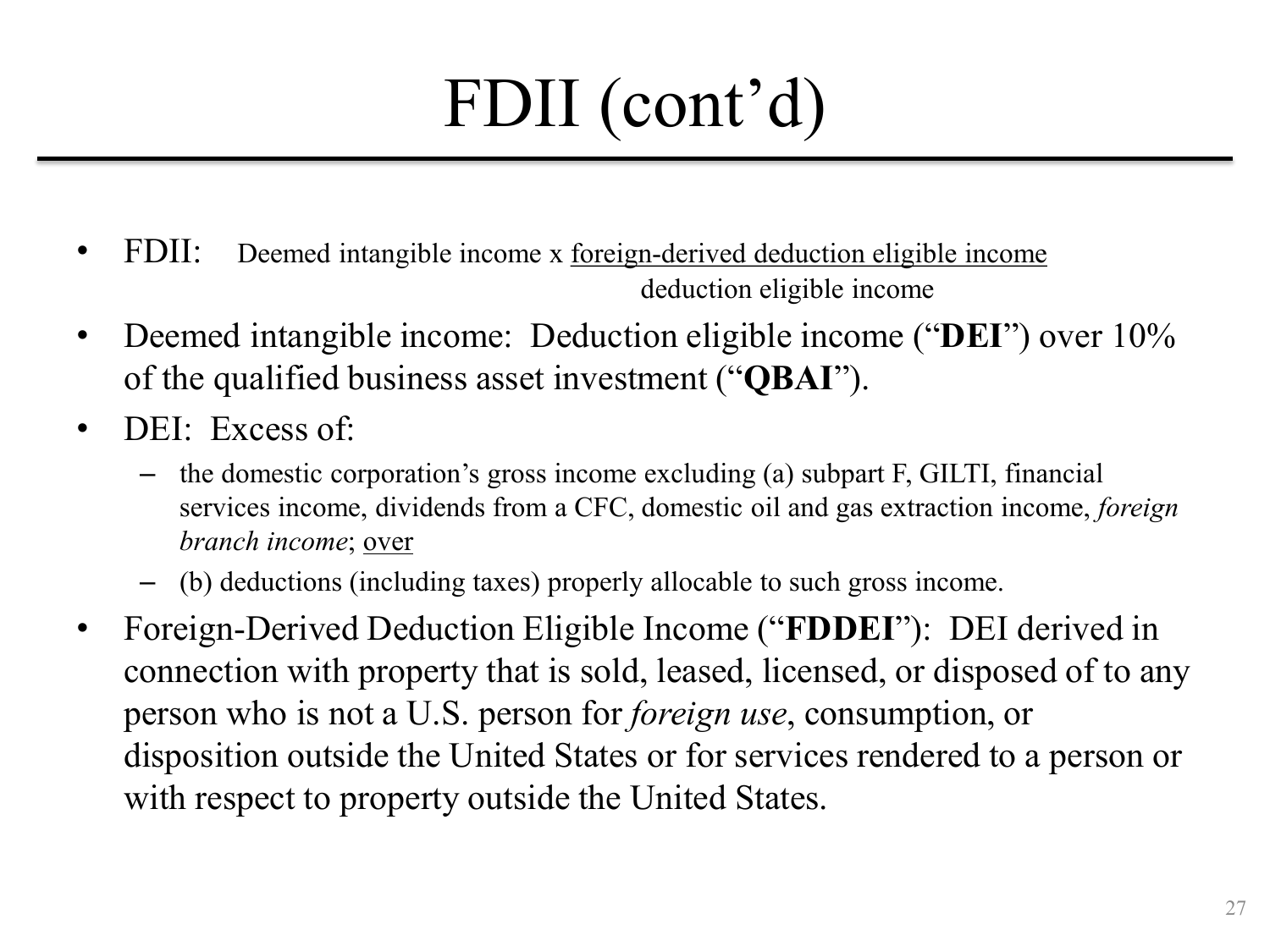# FDII (cont'd)

- FDII: Deemed intangible income x $\frac{\text{foreign-derived deduction eligible income}}{\text{deduction eligible income}}$
- Deemed intangible income: Deduction eligible income ("**DEI**") over 10% of the qualified business asset investment ("**QBAI**").
- DEI: Excess of:
  - the domestic corporation's gross income excluding (a) subpart F, GILTI, financial services income, dividends from a CFC, domestic oil and gas extraction income, *foreign branch income*; over
  - (b) deductions (including taxes) properly allocable to such gross income.
- Foreign-Derived Deduction Eligible Income ("**FDDEI**"): DEI derived in connection with property that is sold, leased, licensed, or disposed of to any person who is not a U.S. person for *foreign use*, consumption, or disposition outside the United States or for services rendered to a person or with respect to property outside the United States.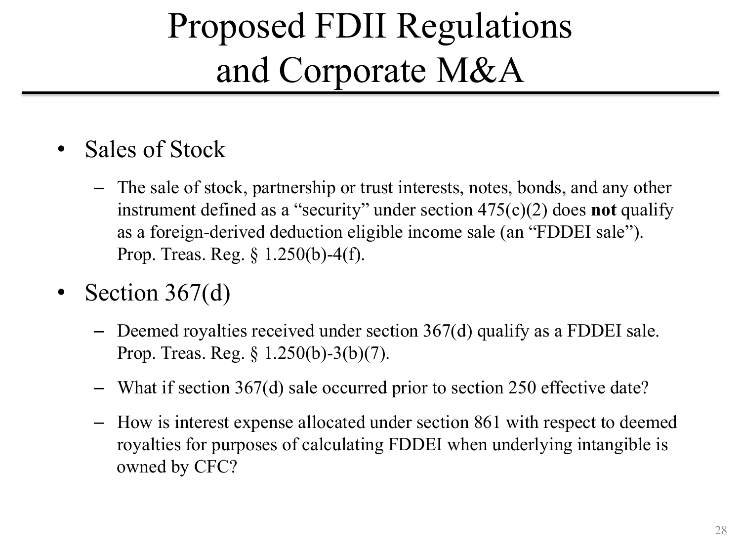# Proposed FDII Regulations and Corporate M&A

- Sales of Stock
  - The sale of stock, partnership or trust interests, notes, bonds, and any other instrument defined as a "security" under section 475(c)(2) does **not** qualify as a foreign-derived deduction eligible income sale (an "FDDEI sale"). Prop. Treas. Reg. § 1.250(b)-4(f).
- Section 367(d)
  - Deemed royalties received under section 367(d) qualify as a FDDEI sale. Prop. Treas. Reg. § 1.250(b)-3(b)(7).
  - What if section 367(d) sale occurred prior to section 250 effective date?
  - How is interest expense allocated under section 861 with respect to deemed royalties for purposes of calculating FDDEI when underlying intangible is owned by CFC?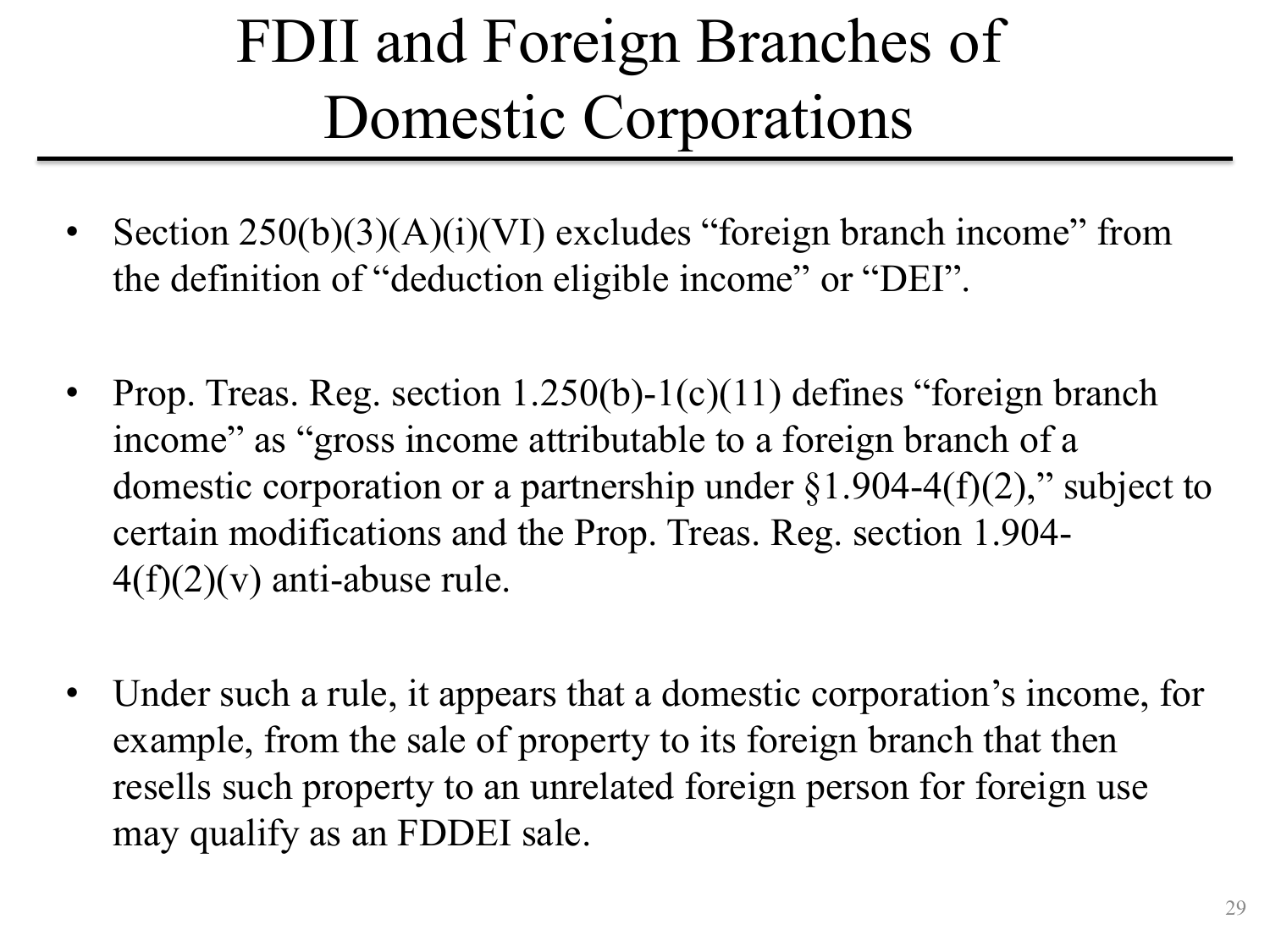# FDII and Foreign Branches of Domestic Corporations

- Section 250(b)(3)(A)(i)(VI) excludes "foreign branch income" from the definition of "deduction eligible income" or "DEI".

- Prop. Treas. Reg. section 1.250(b)-1(c)(11) defines "foreign branch income" as "gross income attributable to a foreign branch of a domestic corporation or a partnership under §1.904-4(f)(2)," subject to certain modifications and the Prop. Treas. Reg. section 1.904-4(f)(2)(v) anti-abuse rule.

- Under such a rule, it appears that a domestic corporation's income, for example, from the sale of property to its foreign branch that then resells such property to an unrelated foreign person for foreign use may qualify as an FDDEI sale.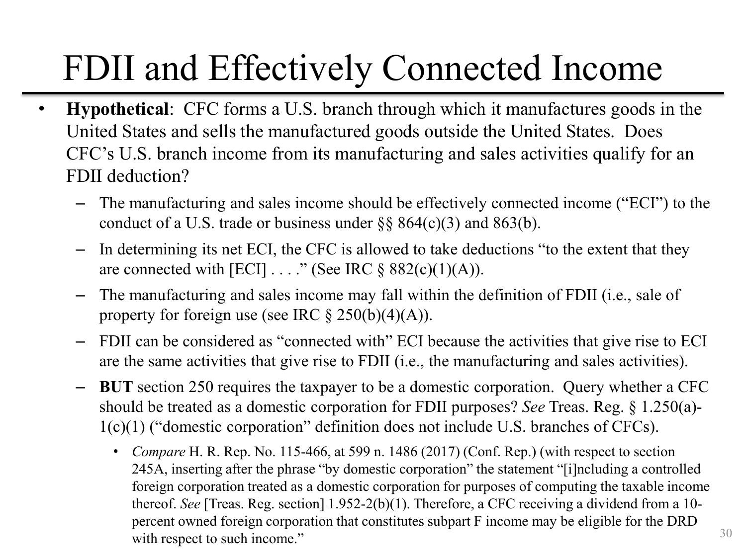# FDII and Effectively Connected Income

- **Hypothetical**: CFC forms a U.S. branch through which it manufactures goods in the United States and sells the manufactured goods outside the United States. Does CFC's U.S. branch income from its manufacturing and sales activities qualify for an FDII deduction?
  - The manufacturing and sales income should be effectively connected income ("ECI") to the conduct of a U.S. trade or business under §§ 864(c)(3) and 863(b).
  - In determining its net ECI, the CFC is allowed to take deductions "to the extent that they are connected with [ECI] . . . ." (See IRC § 882(c)(1)(A)).
  - The manufacturing and sales income may fall within the definition of FDII (i.e., sale of property for foreign use (see IRC § 250(b)(4)(A)).
  - FDII can be considered as "connected with" ECI because the activities that give rise to ECI are the same activities that give rise to FDII (i.e., the manufacturing and sales activities).
  - **BUT** section 250 requires the taxpayer to be a domestic corporation. Query whether a CFC should be treated as a domestic corporation for FDII purposes? *See* Treas. Reg. § 1.250(a)-1(c)(1) ("domestic corporation" definition does not include U.S. branches of CFCs).
    - *Compare* H. R. Rep. No. 115-466, at 599 n. 1486 (2017) (Conf. Rep.) (with respect to section 245A, inserting after the phrase "by domestic corporation" the statement "[i]ncluding a controlled foreign corporation treated as a domestic corporation for purposes of computing the taxable income thereof. *See* [Treas. Reg. section] 1.952-2(b)(1). Therefore, a CFC receiving a dividend from a 10-percent owned foreign corporation that constitutes subpart F income may be eligible for the DRD with respect to such income."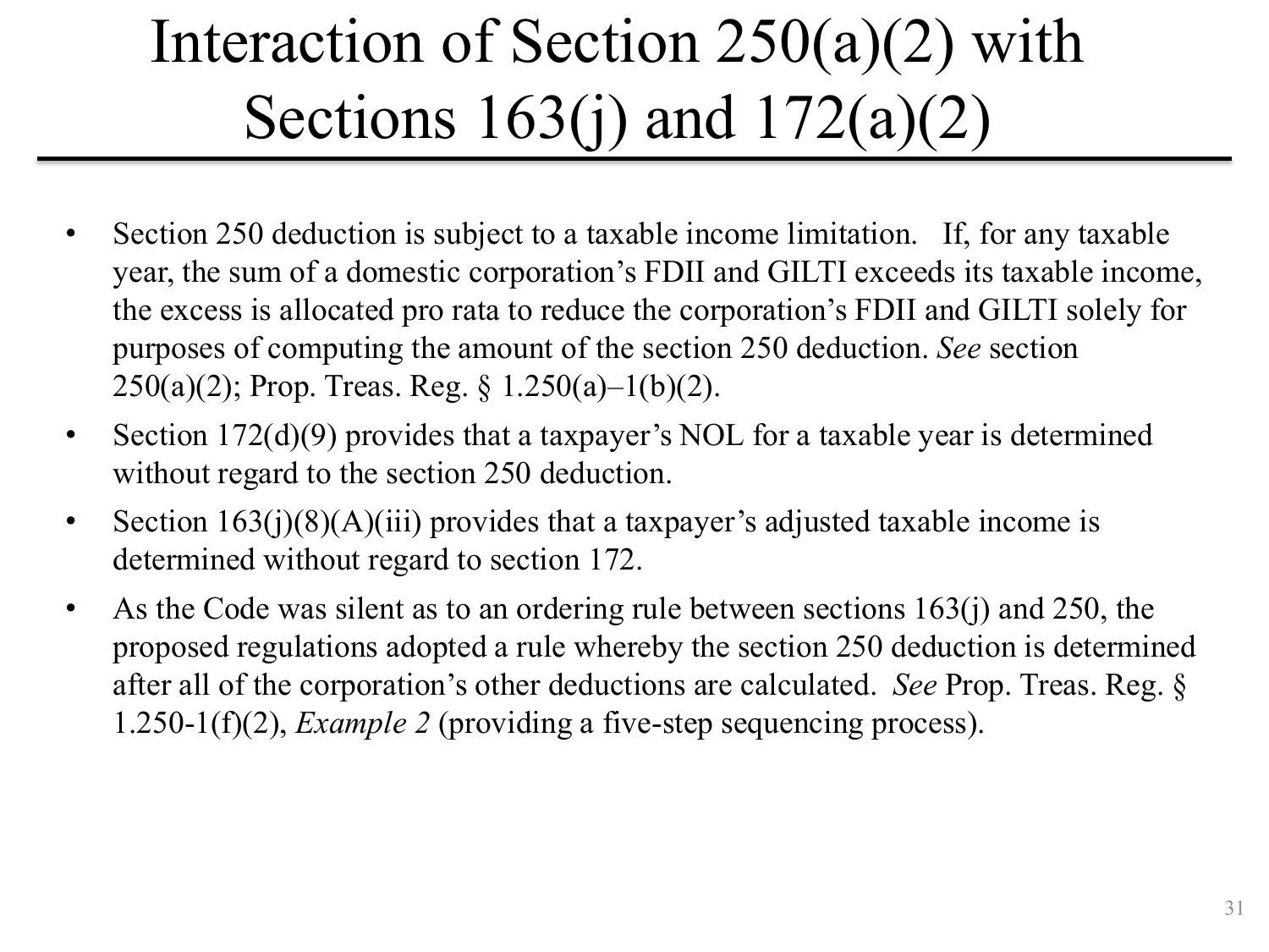# Interaction of Section 250(a)(2) with Sections 163(j) and 172(a)(2)

- Section 250 deduction is subject to a taxable income limitation. If, for any taxable year, the sum of a domestic corporation's FDII and GILTI exceeds its taxable income, the excess is allocated pro rata to reduce the corporation's FDII and GILTI solely for purposes of computing the amount of the section 250 deduction. *See* section 250(a)(2); Prop. Treas. Reg. § 1.250(a)–1(b)(2).
- Section 172(d)(9) provides that a taxpayer's NOL for a taxable year is determined without regard to the section 250 deduction.
- Section 163(j)(8)(A)(iii) provides that a taxpayer's adjusted taxable income is determined without regard to section 172.
- As the Code was silent as to an ordering rule between sections 163(j) and 250, the proposed regulations adopted a rule whereby the section 250 deduction is determined after all of the corporation's other deductions are calculated. *See* Prop. Treas. Reg. § 1.250-1(f)(2), *Example 2* (providing a five-step sequencing process).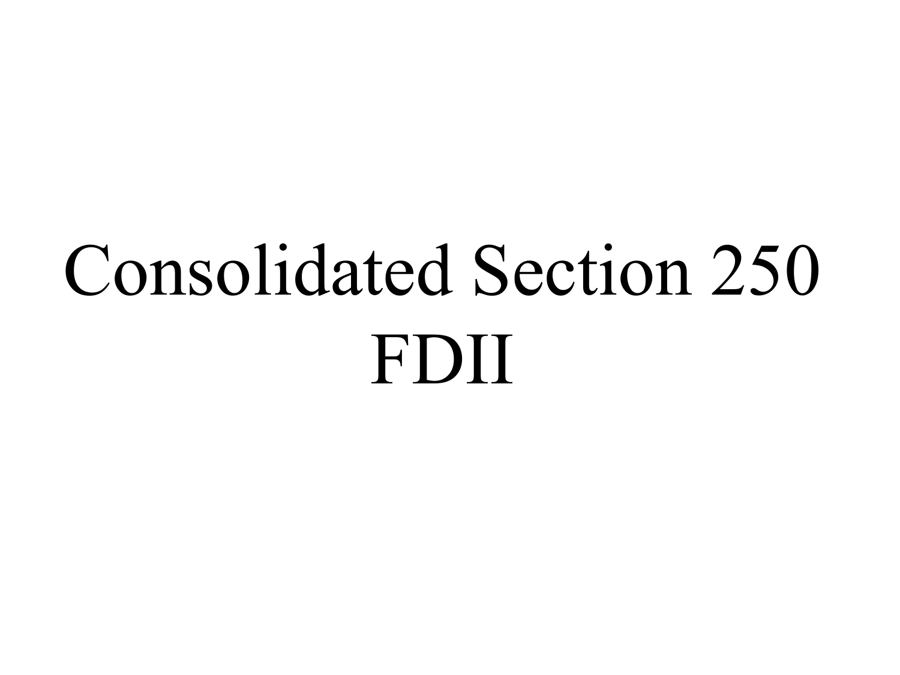# Consolidated Section 250 FDII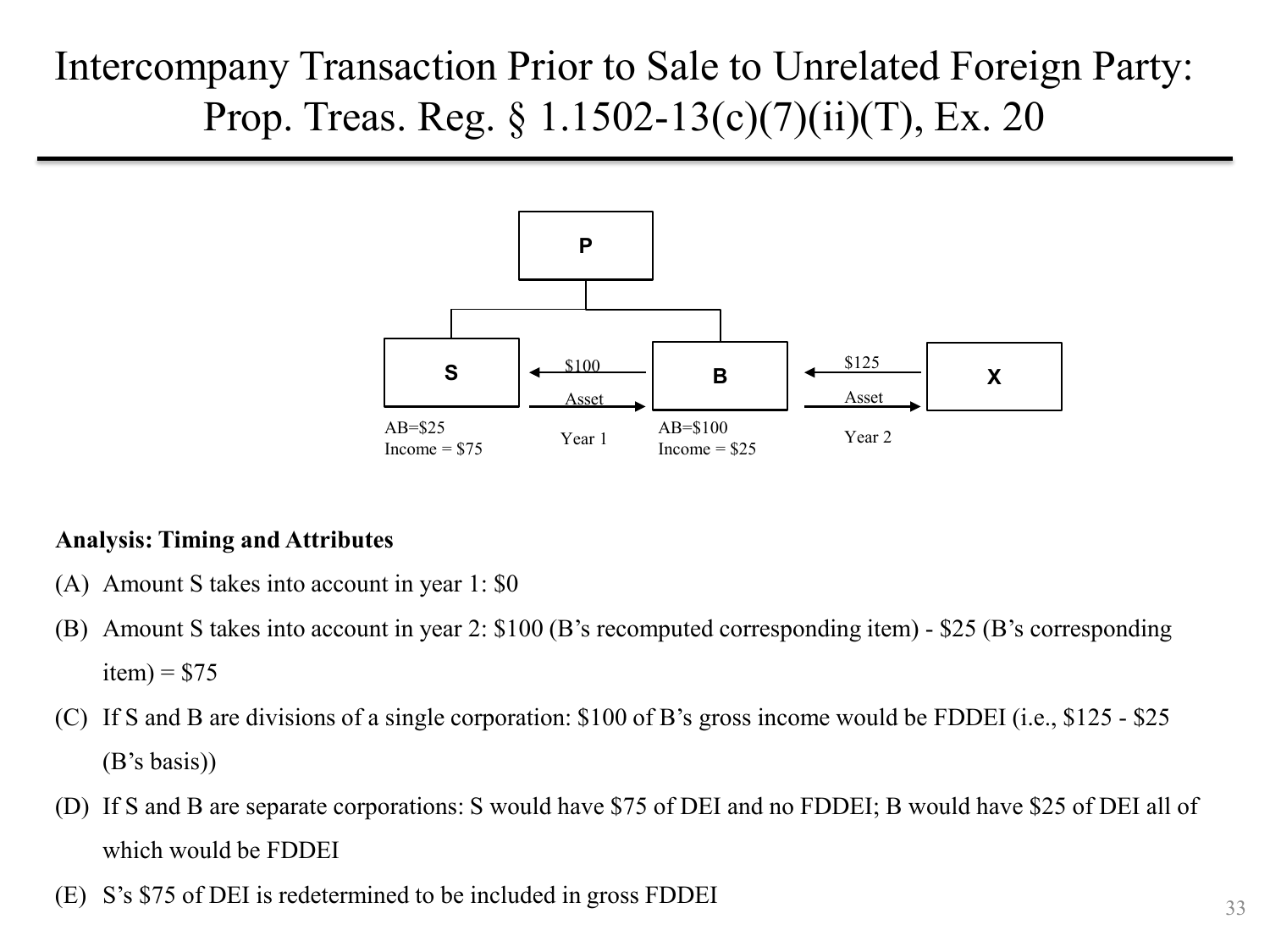# Intercompany Transaction Prior to Sale to Unrelated Foreign Party: Prop. Treas. Reg. § 1.1502-13(c)(7)(ii)(T), Ex. 20

P

S — $100 / Asset — B — $125 / Asset — X

AB=$25
Income = $75

Year 1

AB=$100
Income = $25

Year 2

**Analysis: Timing and Attributes**

(A) Amount S takes into account in year 1: $0

(B) Amount S takes into account in year 2: $100 (B's recomputed corresponding item) - $25 (B's corresponding item) = $75

(C) If S and B are divisions of a single corporation: $100 of B's gross income would be FDDEI (i.e., $125 - $25 (B's basis))

(D) If S and B are separate corporations: S would have $75 of DEI and no FDDEI; B would have $25 of DEI all of which would be FDDEI

(E) S's $75 of DEI is redetermined to be included in gross FDDEI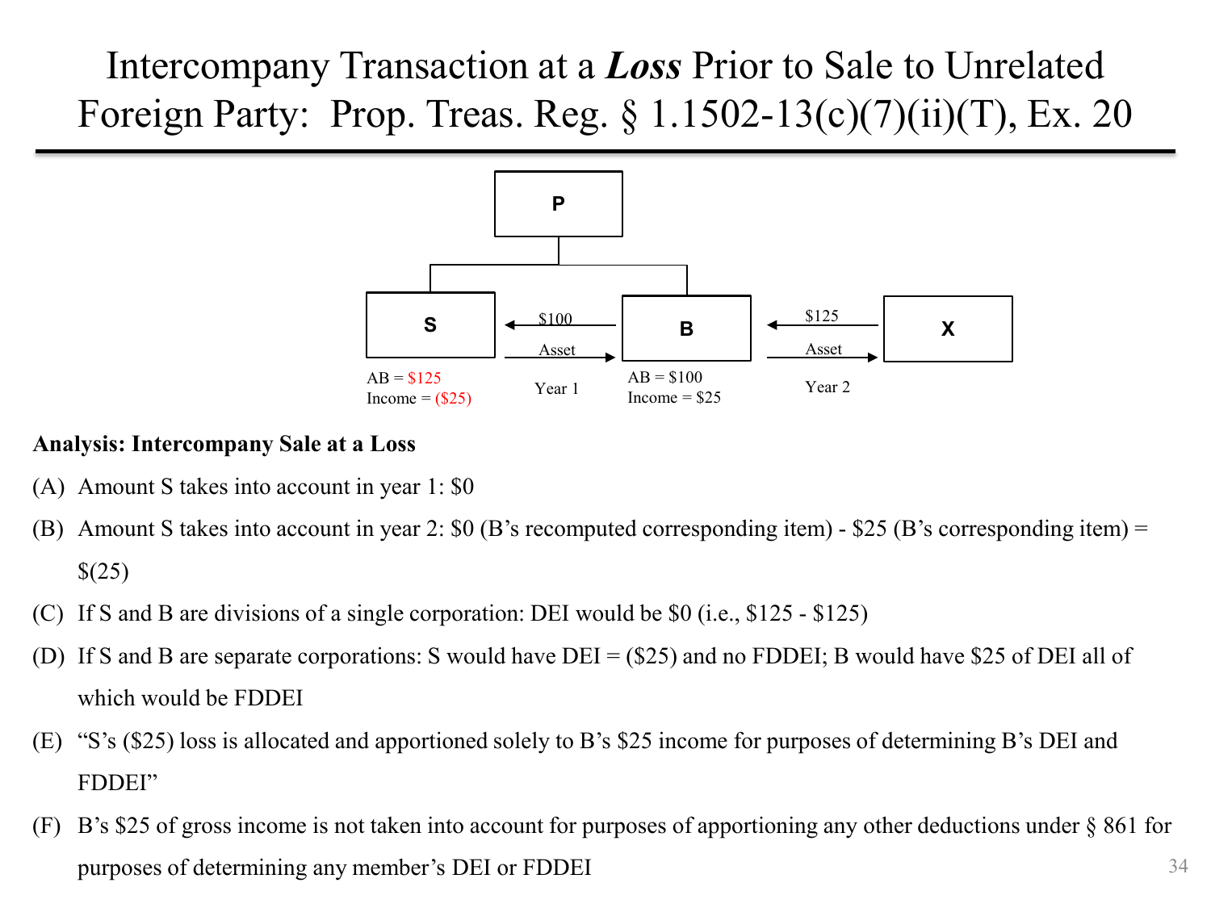# Intercompany Transaction at a ***Loss*** Prior to Sale to Unrelated Foreign Party: Prop. Treas. Reg. § 1.1502-13(c)(7)(ii)(T), Ex. 20

P

S — AB = $125, Income = ($25)

S → B: Asset; B → S: $100 (Year 1)

B — AB = $100, Income = $25

B → X: Asset; X → B: $125 (Year 2)

X

**Analysis: Intercompany Sale at a Loss**

(A) Amount S takes into account in year 1: $0

(B) Amount S takes into account in year 2: $0 (B's recomputed corresponding item) - $25 (B's corresponding item) = $(25)

(C) If S and B are divisions of a single corporation: DEI would be $0 (i.e., $125 - $125)

(D) If S and B are separate corporations: S would have DEI = ($25) and no FDDEI; B would have $25 of DEI all of which would be FDDEI

(E) "S's ($25) loss is allocated and apportioned solely to B's $25 income for purposes of determining B's DEI and FDDEI"

(F) B's $25 of gross income is not taken into account for purposes of apportioning any other deductions under § 861 for purposes of determining any member's DEI or FDDEI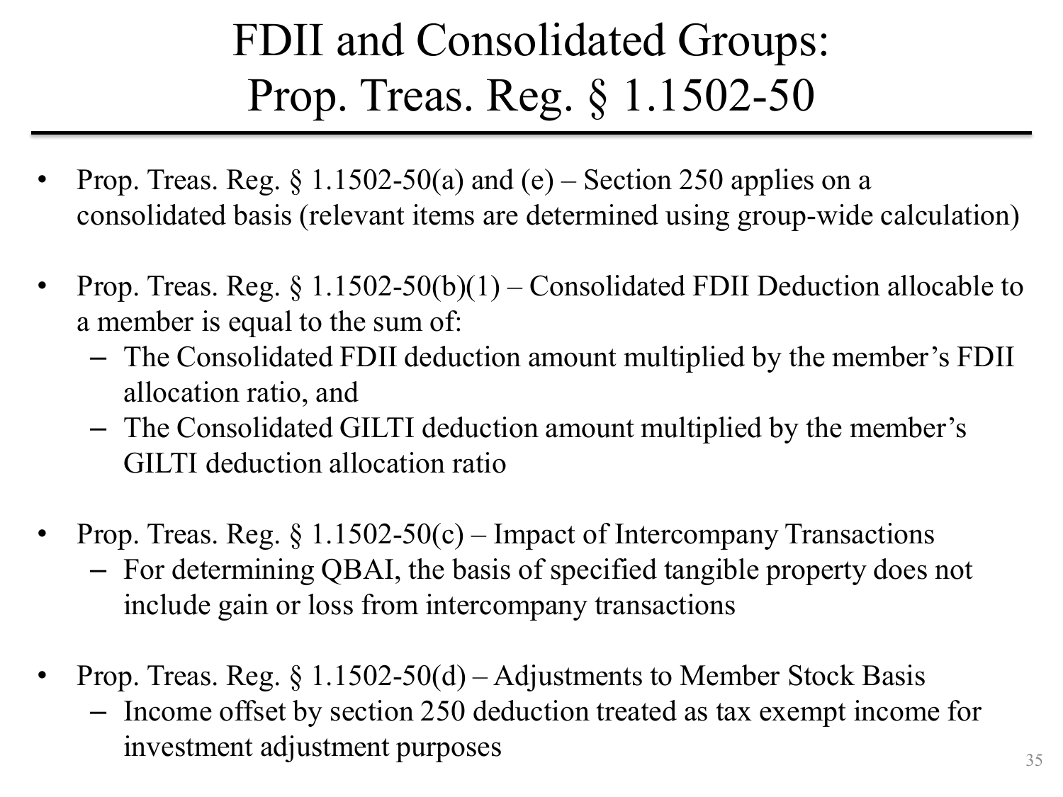# FDII and Consolidated Groups: Prop. Treas. Reg. § 1.1502-50

- Prop. Treas. Reg. § 1.1502-50(a) and (e) – Section 250 applies on a consolidated basis (relevant items are determined using group-wide calculation)

- Prop. Treas. Reg. § 1.1502-50(b)(1) – Consolidated FDII Deduction allocable to a member is equal to the sum of:
  - The Consolidated FDII deduction amount multiplied by the member's FDII allocation ratio, and
  - The Consolidated GILTI deduction amount multiplied by the member's GILTI deduction allocation ratio

- Prop. Treas. Reg. § 1.1502-50(c) – Impact of Intercompany Transactions
  - For determining QBAI, the basis of specified tangible property does not include gain or loss from intercompany transactions

- Prop. Treas. Reg. § 1.1502-50(d) – Adjustments to Member Stock Basis
  - Income offset by section 250 deduction treated as tax exempt income for investment adjustment purposes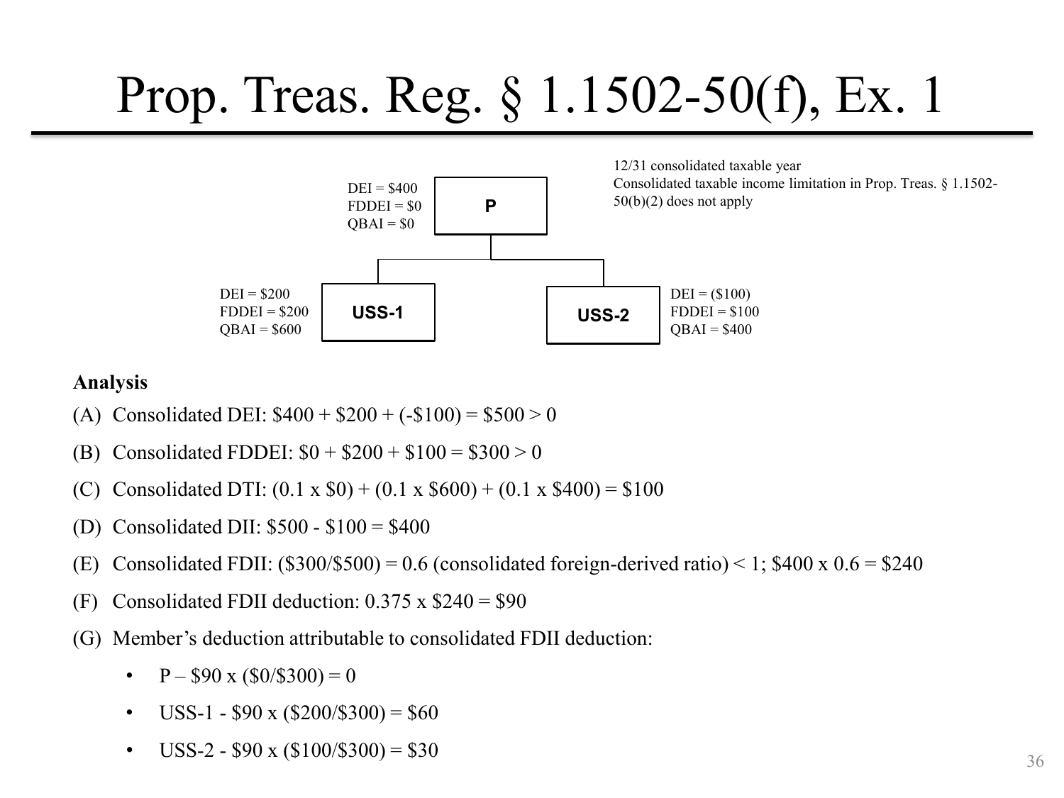# Prop. Treas. Reg. § 1.1502-50(f), Ex. 1

12/31 consolidated taxable year
Consolidated taxable income limitation in Prop. Treas. § 1.1502-50(b)(2) does not apply

**P**
DEI = $400
FDDEI = $0
QBAI = $0

**USS-1**
DEI = $200
FDDEI = $200
QBAI = $600

**USS-2**
DEI = ($100)
FDDEI = $100
QBAI = $400

**Analysis**

(A) Consolidated DEI: $400 + $200 + (-$100) = $500 > 0

(B) Consolidated FDDEI: $0 + $200 + $100 = $300 > 0

(C) Consolidated DTI: (0.1 x $0) + (0.1 x $600) + (0.1 x $400) = $100

(D) Consolidated DII: $500 - $100 = $400

(E) Consolidated FDII: ($300/$500) = 0.6 (consolidated foreign-derived ratio) < 1; $400 x 0.6 = $240

(F) Consolidated FDII deduction: 0.375 x $240 = $90

(G) Member's deduction attributable to consolidated FDII deduction:

- P – $90 x ($0/$300) = 0
- USS-1 - $90 x ($200/$300) = $60
- USS-2 - $90 x ($100/$300) = $30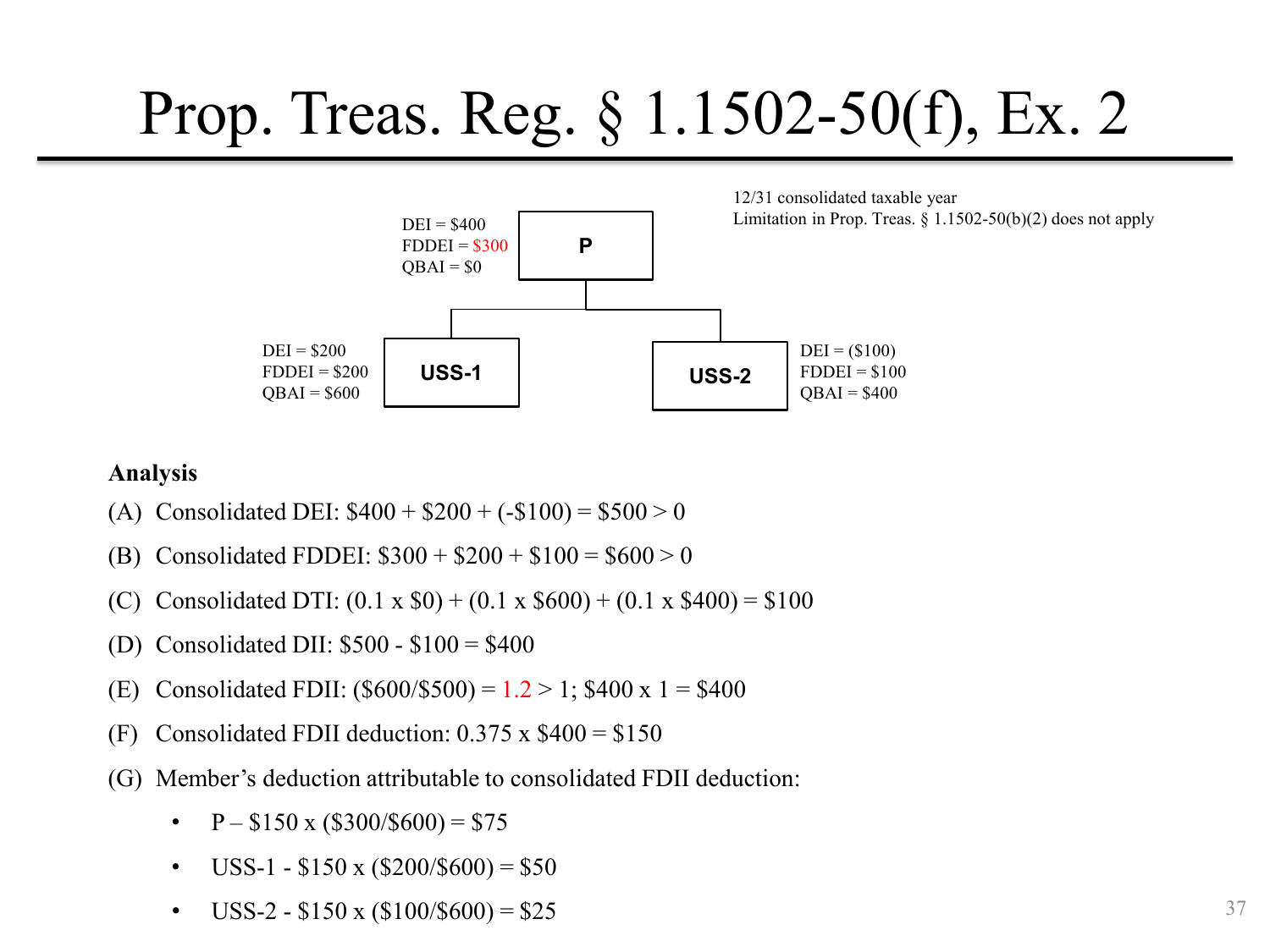# Prop. Treas. Reg. § 1.1502-50(f), Ex. 2

12/31 consolidated taxable year
Limitation in Prop. Treas. § 1.1502-50(b)(2) does not apply

**P**
DEI = $400
FDDEI = $300
QBAI = $0

**USS-1**
DEI = $200
FDDEI = $200
QBAI = $600

**USS-2**
DEI = ($100)
FDDEI = $100
QBAI = $400

**Analysis**

(A) Consolidated DEI: $400 + $200 + (-$100) = $500 > 0

(B) Consolidated FDDEI: $300 + $200 + $100 = $600 > 0

(C) Consolidated DTI: (0.1 x $0) + (0.1 x $600) + (0.1 x $400) = $100

(D) Consolidated DII: $500 - $100 = $400

(E) Consolidated FDII: ($600/$500) = 1.2 > 1; $400 x 1 = $400

(F) Consolidated FDII deduction: 0.375 x $400 = $150

(G) Member's deduction attributable to consolidated FDII deduction:

- P – $150 x ($300/$600) = $75
- USS-1 - $150 x ($200/$600) = $50
- USS-2 - $150 x ($100/$600) = $25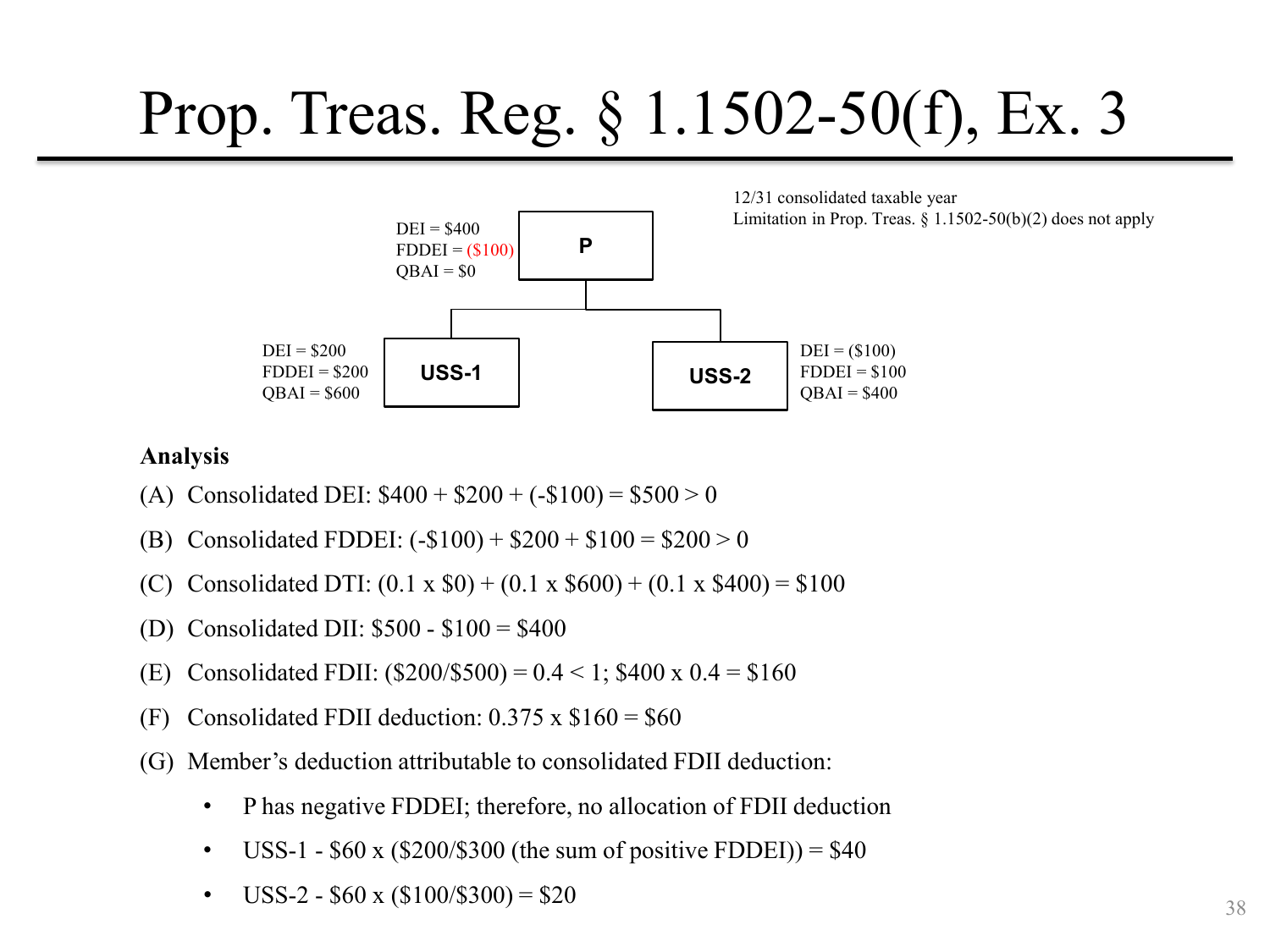# Prop. Treas. Reg. § 1.1502-50(f), Ex. 3

12/31 consolidated taxable year
Limitation in Prop. Treas. § 1.1502-50(b)(2) does not apply

**P**
DEI = $400
FDDEI = ($100)
QBAI = $0

**USS-1**
DEI = $200
FDDEI = $200
QBAI = $600

**USS-2**
DEI = ($100)
FDDEI = $100
QBAI = $400

**Analysis**

(A) Consolidated DEI: $400 + $200 + (-$100) = $500 > 0

(B) Consolidated FDDEI: (-$100) + $200 + $100 = $200 > 0

(C) Consolidated DTI: (0.1 x $0) + (0.1 x $600) + (0.1 x $400) = $100

(D) Consolidated DII: $500 - $100 = $400

(E) Consolidated FDII: ($200/$500) = 0.4 < 1; $400 x 0.4 = $160

(F) Consolidated FDII deduction: 0.375 x $160 = $60

(G) Member's deduction attributable to consolidated FDII deduction:

- P has negative FDDEI; therefore, no allocation of FDII deduction
- USS-1 - $60 x ($200/$300 (the sum of positive FDDEI)) = $40
- USS-2 - $60 x ($100/$300) = $20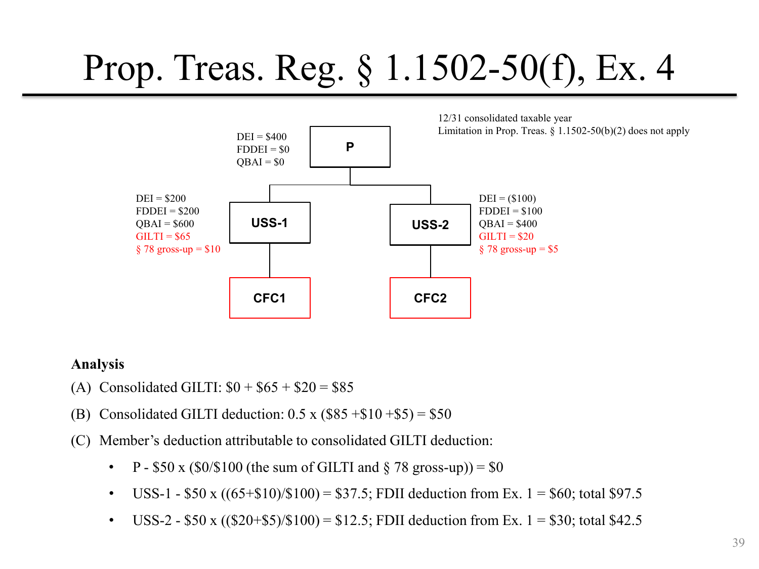# Prop. Treas. Reg. § 1.1502-50(f), Ex. 4

12/31 consolidated taxable year
Limitation in Prop. Treas. § 1.1502-50(b)(2) does not apply

**P**
DEI = $400
FDDEI = $0
QBAI = $0

**USS-1**
DEI = $200
FDDEI = $200
QBAI = $600
GILTI = $65
§ 78 gross-up = $10

**USS-2**
DEI = ($100)
FDDEI = $100
QBAI = $400
GILTI = $20
§ 78 gross-up = $5

**CFC1**

**CFC2**

**Analysis**

(A) Consolidated GILTI: $0 + $65 + $20 = $85

(B) Consolidated GILTI deduction: 0.5 x ($85 +$10 +$5) = $50

(C) Member's deduction attributable to consolidated GILTI deduction:

- P - $50 x ($0/$100 (the sum of GILTI and § 78 gross-up)) = $0
- USS-1 - $50 x ((65+$10)/$100) = $37.5; FDII deduction from Ex. 1 = $60; total $97.5
- USS-2 - $50 x (($20+$5)/$100) = $12.5; FDII deduction from Ex. 1 = $30; total $42.5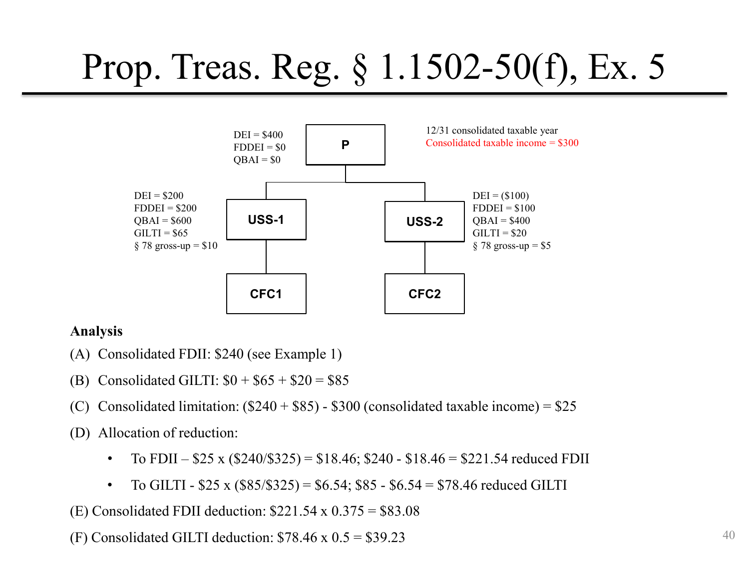# Prop. Treas. Reg. § 1.1502-50(f), Ex. 5

**P**
DEI = $400
FDDEI = $0
QBAI = $0

12/31 consolidated taxable year
Consolidated taxable income = $300

**USS-1**
DEI = $200
FDDEI = $200
QBAI = $600
GILTI = $65
§ 78 gross-up = $10

**USS-2**
DEI = ($100)
FDDEI = $100
QBAI = $400
GILTI = $20
§ 78 gross-up = $5

**CFC1**

**CFC2**

**Analysis**

(A) Consolidated FDII: $240 (see Example 1)

(B) Consolidated GILTI: $0 + $65 + $20 = $85

(C) Consolidated limitation: ($240 + $85) - $300 (consolidated taxable income) = $25

(D) Allocation of reduction:

- To FDII – $25 x ($240/$325) = $18.46; $240 - $18.46 = $221.54 reduced FDII
- To GILTI - $25 x ($85/$325) = $6.54; $85 - $6.54 = $78.46 reduced GILTI

(E) Consolidated FDII deduction: $221.54 x 0.375 = $83.08

(F) Consolidated GILTI deduction: $78.46 x 0.5 = $39.23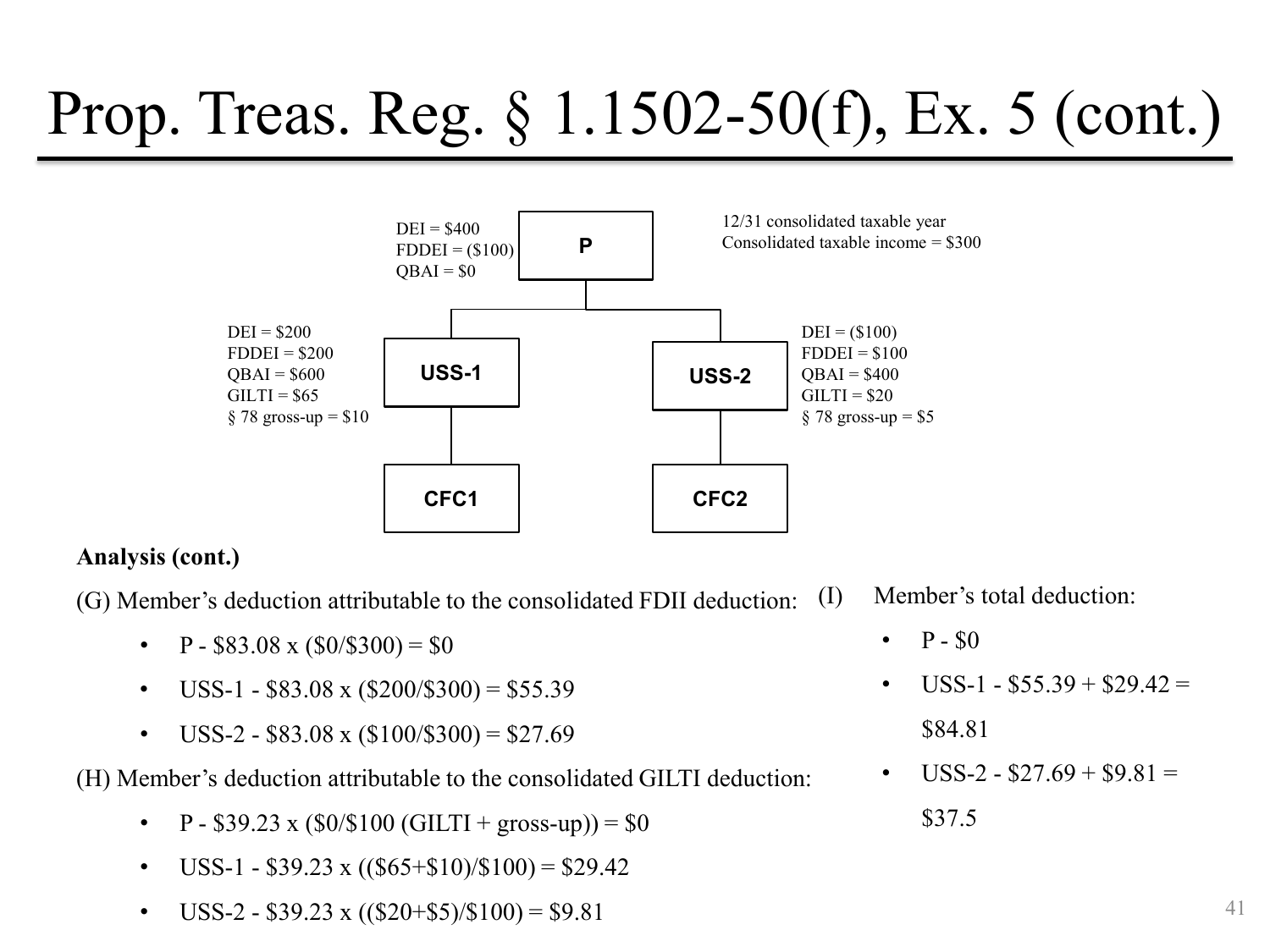# Prop. Treas. Reg. § 1.1502-50(f), Ex. 5 (cont.)

**P**
- DEI = $400
- FDDEI = ($100)
- QBAI = $0

12/31 consolidated taxable year
Consolidated taxable income = $300

**USS-1**
- DEI = $200
- FDDEI = $200
- QBAI = $600
- GILTI = $65
- § 78 gross-up = $10

**USS-2**
- DEI = ($100)
- FDDEI = $100
- QBAI = $400
- GILTI = $20
- § 78 gross-up = $5

**CFC1** (owned by USS-1)

**CFC2** (owned by USS-2)

**Analysis (cont.)**

(G) Member's deduction attributable to the consolidated FDII deduction:

- P - $83.08 x ($0/$300) = $0
- USS-1 - $83.08 x ($200/$300) = $55.39
- USS-2 - $83.08 x ($100/$300) = $27.69

(H) Member's deduction attributable to the consolidated GILTI deduction:

- P - $39.23 x ($0/$100 (GILTI + gross-up)) = $0
- USS-1 - $39.23 x (($65+$10)/$100) = $29.42
- USS-2 - $39.23 x (($20+$5)/$100) = $9.81

(I) Member's total deduction:

- P - $0
- USS-1 - $55.39 + $29.42 = $84.81
- USS-2 - $27.69 + $9.81 = $37.5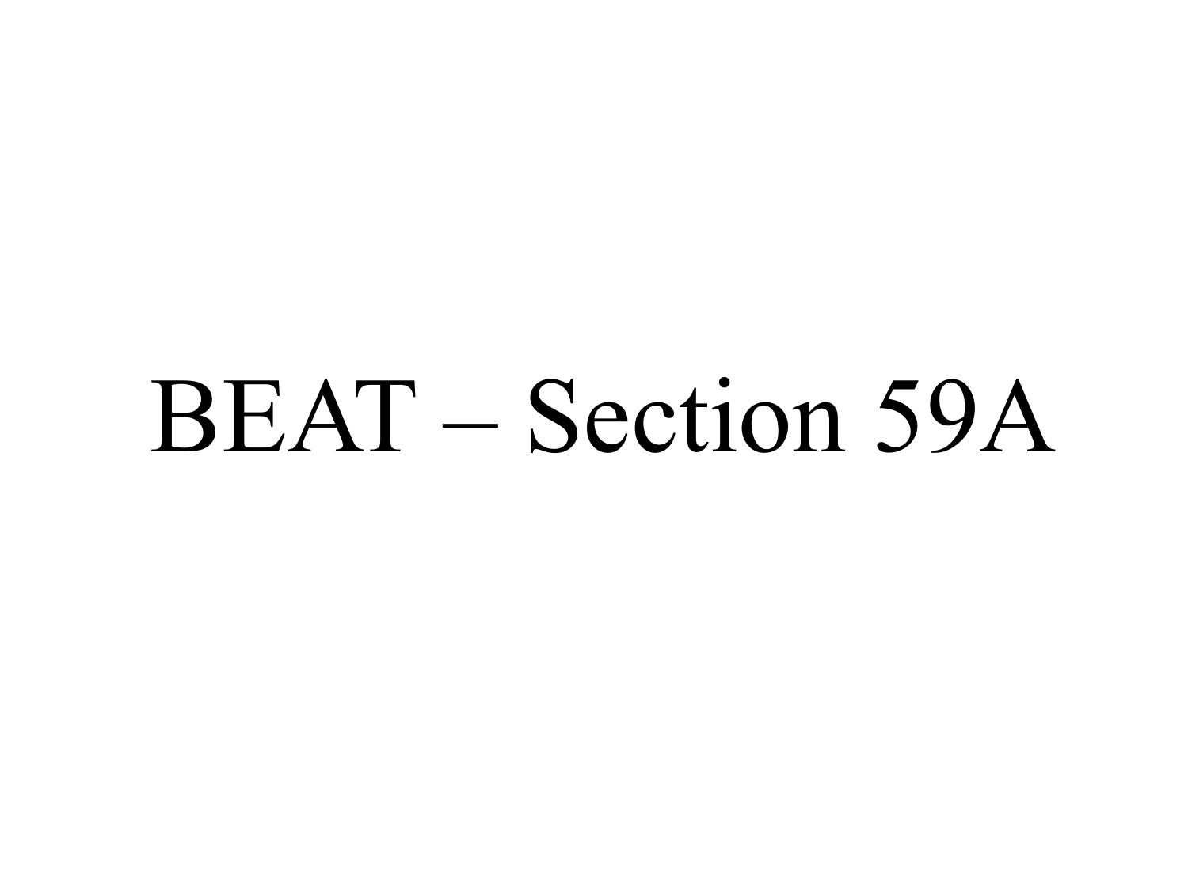# BEAT – Section 59A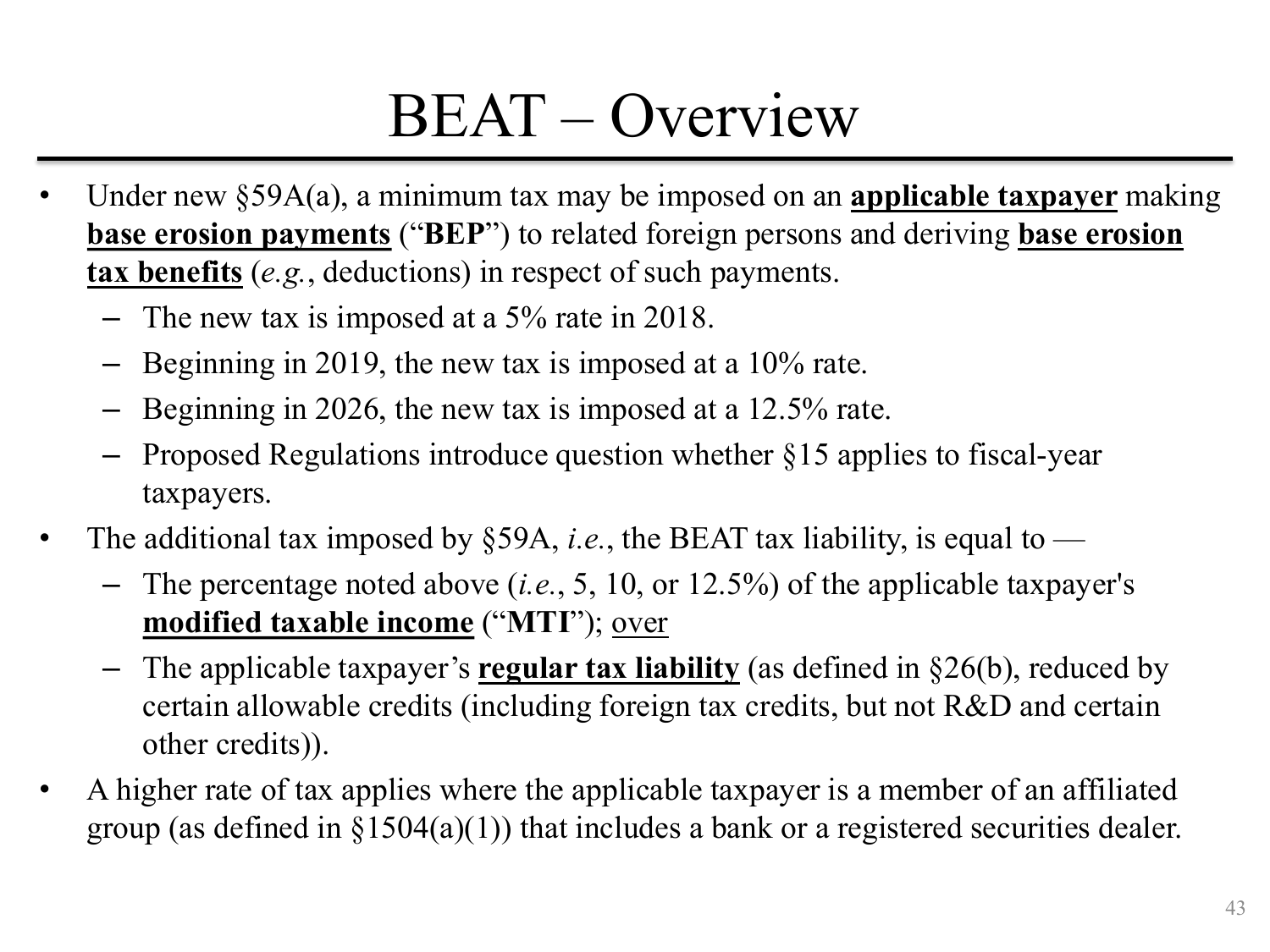# BEAT – Overview

- Under new §59A(a), a minimum tax may be imposed on an **applicable taxpayer** making **base erosion payments** (“**BEP**”) to related foreign persons and deriving **base erosion tax benefits** (*e.g.*, deductions) in respect of such payments.
  - The new tax is imposed at a 5% rate in 2018.
  - Beginning in 2019, the new tax is imposed at a 10% rate.
  - Beginning in 2026, the new tax is imposed at a 12.5% rate.
  - Proposed Regulations introduce question whether §15 applies to fiscal-year taxpayers.
- The additional tax imposed by §59A, *i.e.*, the BEAT tax liability, is equal to —
  - The percentage noted above (*i.e.*, 5, 10, or 12.5%) of the applicable taxpayer's **modified taxable income** (“**MTI**”); over
  - The applicable taxpayer’s **regular tax liability** (as defined in §26(b), reduced by certain allowable credits (including foreign tax credits, but not R&D and certain other credits)).
- A higher rate of tax applies where the applicable taxpayer is a member of an affiliated group (as defined in §1504(a)(1)) that includes a bank or a registered securities dealer.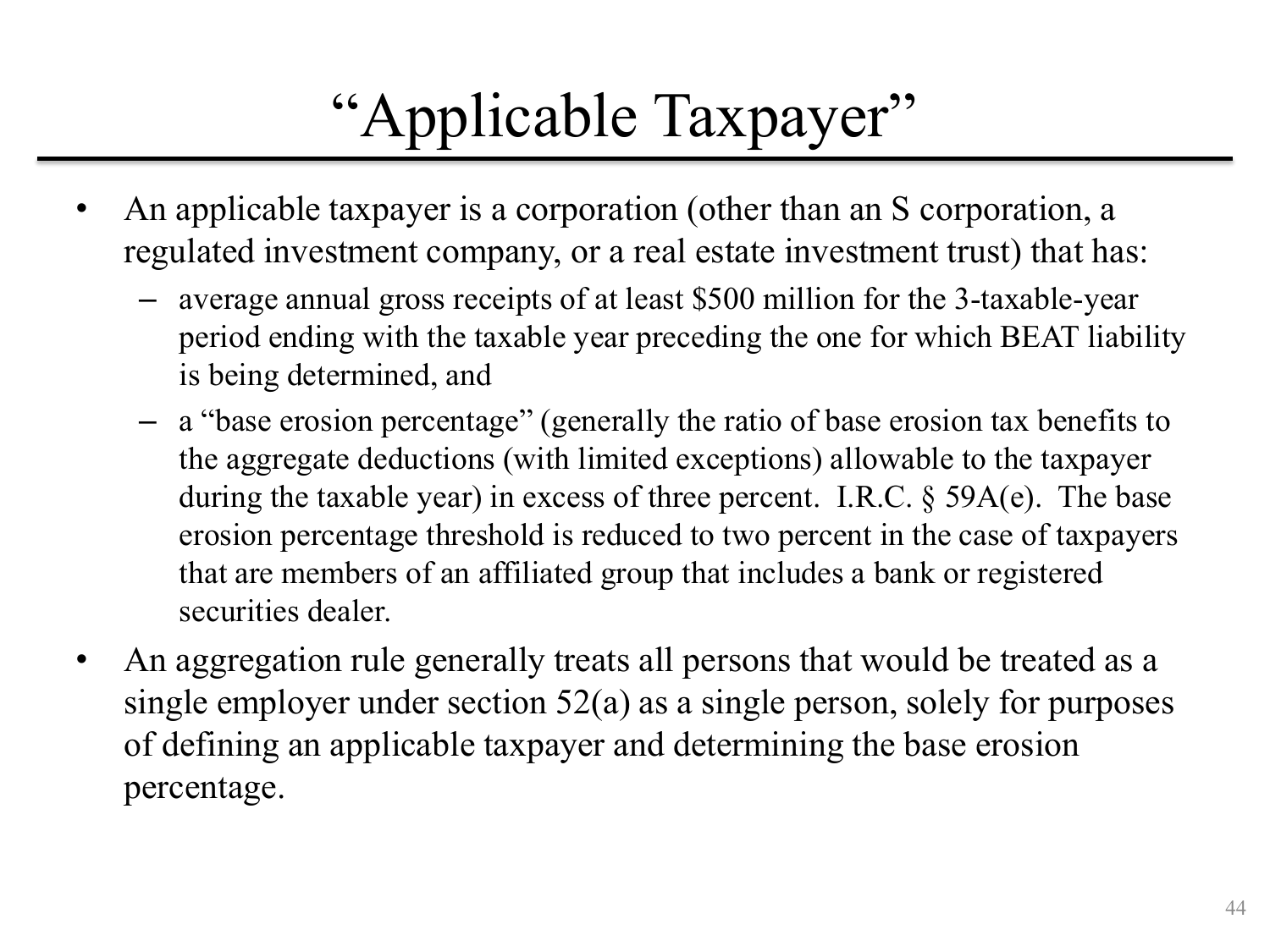# "Applicable Taxpayer"

- An applicable taxpayer is a corporation (other than an S corporation, a regulated investment company, or a real estate investment trust) that has:
  - average annual gross receipts of at least $500 million for the 3-taxable-year period ending with the taxable year preceding the one for which BEAT liability is being determined, and
  - a "base erosion percentage" (generally the ratio of base erosion tax benefits to the aggregate deductions (with limited exceptions) allowable to the taxpayer during the taxable year) in excess of three percent. I.R.C. § 59A(e). The base erosion percentage threshold is reduced to two percent in the case of taxpayers that are members of an affiliated group that includes a bank or registered securities dealer.
- An aggregation rule generally treats all persons that would be treated as a single employer under section 52(a) as a single person, solely for purposes of defining an applicable taxpayer and determining the base erosion percentage.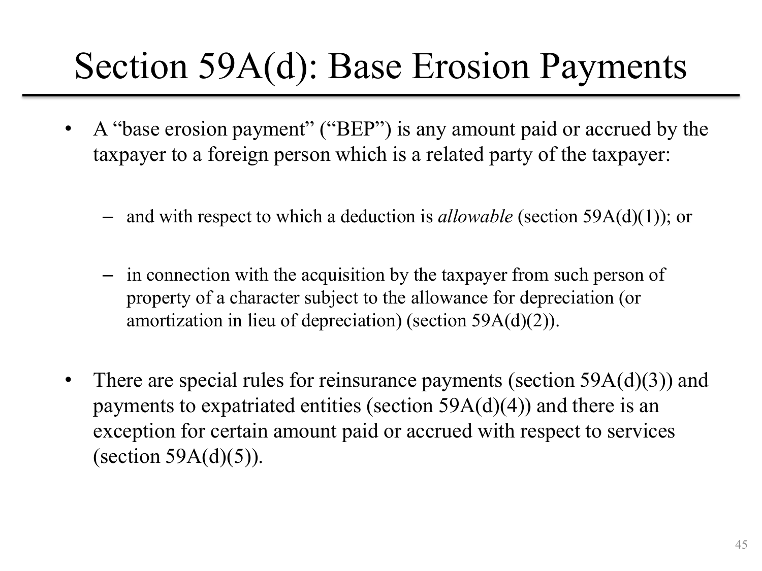# Section 59A(d): Base Erosion Payments

- A "base erosion payment" ("BEP") is any amount paid or accrued by the taxpayer to a foreign person which is a related party of the taxpayer:
  - and with respect to which a deduction is *allowable* (section 59A(d)(1)); or
  - in connection with the acquisition by the taxpayer from such person of property of a character subject to the allowance for depreciation (or amortization in lieu of depreciation) (section 59A(d)(2)).
- There are special rules for reinsurance payments (section 59A(d)(3)) and payments to expatriated entities (section 59A(d)(4)) and there is an exception for certain amount paid or accrued with respect to services (section 59A(d)(5)).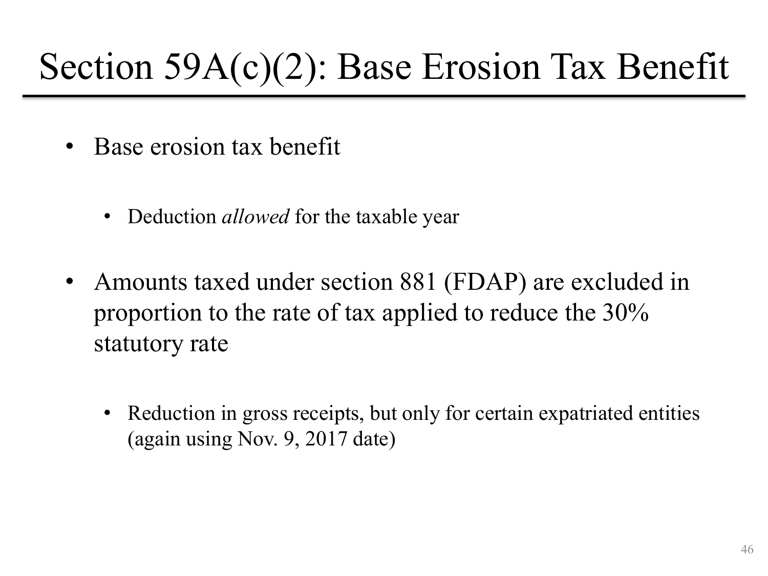# Section 59A(c)(2): Base Erosion Tax Benefit

- Base erosion tax benefit
  - Deduction *allowed* for the taxable year
- Amounts taxed under section 881 (FDAP) are excluded in proportion to the rate of tax applied to reduce the 30% statutory rate
  - Reduction in gross receipts, but only for certain expatriated entities (again using Nov. 9, 2017 date)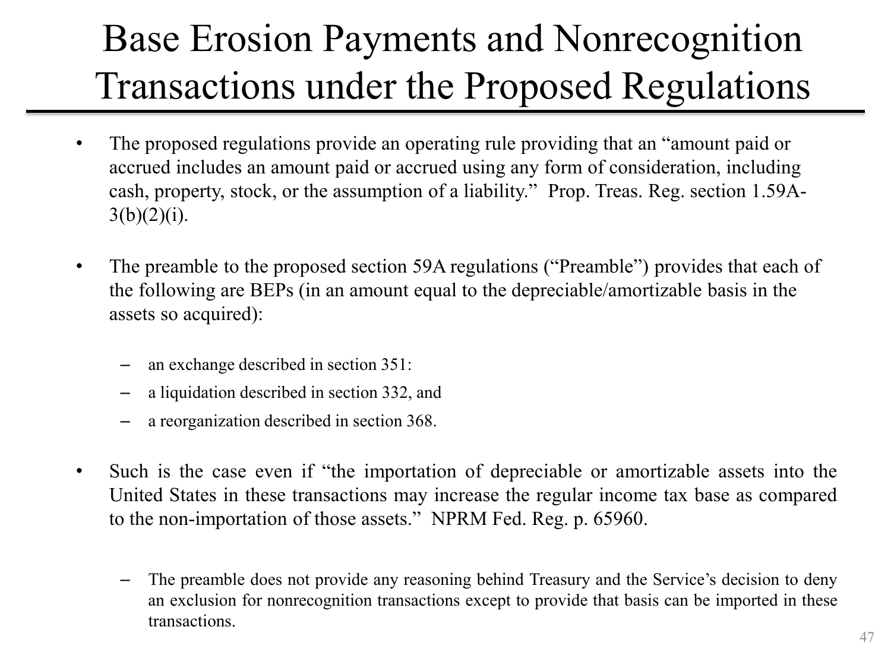# Base Erosion Payments and Nonrecognition Transactions under the Proposed Regulations

- The proposed regulations provide an operating rule providing that an "amount paid or accrued includes an amount paid or accrued using any form of consideration, including cash, property, stock, or the assumption of a liability." Prop. Treas. Reg. section 1.59A-3(b)(2)(i).

- The preamble to the proposed section 59A regulations ("Preamble") provides that each of the following are BEPs (in an amount equal to the depreciable/amortizable basis in the assets so acquired):

  - an exchange described in section 351:
  - a liquidation described in section 332, and
  - a reorganization described in section 368.

- Such is the case even if "the importation of depreciable or amortizable assets into the United States in these transactions may increase the regular income tax base as compared to the non-importation of those assets." NPRM Fed. Reg. p. 65960.

  - The preamble does not provide any reasoning behind Treasury and the Service's decision to deny an exclusion for nonrecognition transactions except to provide that basis can be imported in these transactions.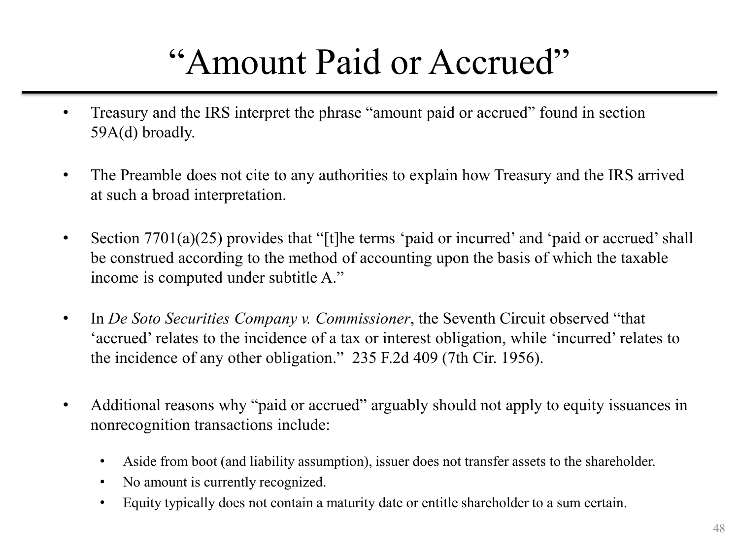# "Amount Paid or Accrued"

- Treasury and the IRS interpret the phrase "amount paid or accrued" found in section 59A(d) broadly.

- The Preamble does not cite to any authorities to explain how Treasury and the IRS arrived at such a broad interpretation.

- Section 7701(a)(25) provides that "[t]he terms 'paid or incurred' and 'paid or accrued' shall be construed according to the method of accounting upon the basis of which the taxable income is computed under subtitle A."

- In *De Soto Securities Company v. Commissioner*, the Seventh Circuit observed "that 'accrued' relates to the incidence of a tax or interest obligation, while 'incurred' relates to the incidence of any other obligation." 235 F.2d 409 (7th Cir. 1956).

- Additional reasons why "paid or accrued" arguably should not apply to equity issuances in nonrecognition transactions include:
  - Aside from boot (and liability assumption), issuer does not transfer assets to the shareholder.
  - No amount is currently recognized.
  - Equity typically does not contain a maturity date or entitle shareholder to a sum certain.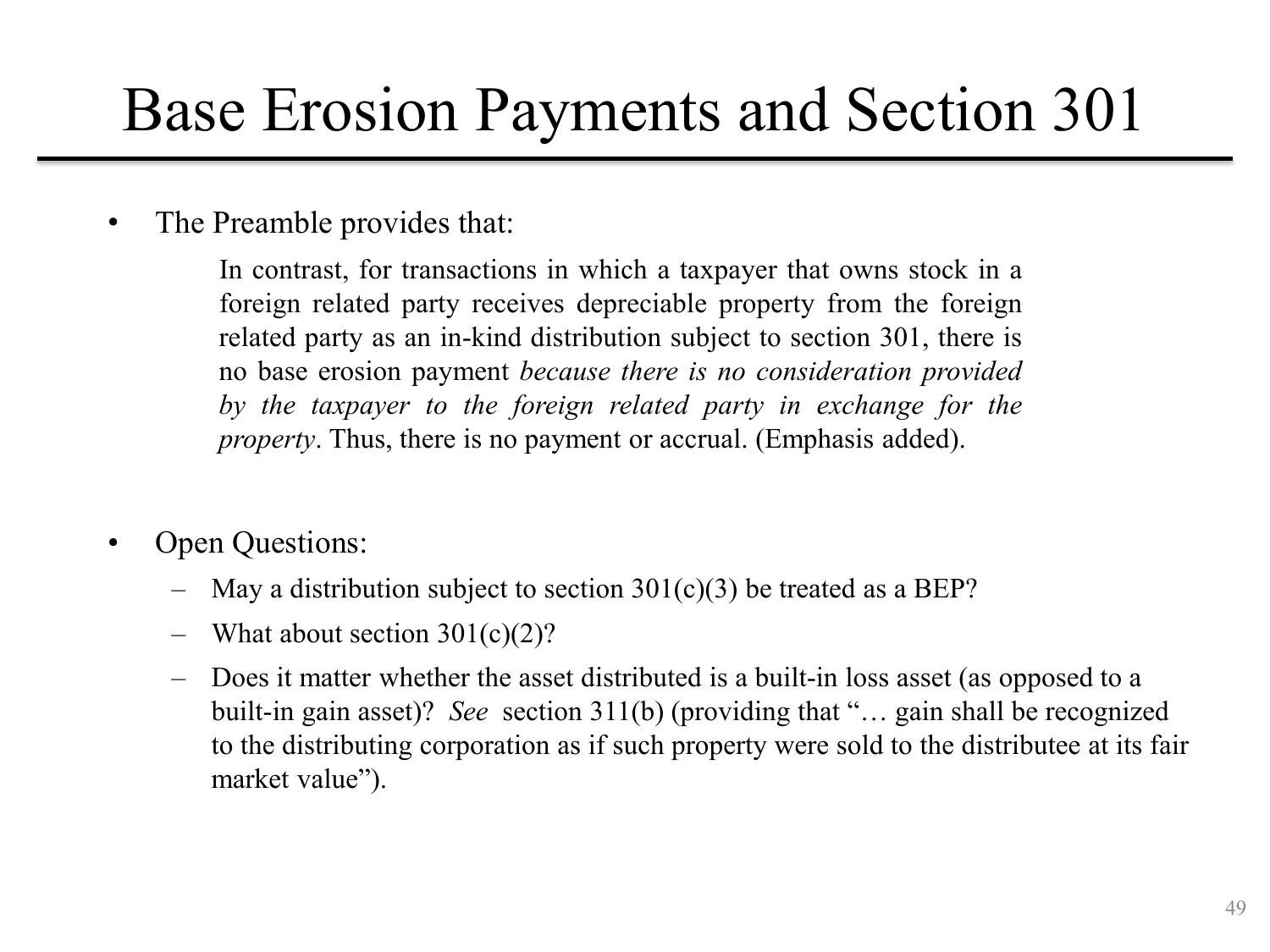# Base Erosion Payments and Section 301

- The Preamble provides that:

  > In contrast, for transactions in which a taxpayer that owns stock in a foreign related party receives depreciable property from the foreign related party as an in-kind distribution subject to section 301, there is no base erosion payment *because there is no consideration provided by the taxpayer to the foreign related party in exchange for the property*. Thus, there is no payment or accrual. (Emphasis added).

- Open Questions:
  - May a distribution subject to section 301(c)(3) be treated as a BEP?
  - What about section 301(c)(2)?
  - Does it matter whether the asset distributed is a built-in loss asset (as opposed to a built-in gain asset)? *See* section 311(b) (providing that "… gain shall be recognized to the distributing corporation as if such property were sold to the distributee at its fair market value").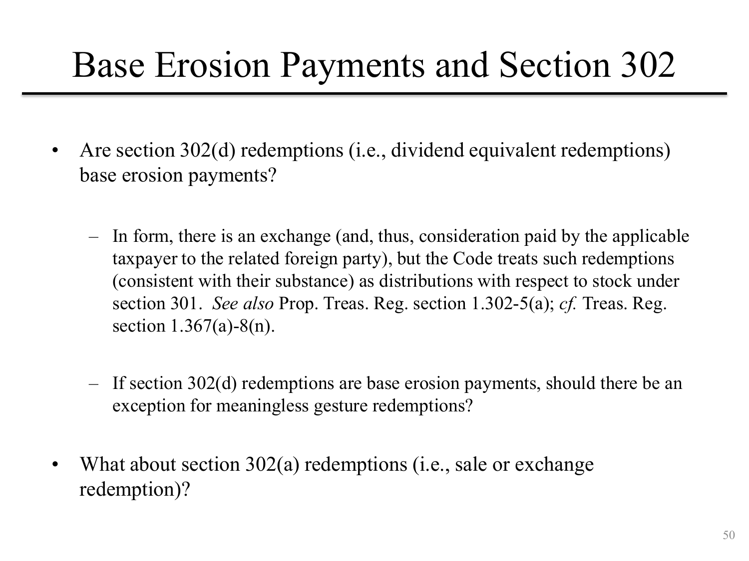# Base Erosion Payments and Section 302

- Are section 302(d) redemptions (i.e., dividend equivalent redemptions) base erosion payments?
  - In form, there is an exchange (and, thus, consideration paid by the applicable taxpayer to the related foreign party), but the Code treats such redemptions (consistent with their substance) as distributions with respect to stock under section 301. *See also* Prop. Treas. Reg. section 1.302-5(a); *cf.* Treas. Reg. section 1.367(a)-8(n).
  - If section 302(d) redemptions are base erosion payments, should there be an exception for meaningless gesture redemptions?
- What about section 302(a) redemptions (i.e., sale or exchange redemption)?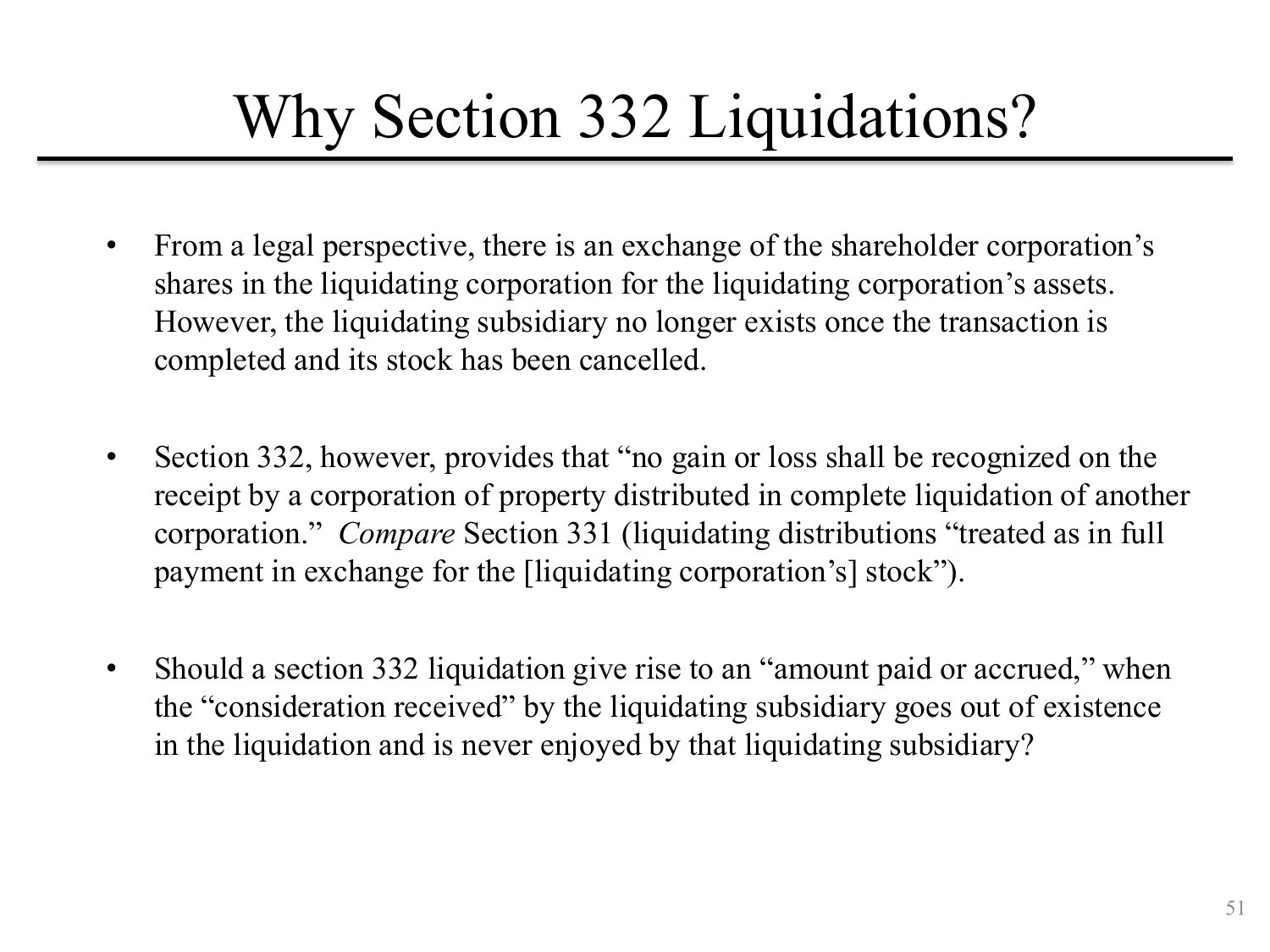# Why Section 332 Liquidations?

- From a legal perspective, there is an exchange of the shareholder corporation's shares in the liquidating corporation for the liquidating corporation's assets. However, the liquidating subsidiary no longer exists once the transaction is completed and its stock has been cancelled.

- Section 332, however, provides that "no gain or loss shall be recognized on the receipt by a corporation of property distributed in complete liquidation of another corporation." *Compare* Section 331 (liquidating distributions "treated as in full payment in exchange for the [liquidating corporation's] stock").

- Should a section 332 liquidation give rise to an "amount paid or accrued," when the "consideration received" by the liquidating subsidiary goes out of existence in the liquidation and is never enjoyed by that liquidating subsidiary?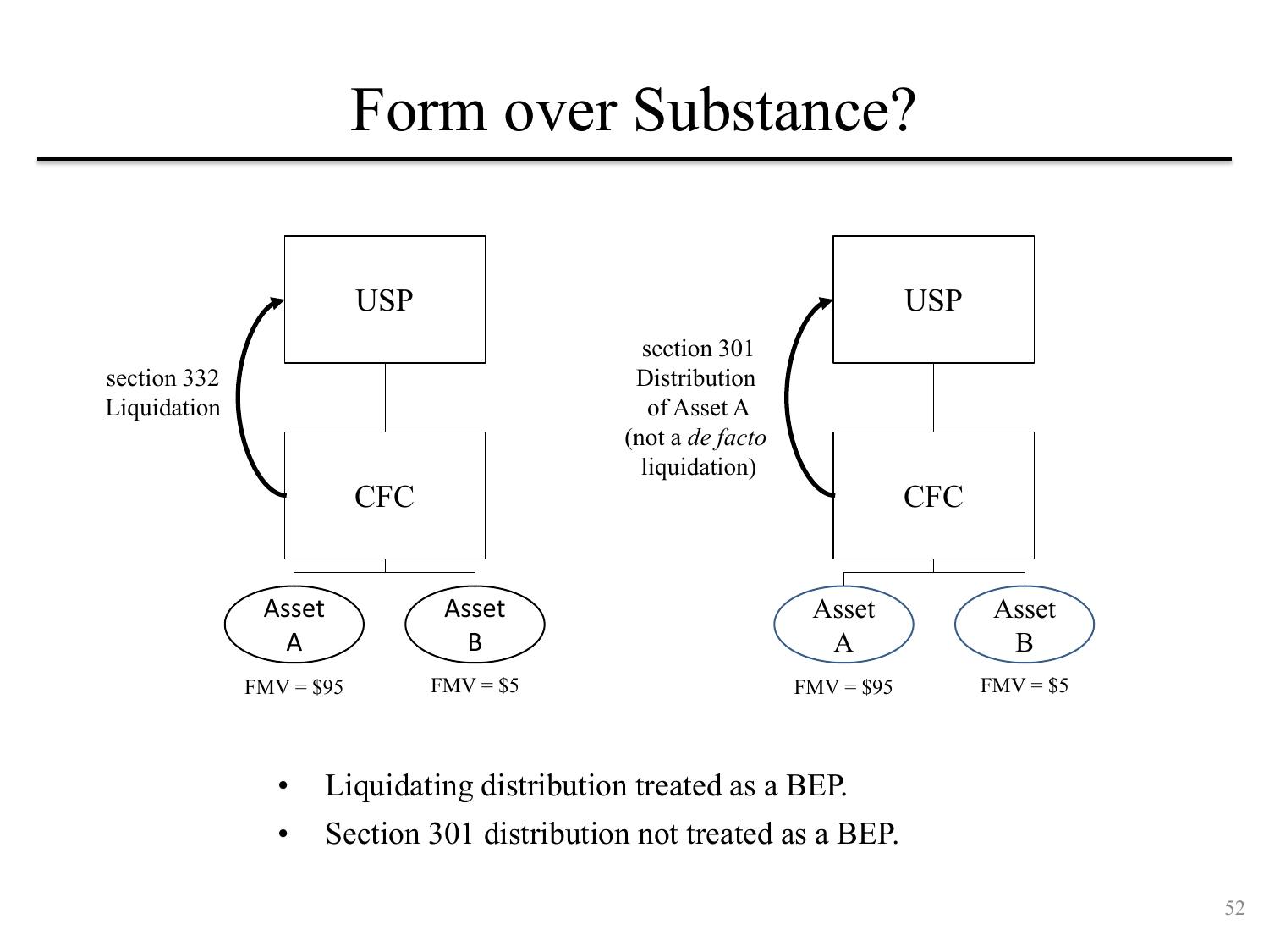# Form over Substance?

USP

section 332 Liquidation

CFC

Asset A — FMV = $95

Asset B — FMV = $5

USP

section 301 Distribution of Asset A (not a *de facto* liquidation)

CFC

Asset A — FMV = $95

Asset B — FMV = $5

- Liquidating distribution treated as a BEP.
- Section 301 distribution not treated as a BEP.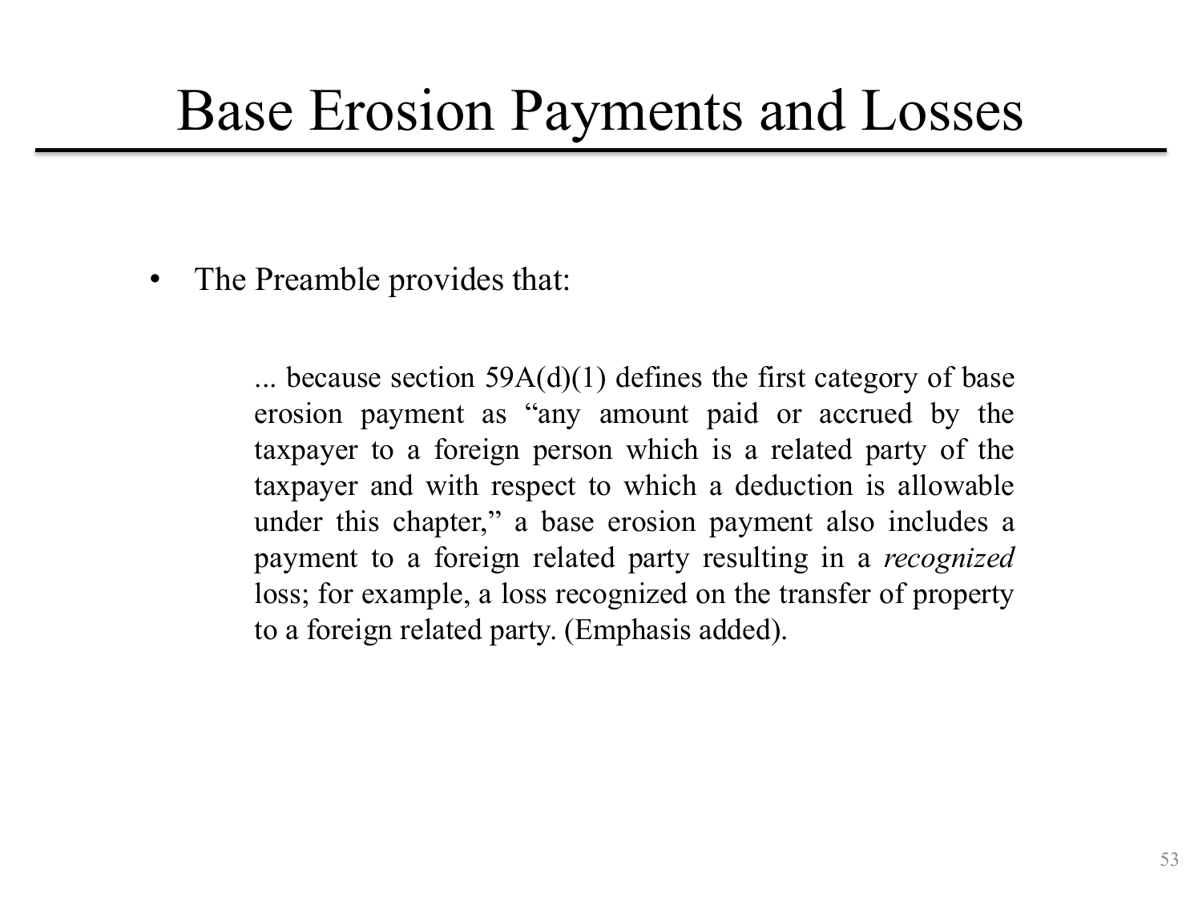# Base Erosion Payments and Losses

- The Preamble provides that:

> ... because section 59A(d)(1) defines the first category of base erosion payment as “any amount paid or accrued by the taxpayer to a foreign person which is a related party of the taxpayer and with respect to which a deduction is allowable under this chapter,” a base erosion payment also includes a payment to a foreign related party resulting in a *recognized* loss; for example, a loss recognized on the transfer of property to a foreign related party. (Emphasis added).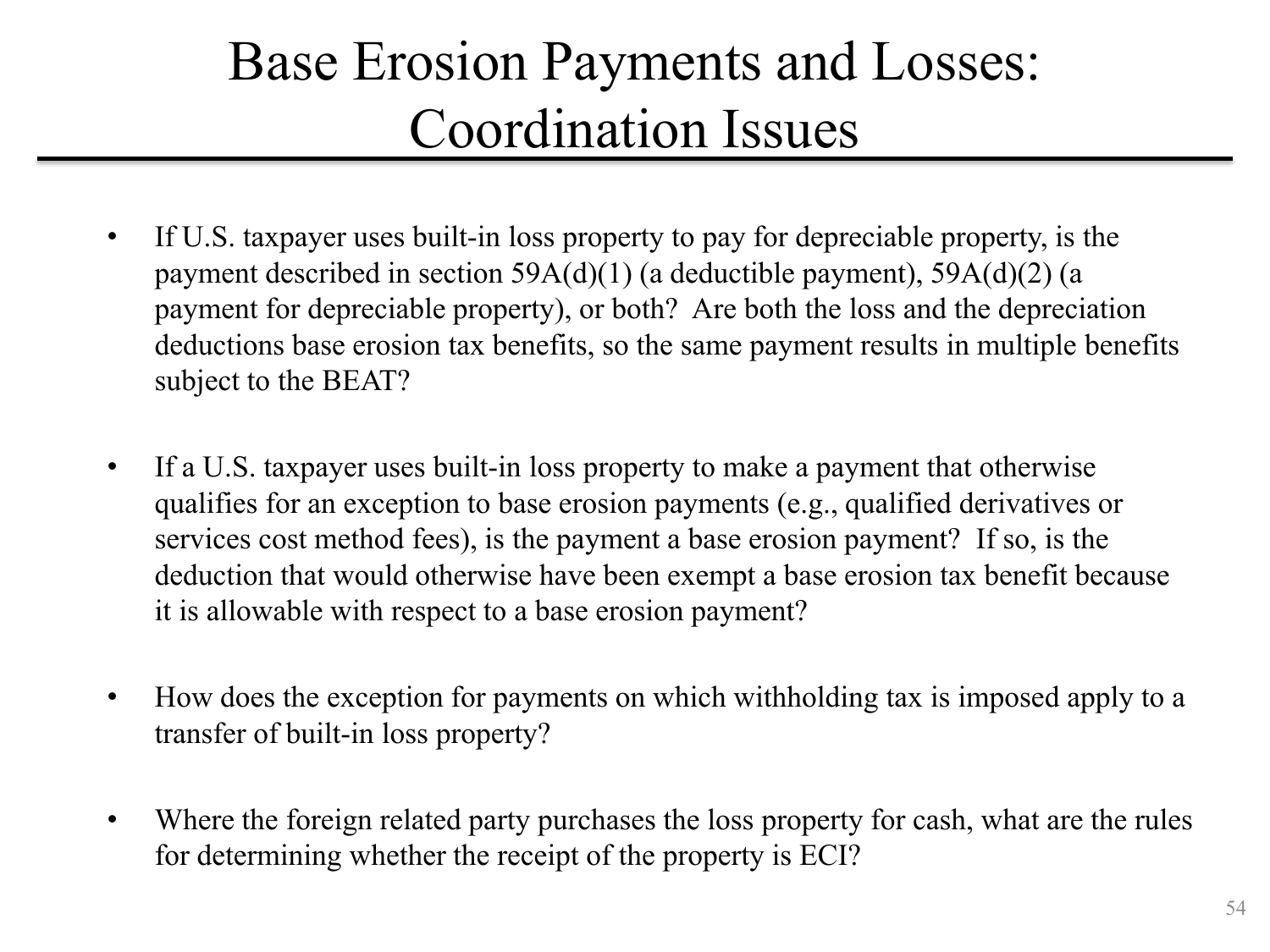# Base Erosion Payments and Losses: Coordination Issues

- If U.S. taxpayer uses built-in loss property to pay for depreciable property, is the payment described in section 59A(d)(1) (a deductible payment), 59A(d)(2) (a payment for depreciable property), or both? Are both the loss and the depreciation deductions base erosion tax benefits, so the same payment results in multiple benefits subject to the BEAT?

- If a U.S. taxpayer uses built-in loss property to make a payment that otherwise qualifies for an exception to base erosion payments (e.g., qualified derivatives or services cost method fees), is the payment a base erosion payment? If so, is the deduction that would otherwise have been exempt a base erosion tax benefit because it is allowable with respect to a base erosion payment?

- How does the exception for payments on which withholding tax is imposed apply to a transfer of built-in loss property?

- Where the foreign related party purchases the loss property for cash, what are the rules for determining whether the receipt of the property is ECI?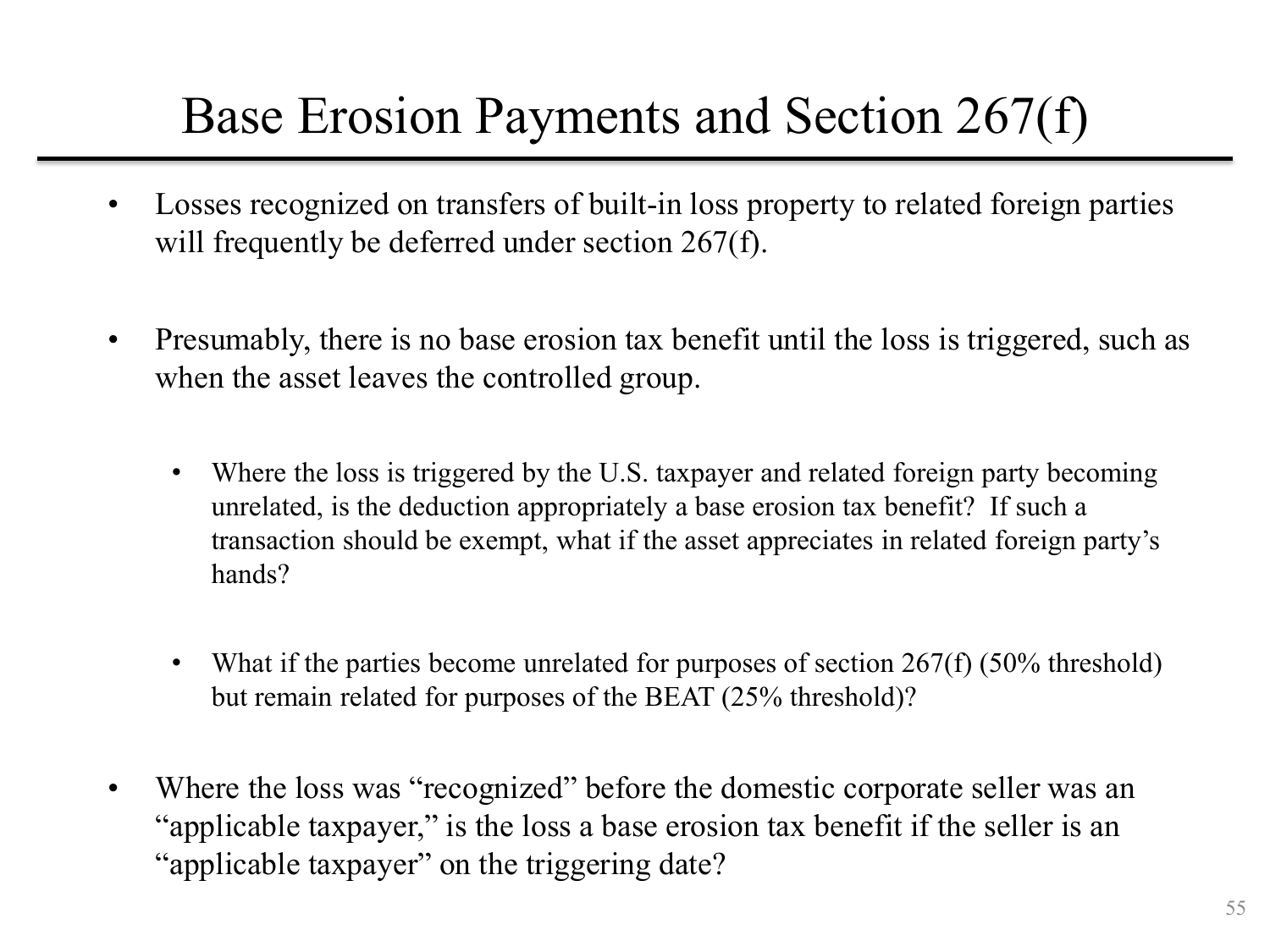# Base Erosion Payments and Section 267(f)

- Losses recognized on transfers of built-in loss property to related foreign parties will frequently be deferred under section 267(f).
- Presumably, there is no base erosion tax benefit until the loss is triggered, such as when the asset leaves the controlled group.
  - Where the loss is triggered by the U.S. taxpayer and related foreign party becoming unrelated, is the deduction appropriately a base erosion tax benefit? If such a transaction should be exempt, what if the asset appreciates in related foreign party's hands?
  - What if the parties become unrelated for purposes of section 267(f) (50% threshold) but remain related for purposes of the BEAT (25% threshold)?
- Where the loss was "recognized" before the domestic corporate seller was an "applicable taxpayer," is the loss a base erosion tax benefit if the seller is an "applicable taxpayer" on the triggering date?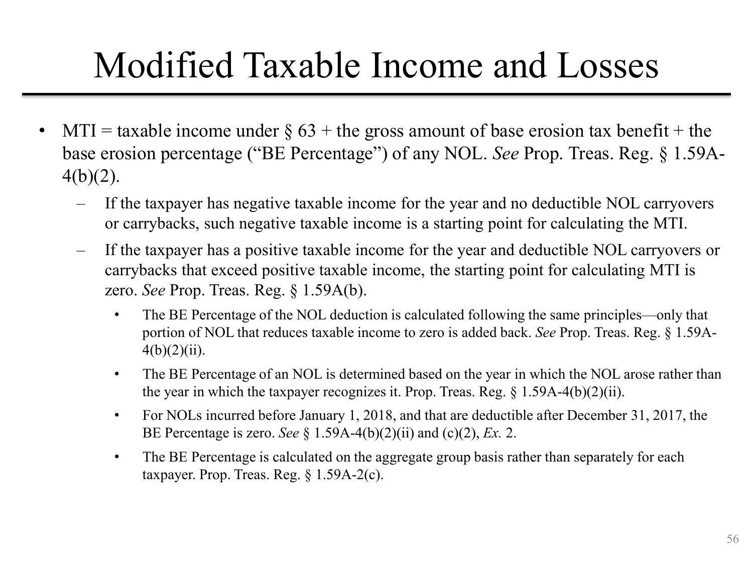# Modified Taxable Income and Losses

- MTI = taxable income under § 63 + the gross amount of base erosion tax benefit + the base erosion percentage ("BE Percentage") of any NOL. *See* Prop. Treas. Reg. § 1.59A-4(b)(2).
  - If the taxpayer has negative taxable income for the year and no deductible NOL carryovers or carrybacks, such negative taxable income is a starting point for calculating the MTI.
  - If the taxpayer has a positive taxable income for the year and deductible NOL carryovers or carrybacks that exceed positive taxable income, the starting point for calculating MTI is zero. *See* Prop. Treas. Reg. § 1.59A(b).
    - The BE Percentage of the NOL deduction is calculated following the same principles—only that portion of NOL that reduces taxable income to zero is added back. *See* Prop. Treas. Reg. § 1.59A-4(b)(2)(ii).
    - The BE Percentage of an NOL is determined based on the year in which the NOL arose rather than the year in which the taxpayer recognizes it. Prop. Treas. Reg. § 1.59A-4(b)(2)(ii).
    - For NOLs incurred before January 1, 2018, and that are deductible after December 31, 2017, the BE Percentage is zero. *See* § 1.59A-4(b)(2)(ii) and (c)(2), *Ex.* 2.
    - The BE Percentage is calculated on the aggregate group basis rather than separately for each taxpayer. Prop. Treas. Reg. § 1.59A-2(c).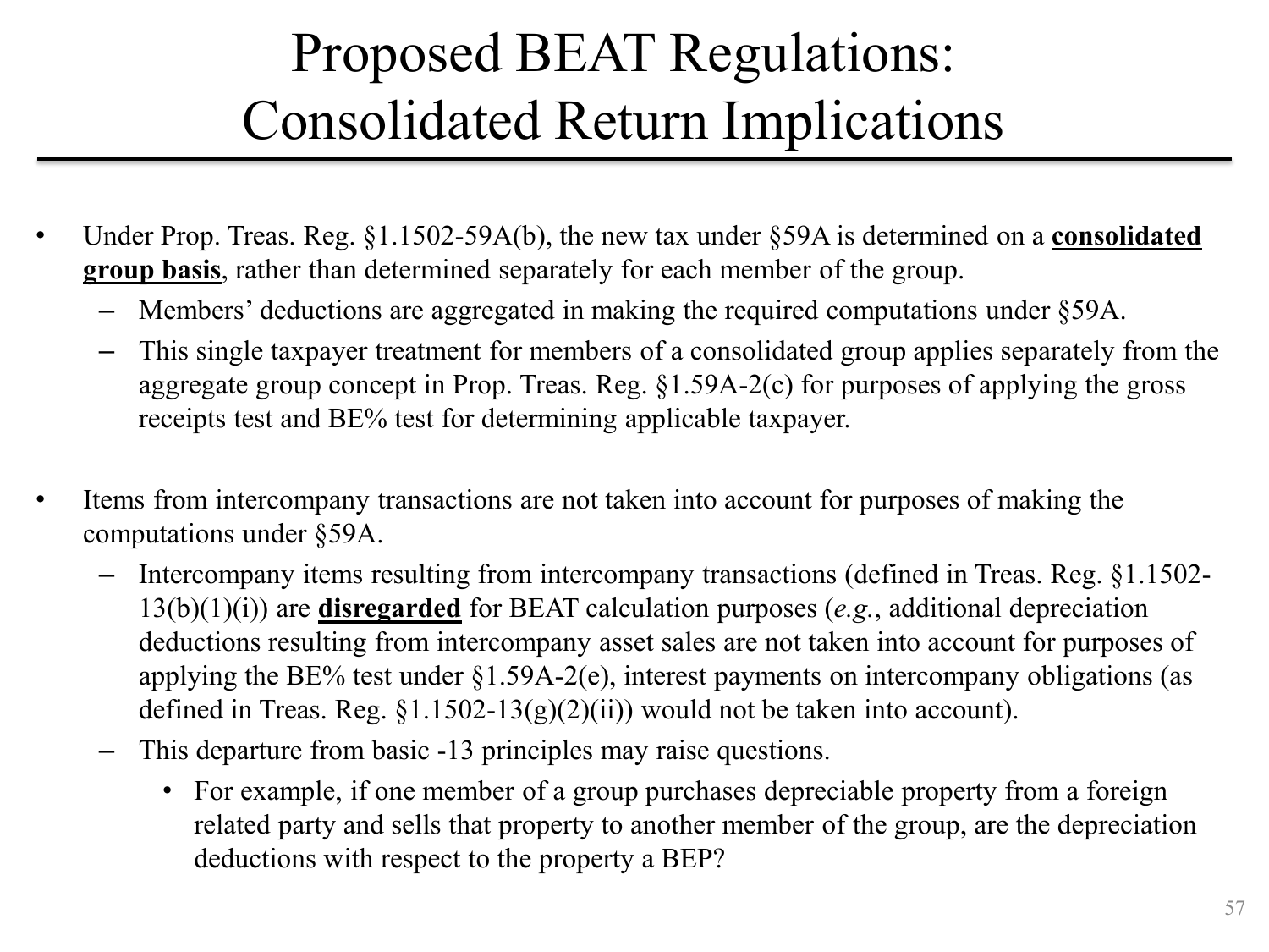# Proposed BEAT Regulations: Consolidated Return Implications

- Under Prop. Treas. Reg. §1.1502-59A(b), the new tax under §59A is determined on a **consolidated group basis**, rather than determined separately for each member of the group.
  - Members' deductions are aggregated in making the required computations under §59A.
  - This single taxpayer treatment for members of a consolidated group applies separately from the aggregate group concept in Prop. Treas. Reg. §1.59A-2(c) for purposes of applying the gross receipts test and BE% test for determining applicable taxpayer.

- Items from intercompany transactions are not taken into account for purposes of making the computations under §59A.
  - Intercompany items resulting from intercompany transactions (defined in Treas. Reg. §1.1502-13(b)(1)(i)) are **disregarded** for BEAT calculation purposes (*e.g.*, additional depreciation deductions resulting from intercompany asset sales are not taken into account for purposes of applying the BE% test under §1.59A-2(e), interest payments on intercompany obligations (as defined in Treas. Reg. §1.1502-13(g)(2)(ii)) would not be taken into account).
  - This departure from basic -13 principles may raise questions.
    - For example, if one member of a group purchases depreciable property from a foreign related party and sells that property to another member of the group, are the depreciation deductions with respect to the property a BEP?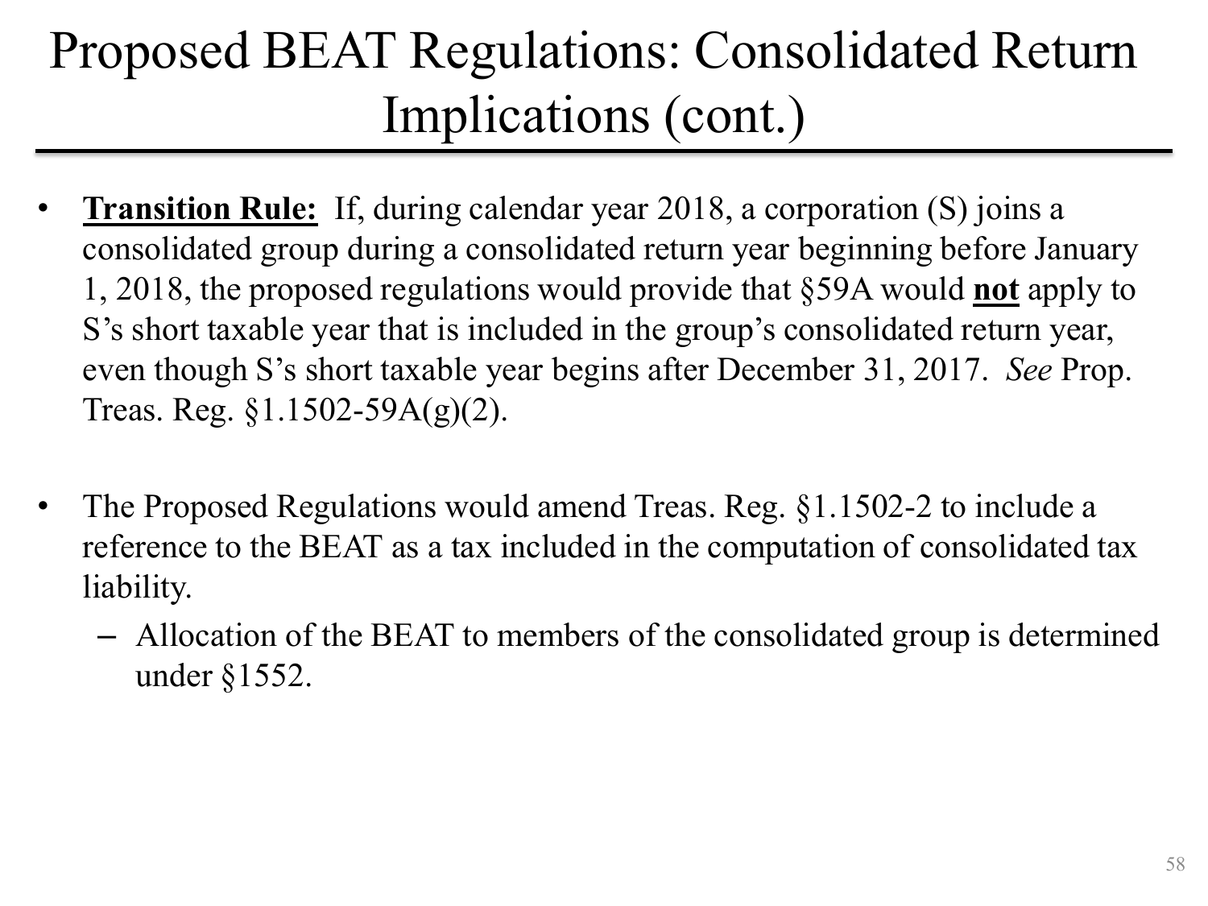# Proposed BEAT Regulations: Consolidated Return Implications (cont.)

- **<u>Transition Rule:</u>** If, during calendar year 2018, a corporation (S) joins a consolidated group during a consolidated return year beginning before January 1, 2018, the proposed regulations would provide that §59A would **<u>not</u>** apply to S's short taxable year that is included in the group's consolidated return year, even though S's short taxable year begins after December 31, 2017. *See* Prop. Treas. Reg. §1.1502-59A(g)(2).

- The Proposed Regulations would amend Treas. Reg. §1.1502-2 to include a reference to the BEAT as a tax included in the computation of consolidated tax liability.
  - Allocation of the BEAT to members of the consolidated group is determined under §1552.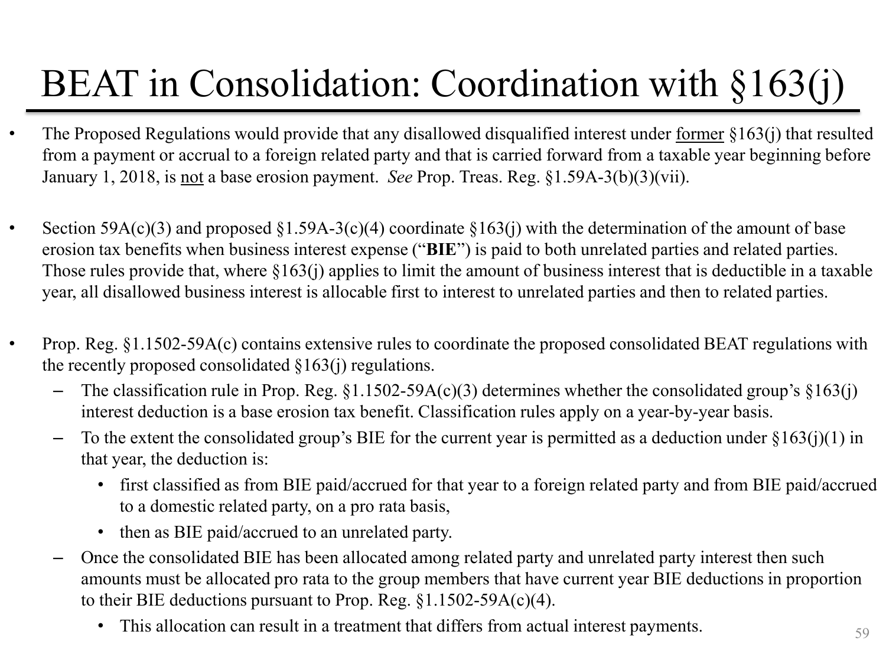# BEAT in Consolidation: Coordination with §163(j)

- The Proposed Regulations would provide that any disallowed disqualified interest under former §163(j) that resulted from a payment or accrual to a foreign related party and that is carried forward from a taxable year beginning before January 1, 2018, is not a base erosion payment. *See* Prop. Treas. Reg. §1.59A-3(b)(3)(vii).

- Section 59A(c)(3) and proposed §1.59A-3(c)(4) coordinate §163(j) with the determination of the amount of base erosion tax benefits when business interest expense ("**BIE**") is paid to both unrelated parties and related parties. Those rules provide that, where §163(j) applies to limit the amount of business interest that is deductible in a taxable year, all disallowed business interest is allocable first to interest to unrelated parties and then to related parties.

- Prop. Reg. §1.1502-59A(c) contains extensive rules to coordinate the proposed consolidated BEAT regulations with the recently proposed consolidated §163(j) regulations.
  - The classification rule in Prop. Reg. §1.1502-59A(c)(3) determines whether the consolidated group's §163(j) interest deduction is a base erosion tax benefit. Classification rules apply on a year-by-year basis.
  - To the extent the consolidated group's BIE for the current year is permitted as a deduction under §163(j)(1) in that year, the deduction is:
    - first classified as from BIE paid/accrued for that year to a foreign related party and from BIE paid/accrued to a domestic related party, on a pro rata basis,
    - then as BIE paid/accrued to an unrelated party.
  - Once the consolidated BIE has been allocated among related party and unrelated party interest then such amounts must be allocated pro rata to the group members that have current year BIE deductions in proportion to their BIE deductions pursuant to Prop. Reg. §1.1502-59A(c)(4).
    - This allocation can result in a treatment that differs from actual interest payments.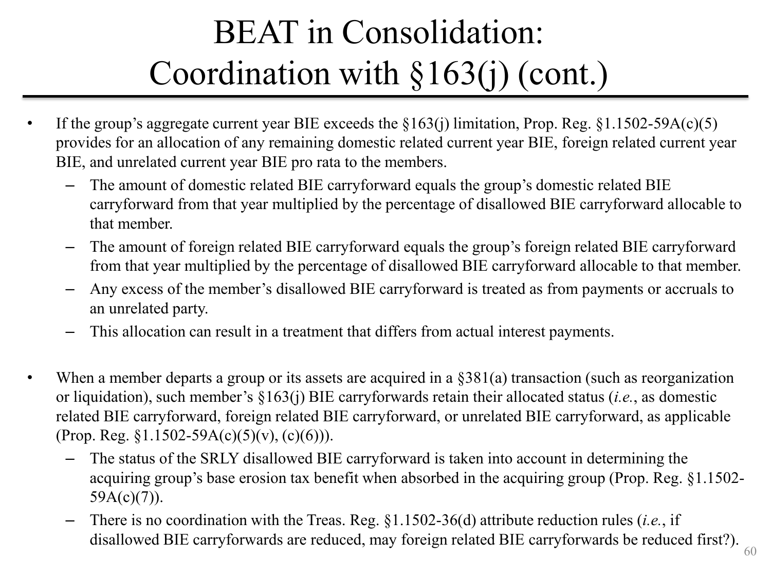# BEAT in Consolidation: Coordination with §163(j) (cont.)

- If the group's aggregate current year BIE exceeds the §163(j) limitation, Prop. Reg. §1.1502-59A(c)(5) provides for an allocation of any remaining domestic related current year BIE, foreign related current year BIE, and unrelated current year BIE pro rata to the members.
  - The amount of domestic related BIE carryforward equals the group's domestic related BIE carryforward from that year multiplied by the percentage of disallowed BIE carryforward allocable to that member.
  - The amount of foreign related BIE carryforward equals the group's foreign related BIE carryforward from that year multiplied by the percentage of disallowed BIE carryforward allocable to that member.
  - Any excess of the member's disallowed BIE carryforward is treated as from payments or accruals to an unrelated party.
  - This allocation can result in a treatment that differs from actual interest payments.

- When a member departs a group or its assets are acquired in a §381(a) transaction (such as reorganization or liquidation), such member's §163(j) BIE carryforwards retain their allocated status (*i.e.*, as domestic related BIE carryforward, foreign related BIE carryforward, or unrelated BIE carryforward, as applicable (Prop. Reg. §1.1502-59A(c)(5)(v), (c)(6))).
  - The status of the SRLY disallowed BIE carryforward is taken into account in determining the acquiring group's base erosion tax benefit when absorbed in the acquiring group (Prop. Reg. §1.1502-59A(c)(7)).
  - There is no coordination with the Treas. Reg. §1.1502-36(d) attribute reduction rules (*i.e.*, if disallowed BIE carryforwards are reduced, may foreign related BIE carryforwards be reduced first?).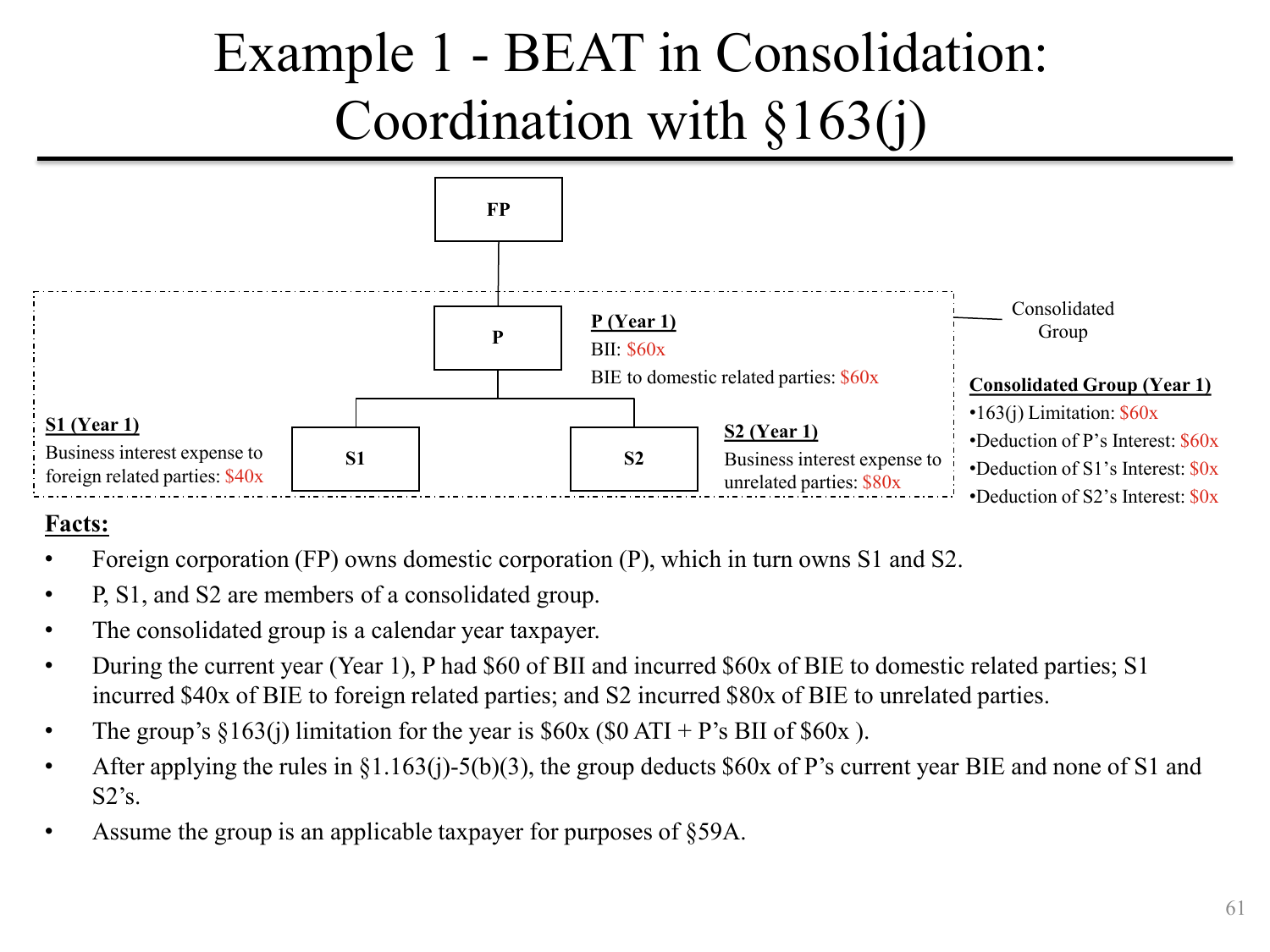# Example 1 - BEAT in Consolidation: Coordination with §163(j)

FP

Consolidated Group

P

**P (Year 1)**
BII: $60x
BIE to domestic related parties: $60x

S1

**S1 (Year 1)**
Business interest expense to foreign related parties: $40x

S2

**S2 (Year 1)**
Business interest expense to unrelated parties: $80x

**Consolidated Group (Year 1)**

- 163(j) Limitation: $60x
- Deduction of P's Interest: $60x
- Deduction of S1's Interest: $0x
- Deduction of S2's Interest: $0x

**Facts:**

- Foreign corporation (FP) owns domestic corporation (P), which in turn owns S1 and S2.
- P, S1, and S2 are members of a consolidated group.
- The consolidated group is a calendar year taxpayer.
- During the current year (Year 1), P had $60 of BII and incurred $60x of BIE to domestic related parties; S1 incurred $40x of BIE to foreign related parties; and S2 incurred $80x of BIE to unrelated parties.
- The group's §163(j) limitation for the year is $60x ($0 ATI + P's BII of $60x ).
- After applying the rules in §1.163(j)-5(b)(3), the group deducts $60x of P's current year BIE and none of S1 and S2's.
- Assume the group is an applicable taxpayer for purposes of §59A.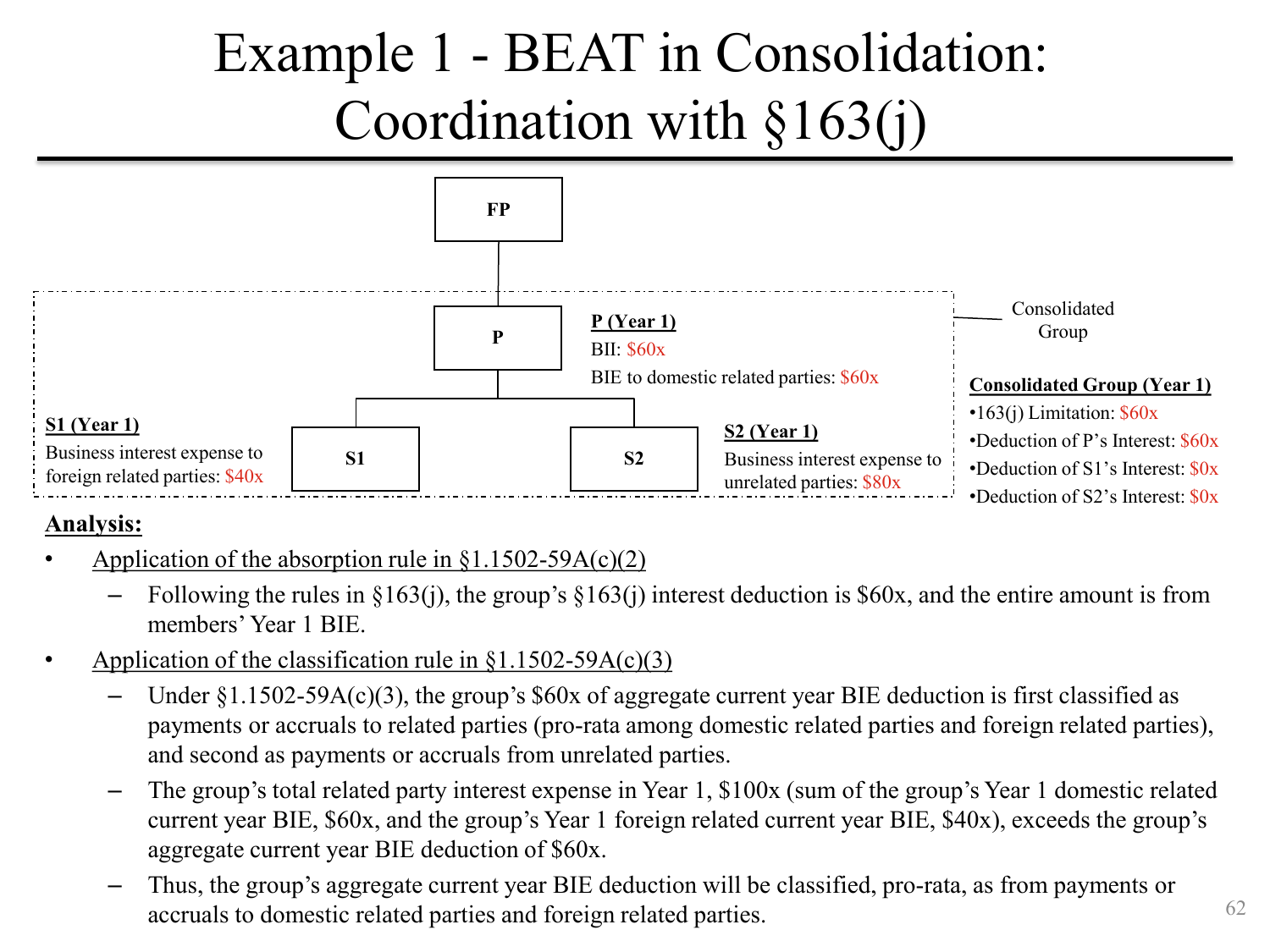# Example 1 - BEAT in Consolidation: Coordination with §163(j)

**FP**

**P**

**S1**

**S2**

Consolidated Group

**P (Year 1)**
BII: $60x
BIE to domestic related parties: $60x

**S1 (Year 1)**
Business interest expense to foreign related parties: $40x

**S2 (Year 1)**
Business interest expense to unrelated parties: $80x

**Consolidated Group (Year 1)**

- 163(j) Limitation: $60x
- Deduction of P's Interest: $60x
- Deduction of S1's Interest: $0x
- Deduction of S2's Interest: $0x

**Analysis:**

- Application of the absorption rule in §1.1502-59A(c)(2)
  - Following the rules in §163(j), the group's §163(j) interest deduction is $60x, and the entire amount is from members' Year 1 BIE.
- Application of the classification rule in §1.1502-59A(c)(3)
  - Under §1.1502-59A(c)(3), the group's $60x of aggregate current year BIE deduction is first classified as payments or accruals to related parties (pro-rata among domestic related parties and foreign related parties), and second as payments or accruals from unrelated parties.
  - The group's total related party interest expense in Year 1, $100x (sum of the group's Year 1 domestic related current year BIE, $60x, and the group's Year 1 foreign related current year BIE, $40x), exceeds the group's aggregate current year BIE deduction of $60x.
  - Thus, the group's aggregate current year BIE deduction will be classified, pro-rata, as from payments or accruals to domestic related parties and foreign related parties.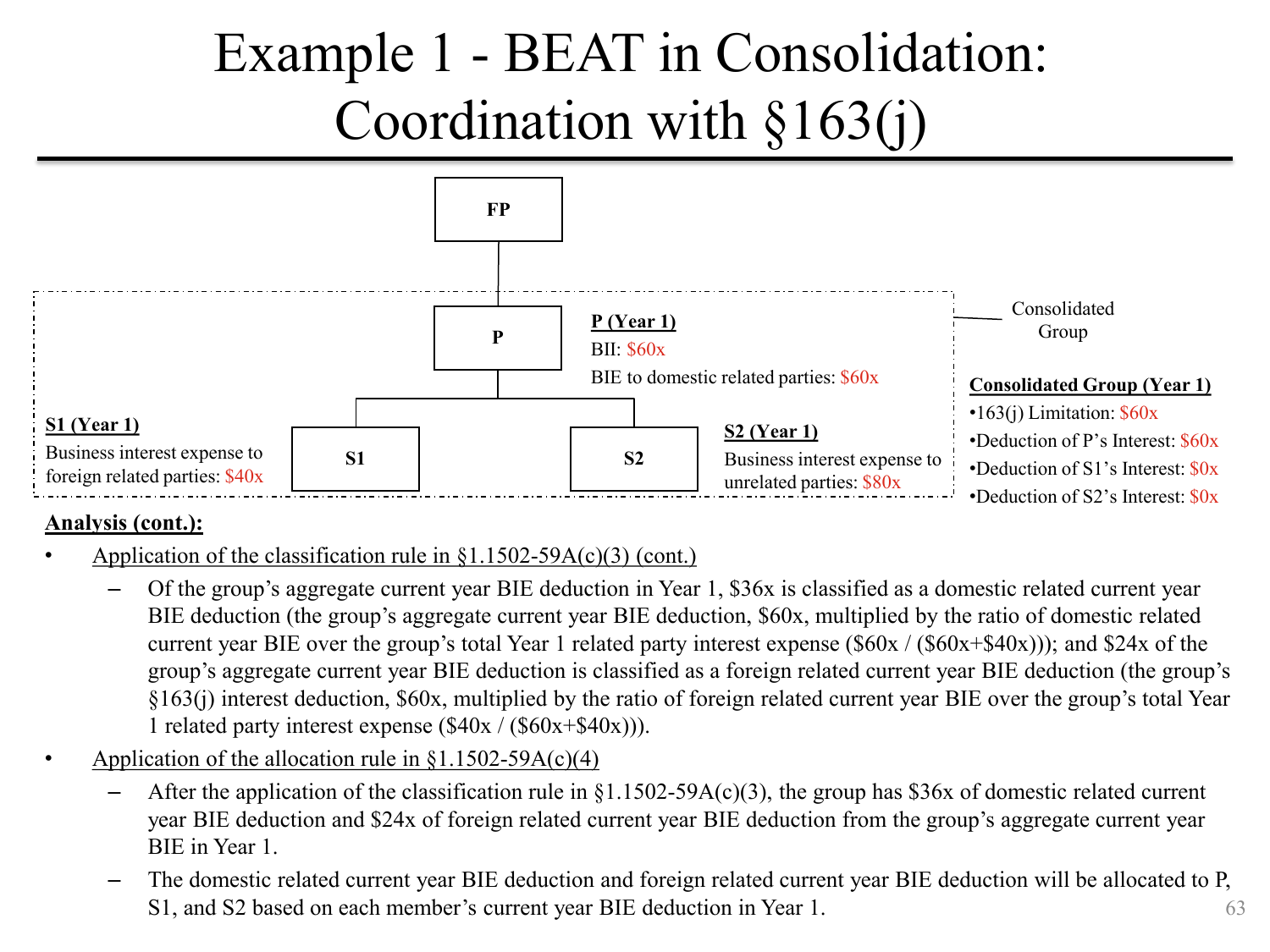# Example 1 - BEAT in Consolidation: Coordination with §163(j)

FP

P

**P (Year 1)**

BII: $60x

BIE to domestic related parties: $60x

S1

**S1 (Year 1)**

Business interest expense to foreign related parties: $40x

S2

**S2 (Year 1)**

Business interest expense to unrelated parties: $80x

Consolidated Group

**Consolidated Group (Year 1)**

- 163(j) Limitation: $60x
- Deduction of P's Interest: $60x
- Deduction of S1's Interest: $0x
- Deduction of S2's Interest: $0x

**Analysis (cont.):**

- Application of the classification rule in §1.1502-59A(c)(3) (cont.)
  - Of the group's aggregate current year BIE deduction in Year 1, $36x is classified as a domestic related current year BIE deduction (the group's aggregate current year BIE deduction, $60x, multiplied by the ratio of domestic related current year BIE over the group's total Year 1 related party interest expense ($60x / ($60x+$40x))); and $24x of the group's aggregate current year BIE deduction is classified as a foreign related current year BIE deduction (the group's §163(j) interest deduction, $60x, multiplied by the ratio of foreign related current year BIE over the group's total Year 1 related party interest expense ($40x / ($60x+$40x))).
- Application of the allocation rule in §1.1502-59A(c)(4)
  - After the application of the classification rule in §1.1502-59A(c)(3), the group has $36x of domestic related current year BIE deduction and $24x of foreign related current year BIE deduction from the group's aggregate current year BIE in Year 1.
  - The domestic related current year BIE deduction and foreign related current year BIE deduction will be allocated to P, S1, and S2 based on each member's current year BIE deduction in Year 1.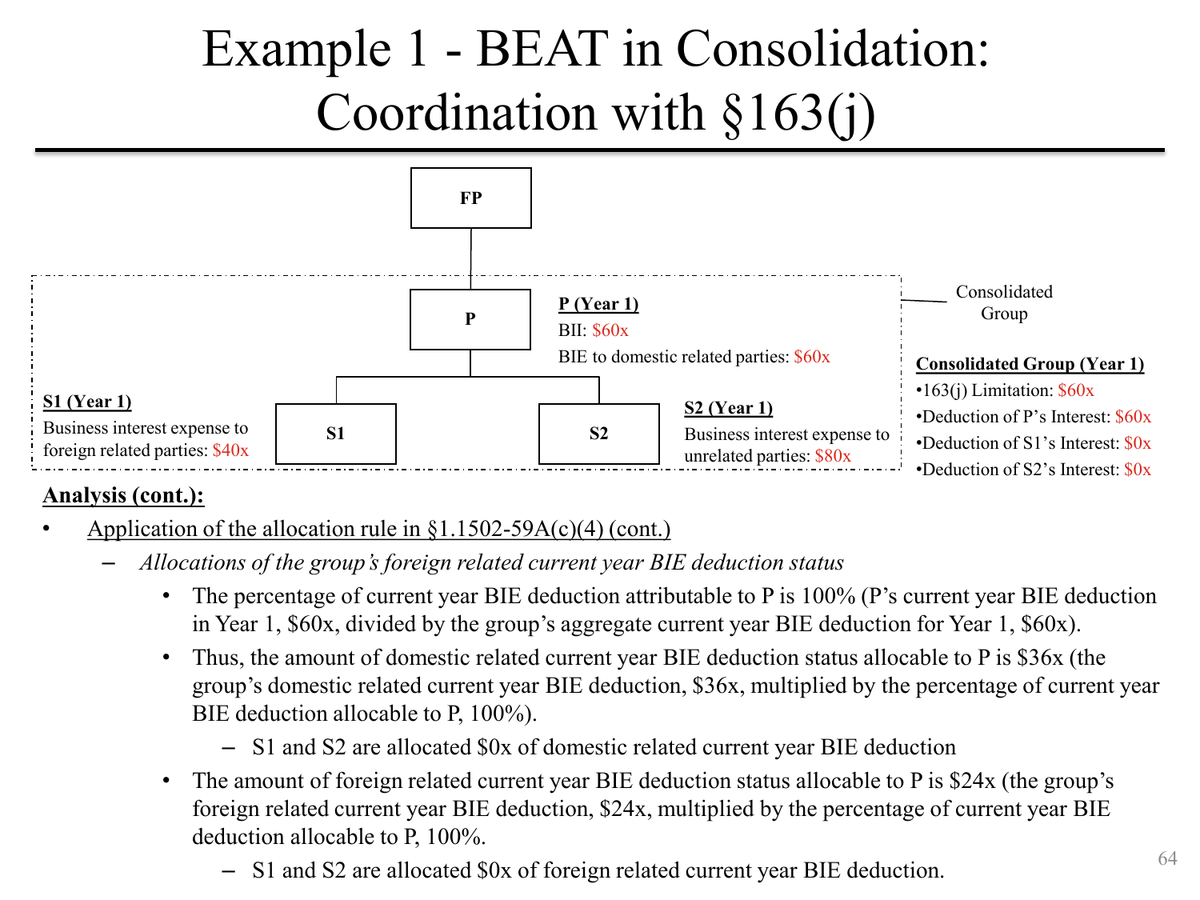# Example 1 - BEAT in Consolidation: Coordination with §163(j)

FP

P

**P (Year 1)**
BII: $60x
BIE to domestic related parties: $60x

Consolidated Group

**S1 (Year 1)**
Business interest expense to foreign related parties: $40x

S1

S2

**S2 (Year 1)**
Business interest expense to unrelated parties: $80x

**Consolidated Group (Year 1)**

- 163(j) Limitation: $60x
- Deduction of P's Interest: $60x
- Deduction of S1's Interest: $0x
- Deduction of S2's Interest: $0x

**Analysis (cont.):**

- Application of the allocation rule in §1.1502-59A(c)(4) (cont.)
  - *Allocations of the group's foreign related current year BIE deduction status*
    - The percentage of current year BIE deduction attributable to P is 100% (P's current year BIE deduction in Year 1, $60x, divided by the group's aggregate current year BIE deduction for Year 1, $60x).
    - Thus, the amount of domestic related current year BIE deduction status allocable to P is $36x (the group's domestic related current year BIE deduction, $36x, multiplied by the percentage of current year BIE deduction allocable to P, 100%).
      - S1 and S2 are allocated $0x of domestic related current year BIE deduction
    - The amount of foreign related current year BIE deduction status allocable to P is $24x (the group's foreign related current year BIE deduction, $24x, multiplied by the percentage of current year BIE deduction allocable to P, 100%.
      - S1 and S2 are allocated $0x of foreign related current year BIE deduction.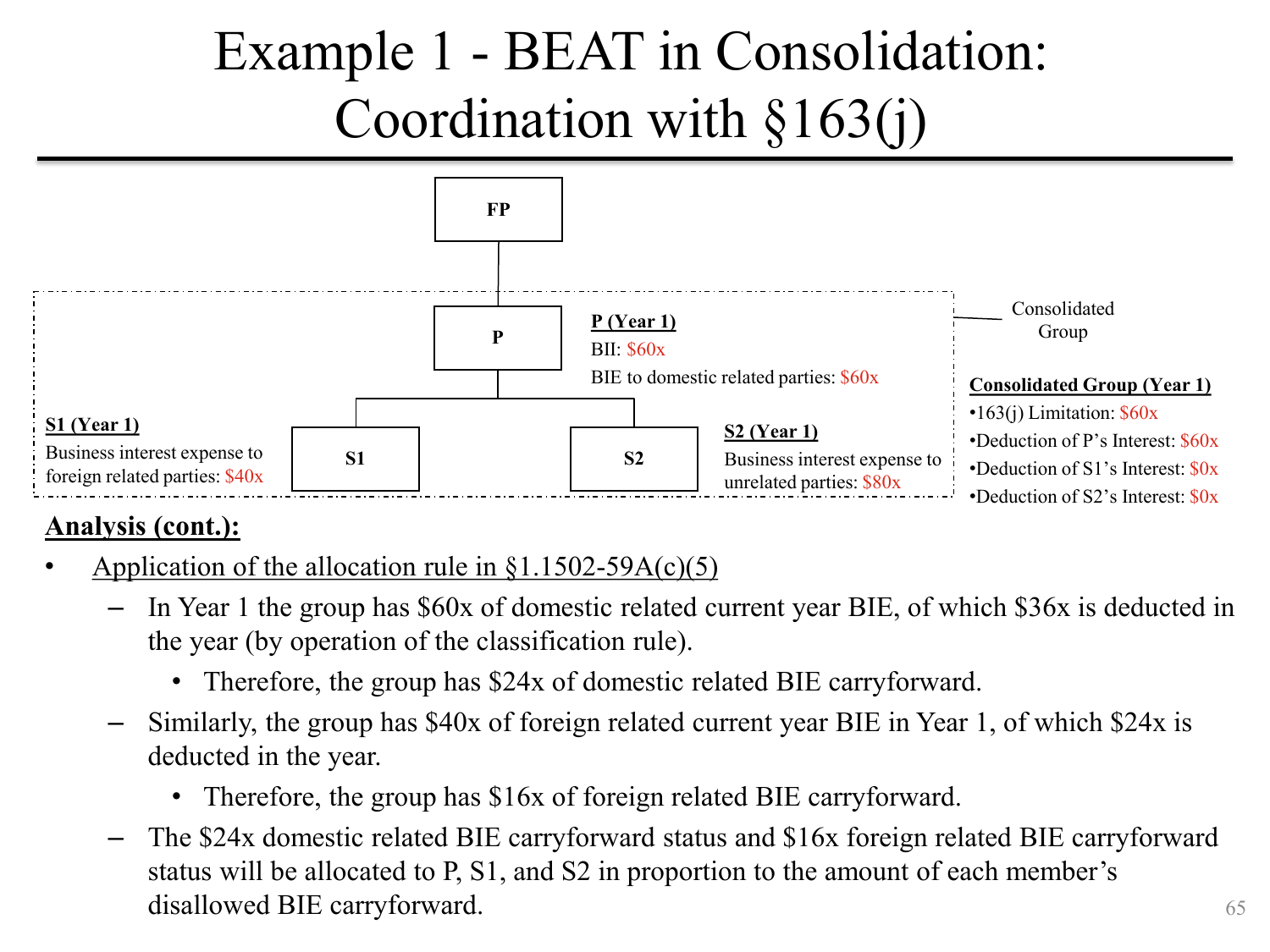# Example 1 - BEAT in Consolidation: Coordination with §163(j)

FP

Consolidated Group

P

**P (Year 1)**
BII: $60x
BIE to domestic related parties: $60x

S1

**S1 (Year 1)**
Business interest expense to foreign related parties: $40x

S2

**S2 (Year 1)**
Business interest expense to unrelated parties: $80x

**Consolidated Group (Year 1)**
- 163(j) Limitation: $60x
- Deduction of P's Interest: $60x
- Deduction of S1's Interest: $0x
- Deduction of S2's Interest: $0x

**Analysis (cont.):**

- Application of the allocation rule in §1.1502-59A(c)(5)
  - In Year 1 the group has $60x of domestic related current year BIE, of which $36x is deducted in the year (by operation of the classification rule).
    - Therefore, the group has $24x of domestic related BIE carryforward.
  - Similarly, the group has $40x of foreign related current year BIE in Year 1, of which $24x is deducted in the year.
    - Therefore, the group has $16x of foreign related BIE carryforward.
  - The $24x domestic related BIE carryforward status and $16x foreign related BIE carryforward status will be allocated to P, S1, and S2 in proportion to the amount of each member's disallowed BIE carryforward.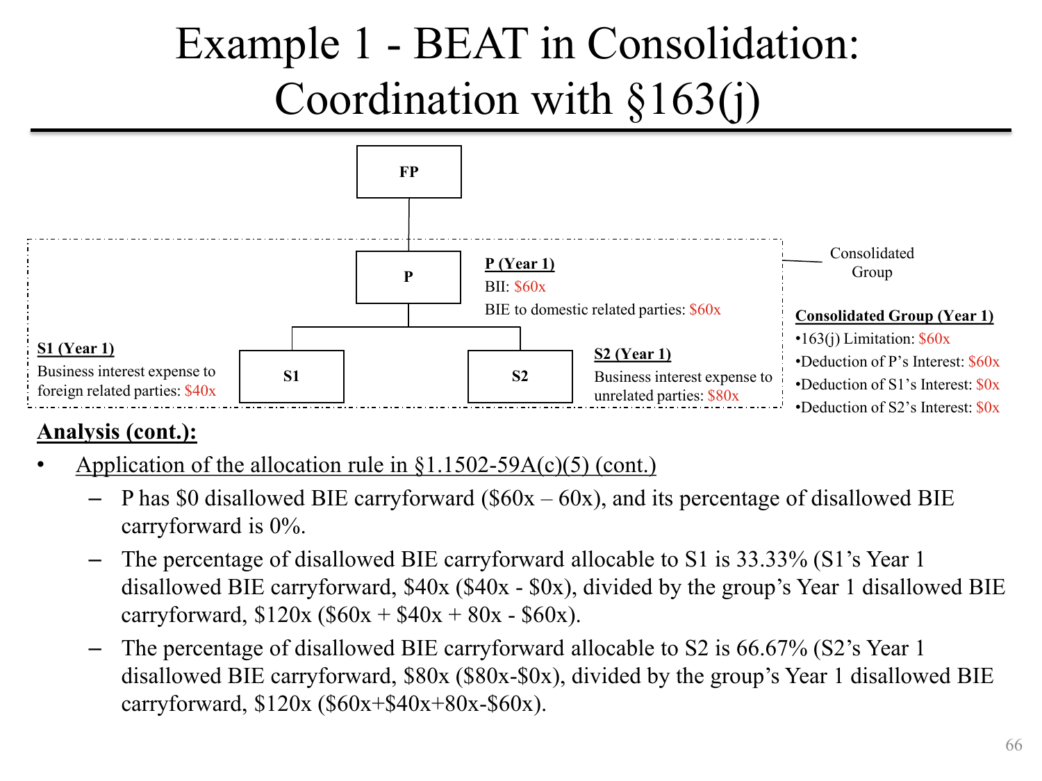# Example 1 - BEAT in Consolidation: Coordination with §163(j)

FP

P

S1

S2

Consolidated Group

**P (Year 1)**
BII: $60x
BIE to domestic related parties: $60x

**S1 (Year 1)**
Business interest expense to foreign related parties: $40x

**S2 (Year 1)**
Business interest expense to unrelated parties: $80x

**Consolidated Group (Year 1)**
- 163(j) Limitation: $60x
- Deduction of P's Interest: $60x
- Deduction of S1's Interest: $0x
- Deduction of S2's Interest: $0x

**Analysis (cont.):**

- Application of the allocation rule in §1.1502-59A(c)(5) (cont.)
  - P has $0 disallowed BIE carryforward ($60x – 60x), and its percentage of disallowed BIE carryforward is 0%.
  - The percentage of disallowed BIE carryforward allocable to S1 is 33.33% (S1's Year 1 disallowed BIE carryforward, $40x ($40x - $0x), divided by the group's Year 1 disallowed BIE carryforward, $120x ($60x + $40x + 80x - $60x).
  - The percentage of disallowed BIE carryforward allocable to S2 is 66.67% (S2's Year 1 disallowed BIE carryforward, $80x ($80x-$0x), divided by the group's Year 1 disallowed BIE carryforward, $120x ($60x+$40x+80x-$60x).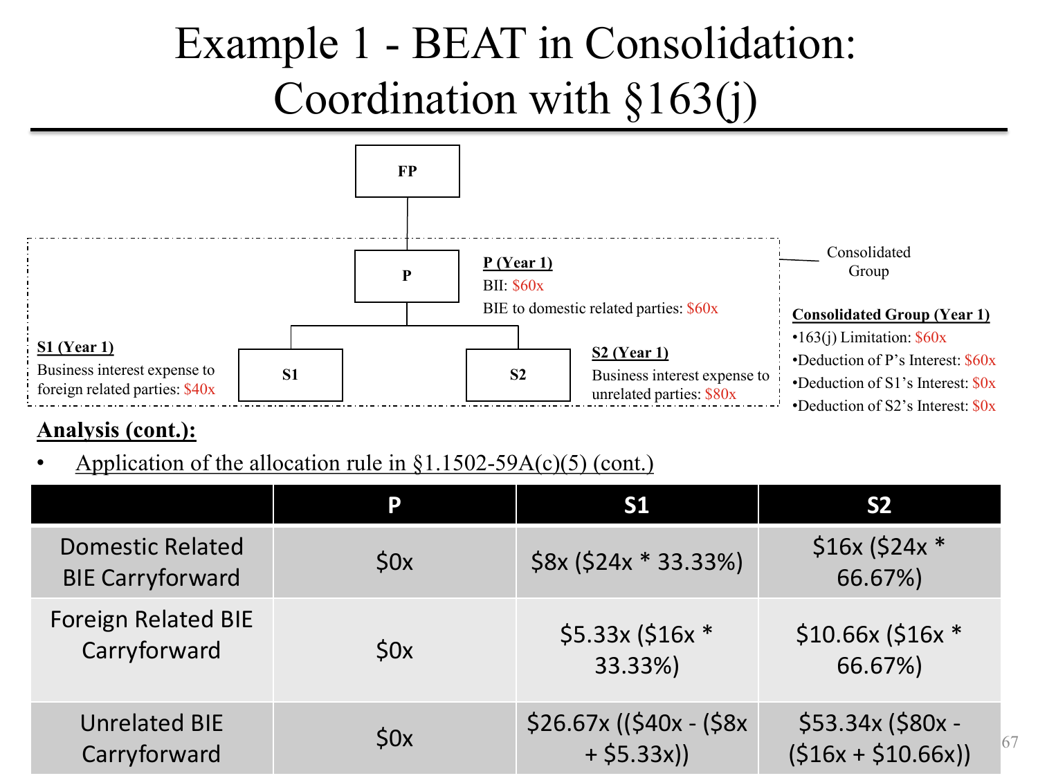# Example 1 - BEAT in Consolidation: Coordination with §163(j)

FP

P

S1

S2

Consolidated Group

**P (Year 1)**
BII: $60x
BIE to domestic related parties: $60x

**S1 (Year 1)**
Business interest expense to foreign related parties: $40x

**S2 (Year 1)**
Business interest expense to unrelated parties: $80x

**Consolidated Group (Year 1)**

- 163(j) Limitation: $60x
- Deduction of P's Interest: $60x
- Deduction of S1's Interest: $0x
- Deduction of S2's Interest: $0x

**Analysis (cont.):**

- Application of the allocation rule in §1.1502-59A(c)(5) (cont.)

| | P | S1 | S2 |
|---|---|---|---|
| Domestic Related BIE Carryforward | $0x | $8x ($24x * 33.33%) | $16x ($24x * 66.67%) |
| Foreign Related BIE Carryforward | $0x | $5.33x ($16x * 33.33%) | $10.66x ($16x * 66.67%) |
| Unrelated BIE Carryforward | $0x | $26.67x (($40x - ($8x + $5.33x)) | $53.34x ($80x - ($16x + $10.66x)) |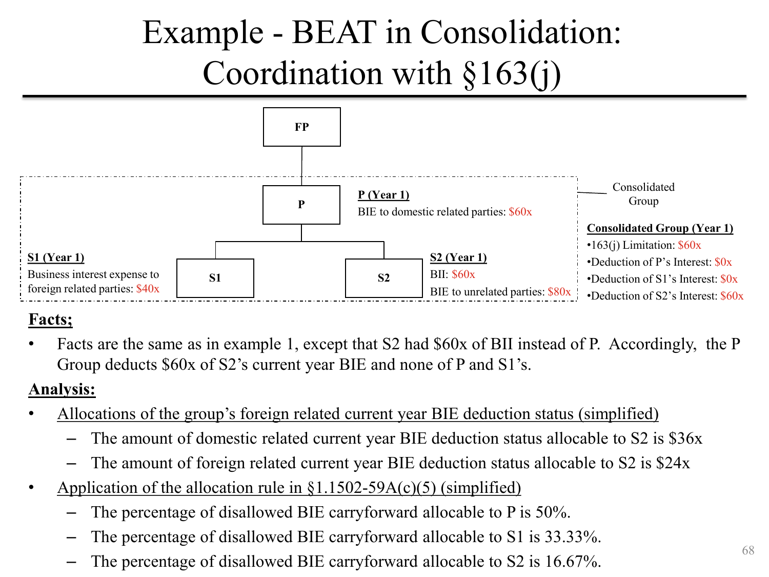# Example - BEAT in Consolidation: Coordination with §163(j)

FP

P

**P (Year 1)**
BIE to domestic related parties: $60x

S1

**S1 (Year 1)**
Business interest expense to foreign related parties: $40x

S2

**S2 (Year 1)**
BII: $60x
BIE to unrelated parties: $80x

Consolidated Group

**Consolidated Group (Year 1)**
- 163(j) Limitation: $60x
- Deduction of P's Interest: $0x
- Deduction of S1's Interest: $0x
- Deduction of S2's Interest: $60x

**Facts;**

- Facts are the same as in example 1, except that S2 had $60x of BII instead of P. Accordingly, the P Group deducts $60x of S2's current year BIE and none of P and S1's.

**Analysis:**

- Allocations of the group's foreign related current year BIE deduction status (simplified)
  - The amount of domestic related current year BIE deduction status allocable to S2 is $36x
  - The amount of foreign related current year BIE deduction status allocable to S2 is $24x
- Application of the allocation rule in §1.1502-59A(c)(5) (simplified)
  - The percentage of disallowed BIE carryforward allocable to P is 50%.
  - The percentage of disallowed BIE carryforward allocable to S1 is 33.33%.
  - The percentage of disallowed BIE carryforward allocable to S2 is 16.67%.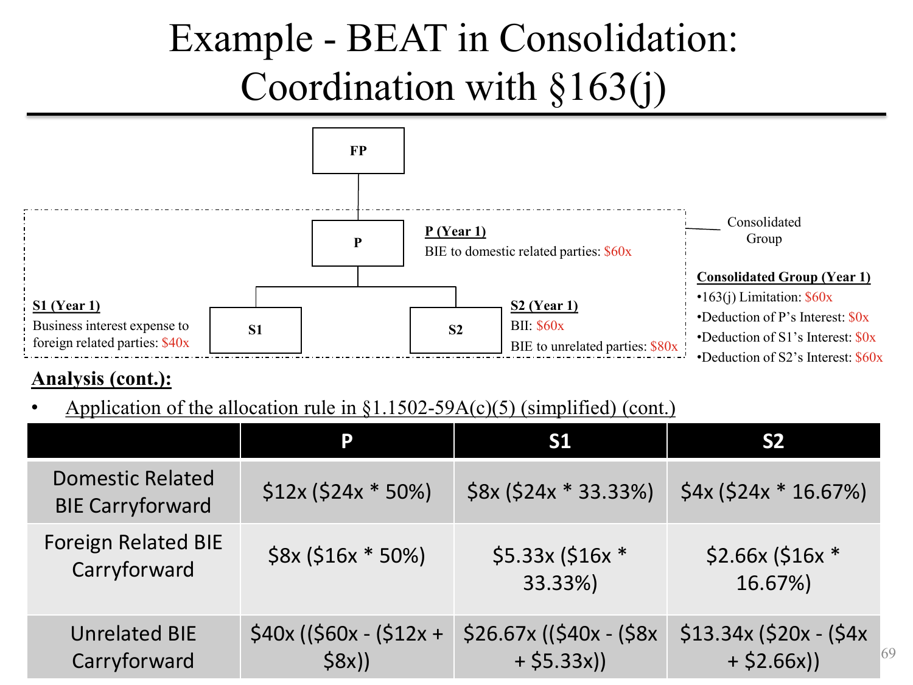# Example - BEAT in Consolidation: Coordination with §163(j)

FP

P

Consolidated Group

**P (Year 1)**
BIE to domestic related parties: $60x

**S1 (Year 1)**
Business interest expense to foreign related parties: $40x

S1

S2

**S2 (Year 1)**
BII: $60x
BIE to unrelated parties: $80x

**Consolidated Group (Year 1)**
- 163(j) Limitation: $60x
- Deduction of P's Interest: $0x
- Deduction of S1's Interest: $0x
- Deduction of S2's Interest: $60x

**Analysis (cont.):**

- Application of the allocation rule in §1.1502-59A(c)(5) (simplified) (cont.)

| | P | S1 | S2 |
|---|---|---|---|
| Domestic Related BIE Carryforward | $12x ($24x * 50%) | $8x ($24x * 33.33%) | $4x ($24x * 16.67%) |
| Foreign Related BIE Carryforward | $8x ($16x * 50%) | $5.33x ($16x * 33.33%) | $2.66x ($16x * 16.67%) |
| Unrelated BIE Carryforward | $40x (($60x - ($12x + $8x)) | $26.67x (($40x - ($8x + $5.33x)) | $13.34x ($20x - ($4x + $2.66x)) |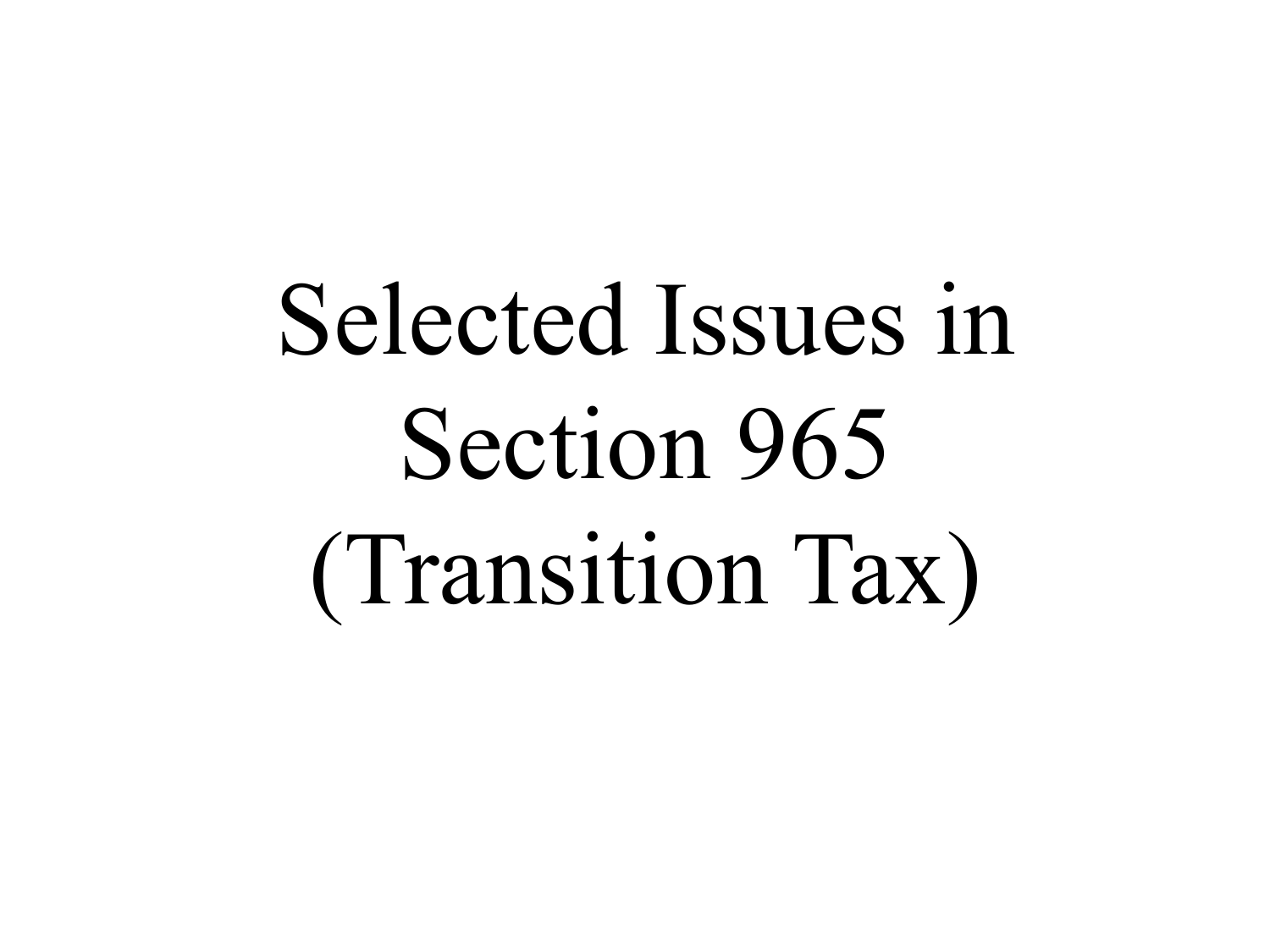# Selected Issues in Section 965 (Transition Tax)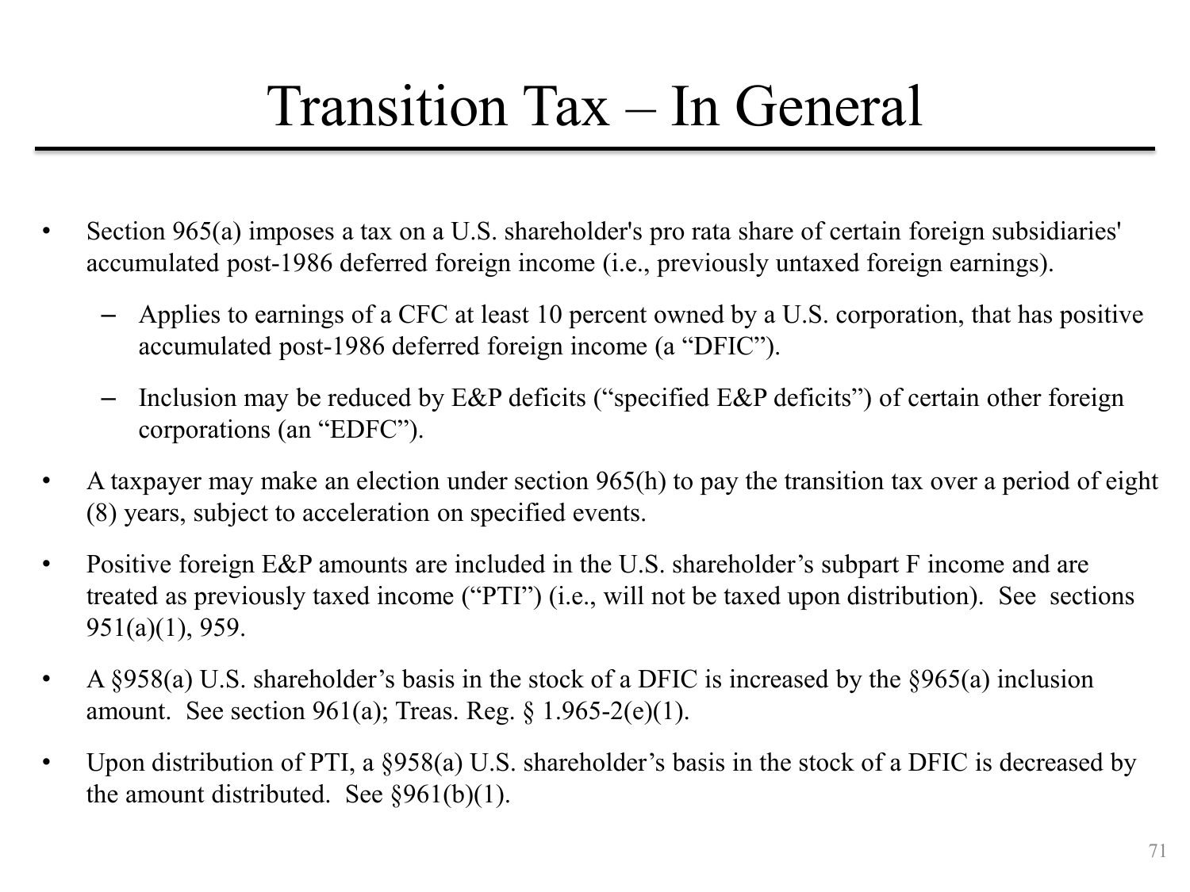# Transition Tax – In General

- Section 965(a) imposes a tax on a U.S. shareholder's pro rata share of certain foreign subsidiaries' accumulated post-1986 deferred foreign income (i.e., previously untaxed foreign earnings).
  - Applies to earnings of a CFC at least 10 percent owned by a U.S. corporation, that has positive accumulated post-1986 deferred foreign income (a "DFIC").
  - Inclusion may be reduced by E&P deficits ("specified E&P deficits") of certain other foreign corporations (an "EDFC").
- A taxpayer may make an election under section 965(h) to pay the transition tax over a period of eight (8) years, subject to acceleration on specified events.
- Positive foreign E&P amounts are included in the U.S. shareholder's subpart F income and are treated as previously taxed income ("PTI") (i.e., will not be taxed upon distribution). See sections 951(a)(1), 959.
- A §958(a) U.S. shareholder's basis in the stock of a DFIC is increased by the §965(a) inclusion amount. See section 961(a); Treas. Reg. § 1.965-2(e)(1).
- Upon distribution of PTI, a §958(a) U.S. shareholder's basis in the stock of a DFIC is decreased by the amount distributed. See §961(b)(1).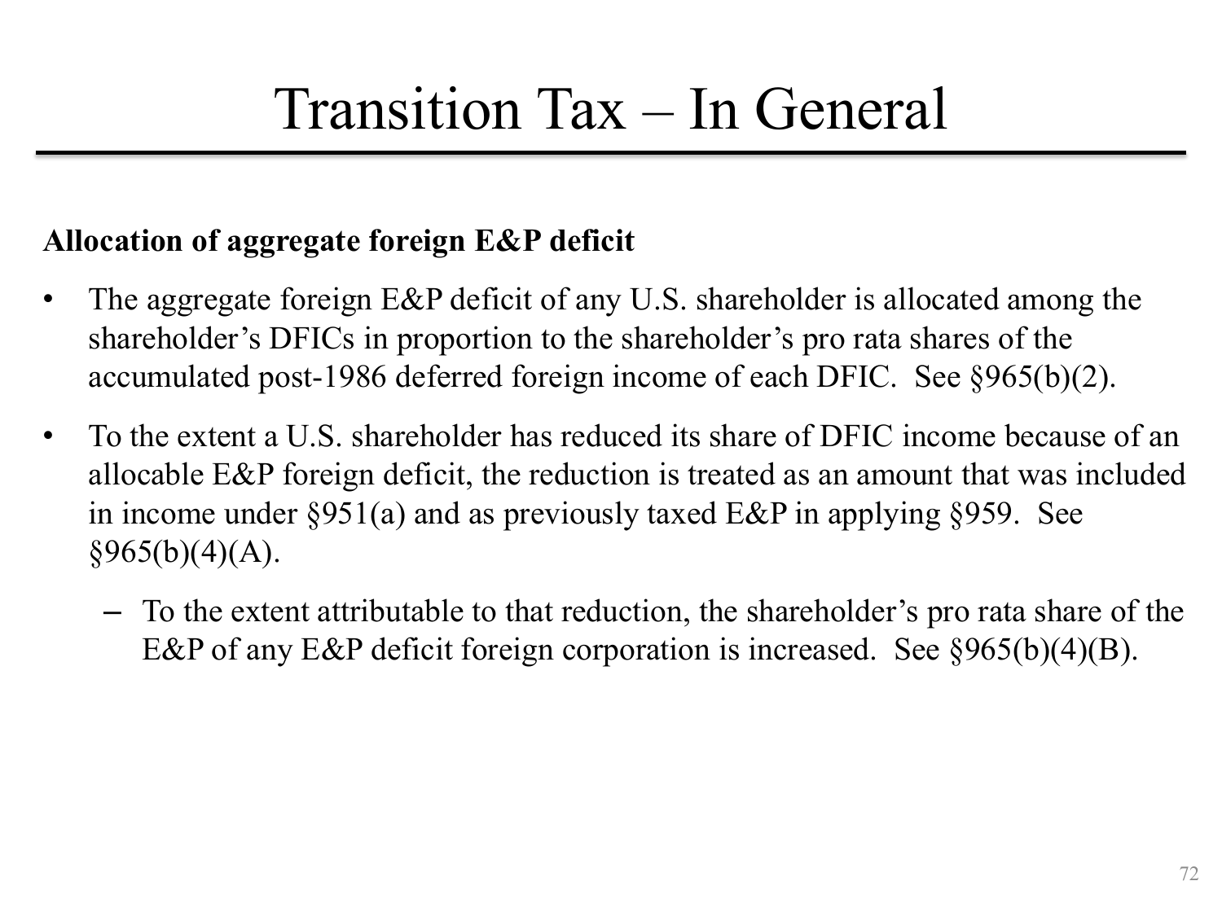# Transition Tax – In General

**Allocation of aggregate foreign E&P deficit**

- The aggregate foreign E&P deficit of any U.S. shareholder is allocated among the shareholder's DFICs in proportion to the shareholder's pro rata shares of the accumulated post-1986 deferred foreign income of each DFIC. See §965(b)(2).
- To the extent a U.S. shareholder has reduced its share of DFIC income because of an allocable E&P foreign deficit, the reduction is treated as an amount that was included in income under §951(a) and as previously taxed E&P in applying §959. See §965(b)(4)(A).
  - To the extent attributable to that reduction, the shareholder's pro rata share of the E&P of any E&P deficit foreign corporation is increased. See §965(b)(4)(B).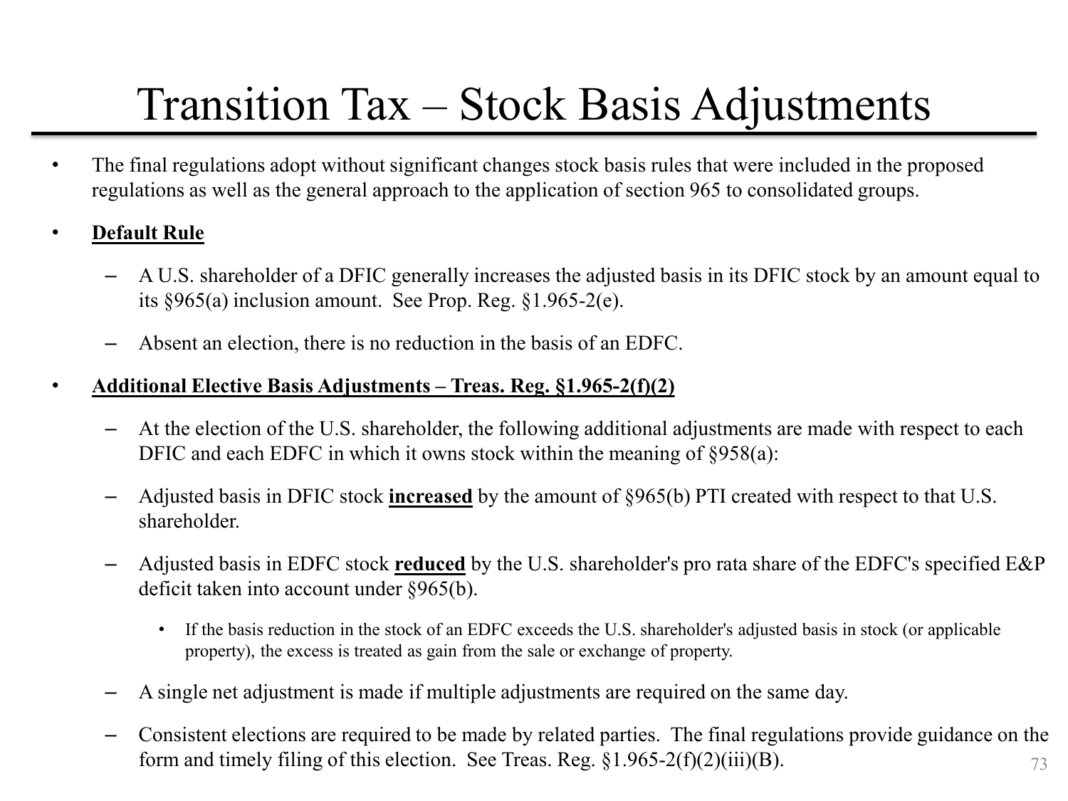# Transition Tax – Stock Basis Adjustments

- The final regulations adopt without significant changes stock basis rules that were included in the proposed regulations as well as the general approach to the application of section 965 to consolidated groups.
- **Default Rule**
  - A U.S. shareholder of a DFIC generally increases the adjusted basis in its DFIC stock by an amount equal to its §965(a) inclusion amount. See Prop. Reg. §1.965-2(e).
  - Absent an election, there is no reduction in the basis of an EDFC.
- **Additional Elective Basis Adjustments – Treas. Reg. §1.965-2(f)(2)**
  - At the election of the U.S. shareholder, the following additional adjustments are made with respect to each DFIC and each EDFC in which it owns stock within the meaning of §958(a):
  - Adjusted basis in DFIC stock **increased** by the amount of §965(b) PTI created with respect to that U.S. shareholder.
  - Adjusted basis in EDFC stock **reduced** by the U.S. shareholder's pro rata share of the EDFC's specified E&P deficit taken into account under §965(b).
    - If the basis reduction in the stock of an EDFC exceeds the U.S. shareholder's adjusted basis in stock (or applicable property), the excess is treated as gain from the sale or exchange of property.
  - A single net adjustment is made if multiple adjustments are required on the same day.
  - Consistent elections are required to be made by related parties. The final regulations provide guidance on the form and timely filing of this election. See Treas. Reg. §1.965-2(f)(2)(iii)(B).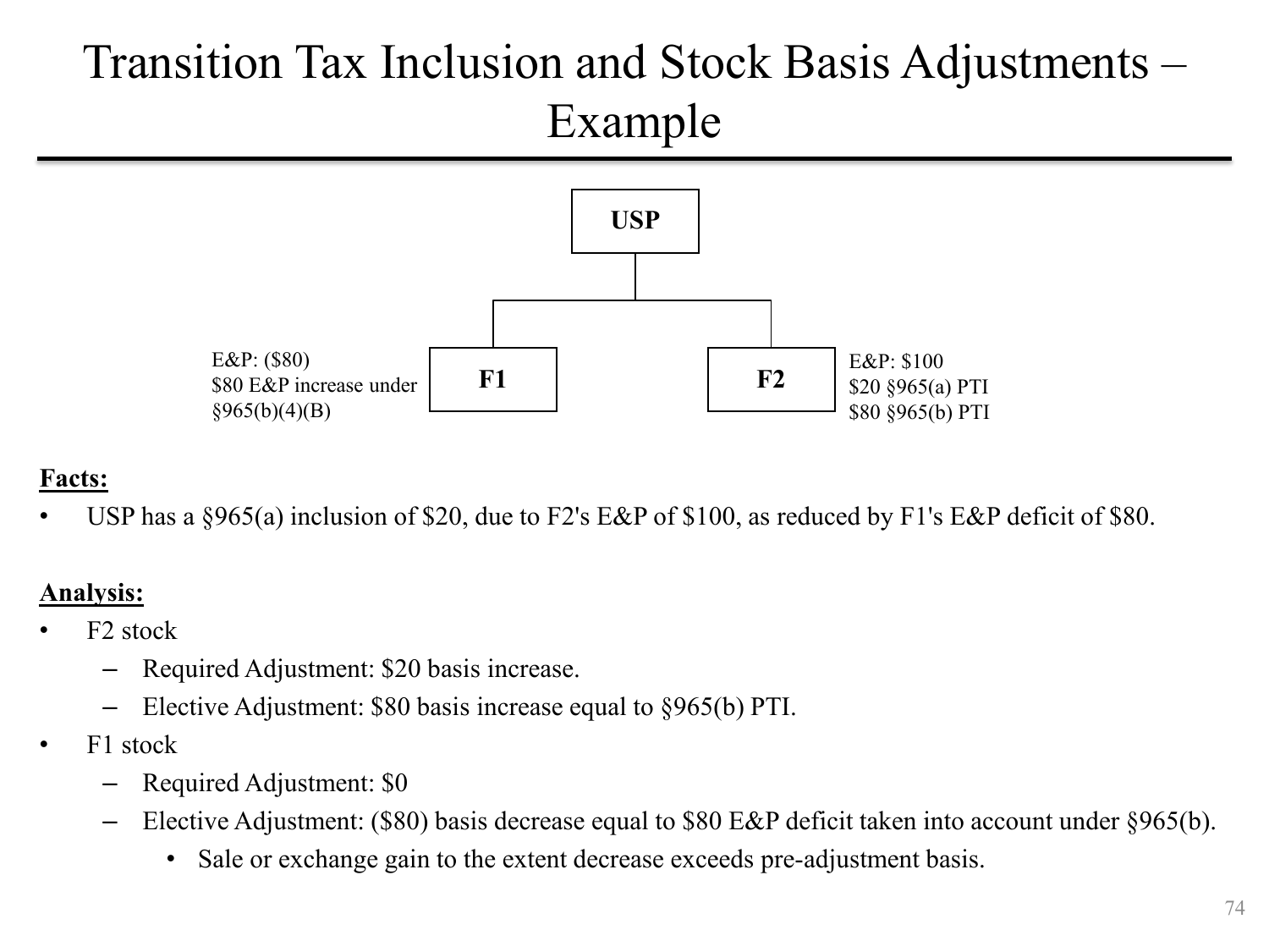# Transition Tax Inclusion and Stock Basis Adjustments – Example

USP

F1 — E&P: ($80); $80 E&P increase under §965(b)(4)(B)

F2 — E&P: $100; $20 §965(a) PTI; $80 §965(b) PTI

**Facts:**

- USP has a §965(a) inclusion of $20, due to F2's E&P of $100, as reduced by F1's E&P deficit of $80.

**Analysis:**

- F2 stock
  - Required Adjustment: $20 basis increase.
  - Elective Adjustment: $80 basis increase equal to §965(b) PTI.
- F1 stock
  - Required Adjustment: $0
  - Elective Adjustment: ($80) basis decrease equal to $80 E&P deficit taken into account under §965(b).
    - Sale or exchange gain to the extent decrease exceeds pre-adjustment basis.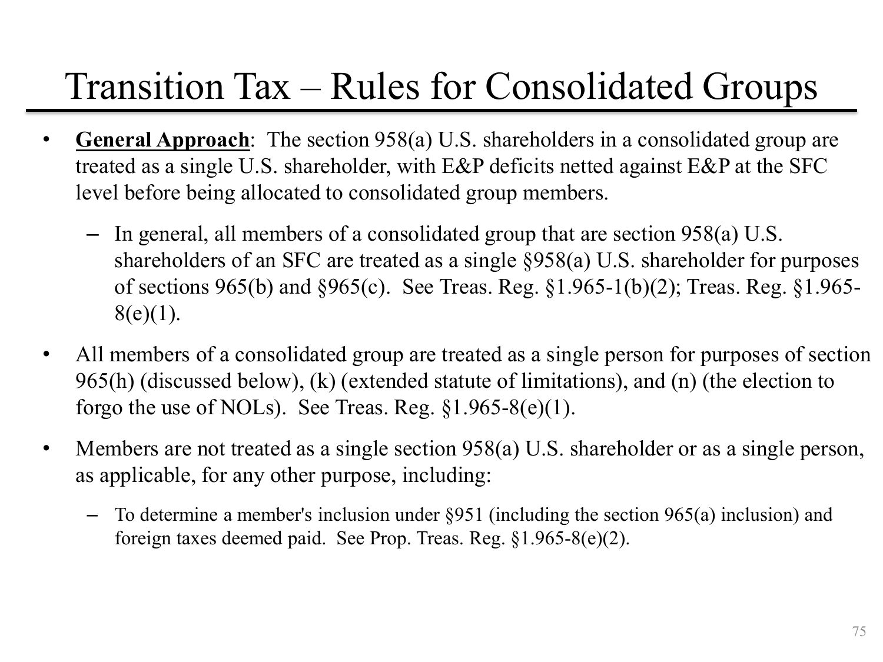# Transition Tax – Rules for Consolidated Groups

- **General Approach**: The section 958(a) U.S. shareholders in a consolidated group are treated as a single U.S. shareholder, with E&P deficits netted against E&P at the SFC level before being allocated to consolidated group members.
  - In general, all members of a consolidated group that are section 958(a) U.S. shareholders of an SFC are treated as a single §958(a) U.S. shareholder for purposes of sections 965(b) and §965(c). See Treas. Reg. §1.965-1(b)(2); Treas. Reg. §1.965-8(e)(1).
- All members of a consolidated group are treated as a single person for purposes of section 965(h) (discussed below), (k) (extended statute of limitations), and (n) (the election to forgo the use of NOLs). See Treas. Reg. §1.965-8(e)(1).
- Members are not treated as a single section 958(a) U.S. shareholder or as a single person, as applicable, for any other purpose, including:
  - To determine a member's inclusion under §951 (including the section 965(a) inclusion) and foreign taxes deemed paid. See Prop. Treas. Reg. §1.965-8(e)(2).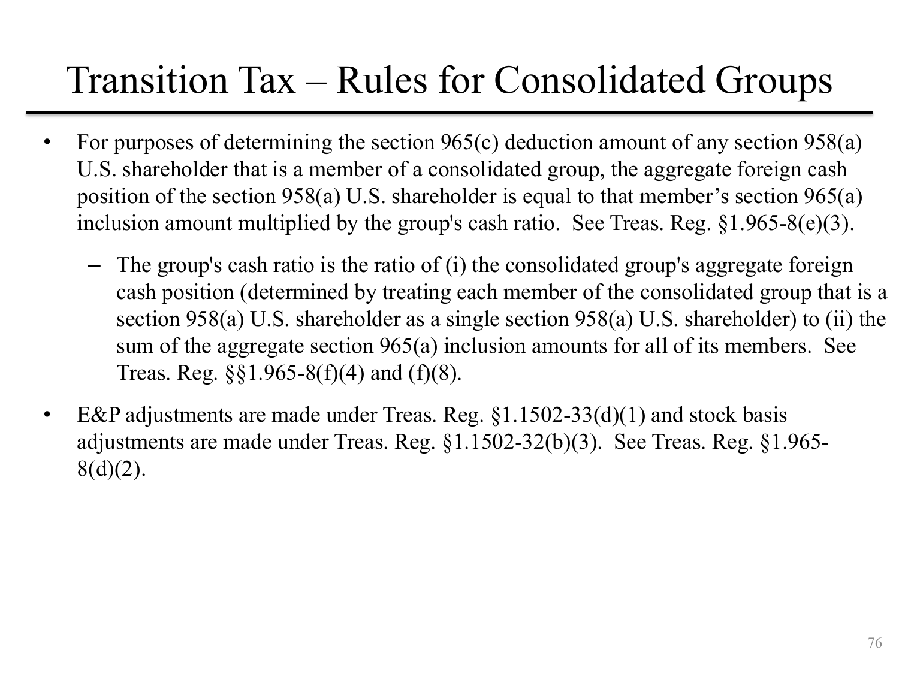# Transition Tax – Rules for Consolidated Groups

- For purposes of determining the section 965(c) deduction amount of any section 958(a) U.S. shareholder that is a member of a consolidated group, the aggregate foreign cash position of the section 958(a) U.S. shareholder is equal to that member's section 965(a) inclusion amount multiplied by the group's cash ratio. See Treas. Reg. §1.965-8(e)(3).
  - The group's cash ratio is the ratio of (i) the consolidated group's aggregate foreign cash position (determined by treating each member of the consolidated group that is a section 958(a) U.S. shareholder as a single section 958(a) U.S. shareholder) to (ii) the sum of the aggregate section 965(a) inclusion amounts for all of its members. See Treas. Reg. §§1.965-8(f)(4) and (f)(8).
- E&P adjustments are made under Treas. Reg. §1.1502-33(d)(1) and stock basis adjustments are made under Treas. Reg. §1.1502-32(b)(3). See Treas. Reg. §1.965-8(d)(2).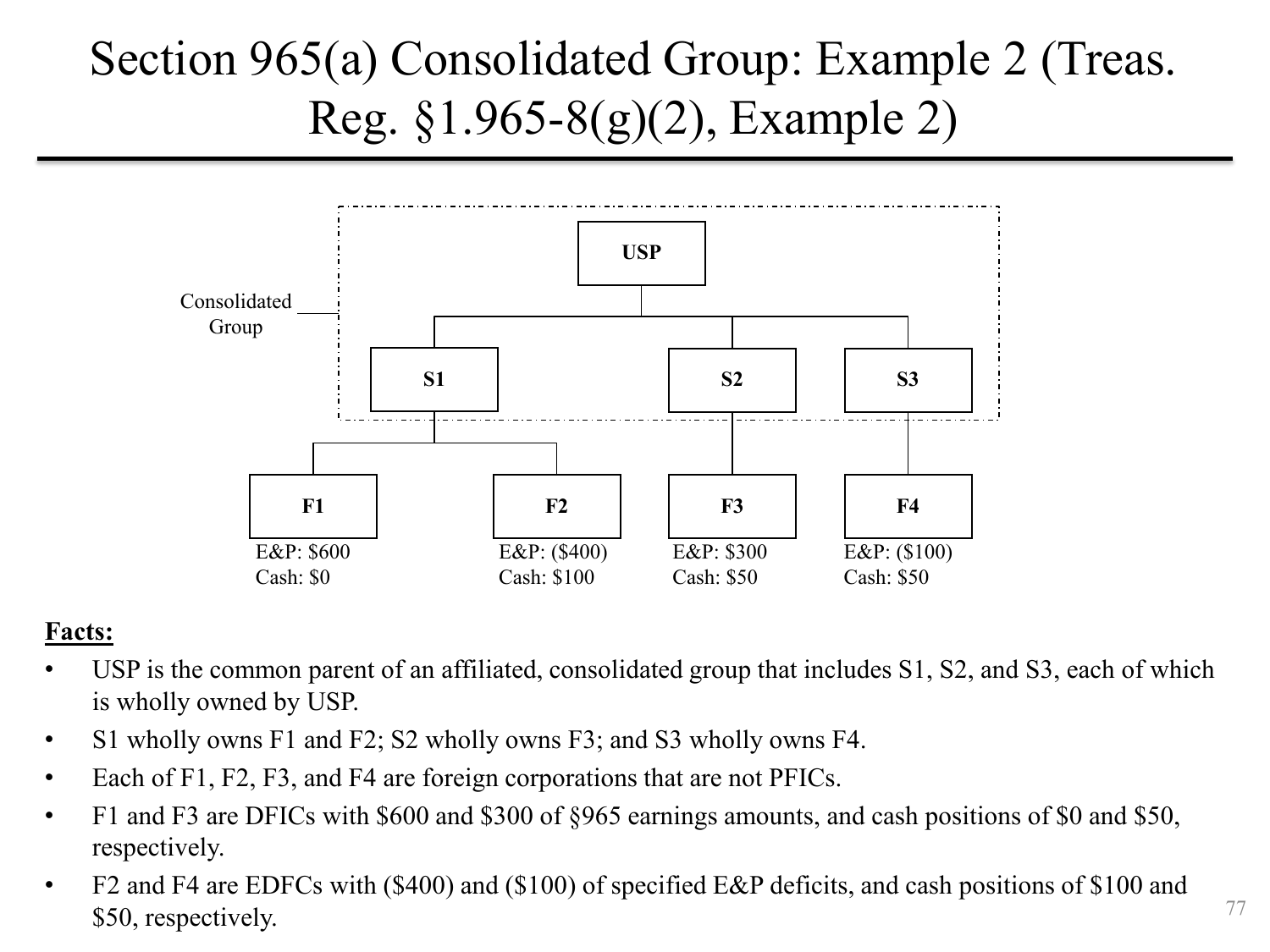# Section 965(a) Consolidated Group: Example 2 (Treas. Reg. §1.965-8(g)(2), Example 2)

Consolidated Group

USP

S1 | S2 | S3

| F1 | F2 | F3 | F4 |
|---|---|---|---|
| E&P: $600 | E&P: ($400) | E&P: $300 | E&P: ($100) |
| Cash: $0 | Cash: $100 | Cash: $50 | Cash: $50 |

**Facts:**

- USP is the common parent of an affiliated, consolidated group that includes S1, S2, and S3, each of which is wholly owned by USP.
- S1 wholly owns F1 and F2; S2 wholly owns F3; and S3 wholly owns F4.
- Each of F1, F2, F3, and F4 are foreign corporations that are not PFICs.
- F1 and F3 are DFICs with $600 and $300 of §965 earnings amounts, and cash positions of $0 and $50, respectively.
- F2 and F4 are EDFCs with ($400) and ($100) of specified E&P deficits, and cash positions of $100 and $50, respectively.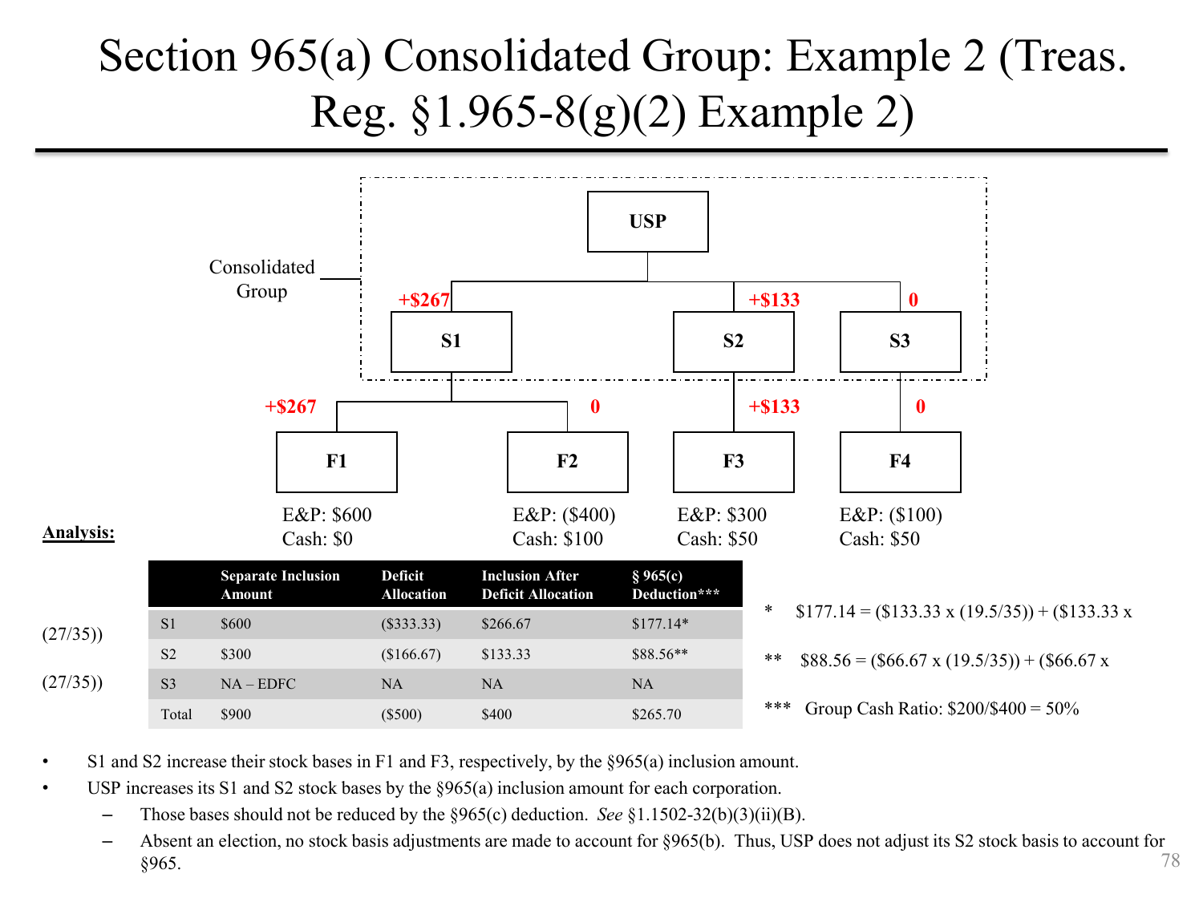# Section 965(a) Consolidated Group: Example 2 (Treas. Reg. §1.965-8(g)(2) Example 2)

Consolidated Group

USP

+$267 S1 +$133 S2 0 S3

+$267 F1 0 F2 +$133 F3 0 F4

F1 — E&P: $600, Cash: $0

F2 — E&P: ($400), Cash: $100

F3 — E&P: $300, Cash: $50

F4 — E&P: ($100), Cash: $50

**Analysis:**

| | Separate Inclusion Amount | Deficit Allocation | Inclusion After Deficit Allocation | § 965(c) Deduction*** |
|---|---|---|---|---|
| S1 | $600 | ($333.33) | $266.67 | $177.14* |
| S2 | $300 | ($166.67) | $133.33 | $88.56** |
| S3 | NA – EDFC | NA | NA | NA |
| Total | $900 | ($500) | $400 | $265.70 |

\* $177.14 = ($133.33 x (19.5/35)) + ($133.33 x (27/35))

\*\* $88.56 = ($66.67 x (19.5/35)) + ($66.67 x (27/35))

\*\*\* Group Cash Ratio: $200/$400 = 50%

- S1 and S2 increase their stock bases in F1 and F3, respectively, by the §965(a) inclusion amount.
- USP increases its S1 and S2 stock bases by the §965(a) inclusion amount for each corporation.
  - Those bases should not be reduced by the §965(c) deduction. *See* §1.1502-32(b)(3)(ii)(B).
  - Absent an election, no stock basis adjustments are made to account for §965(b). Thus, USP does not adjust its S2 stock basis to account for §965.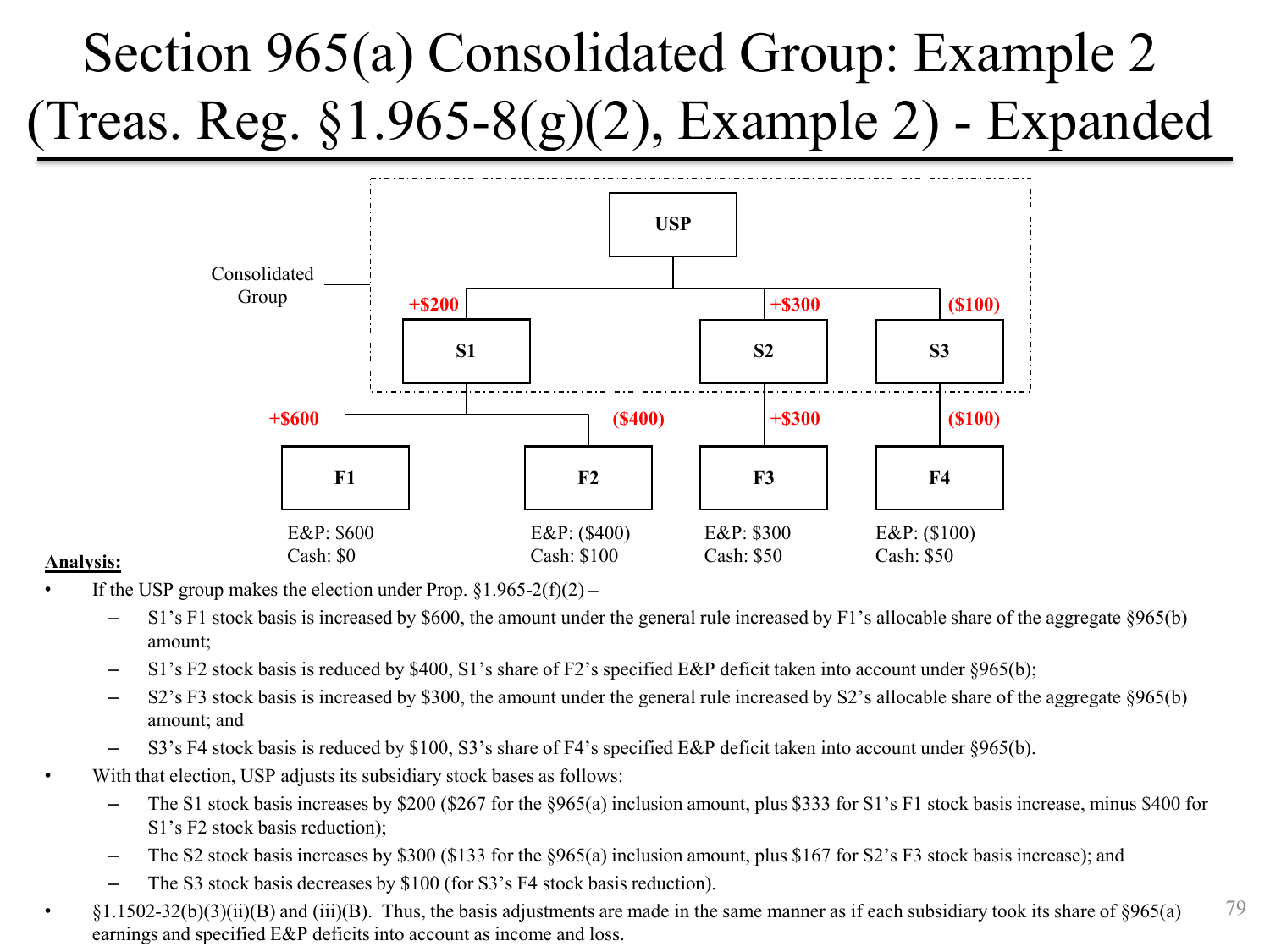# Section 965(a) Consolidated Group: Example 2 (Treas. Reg. §1.965-8(g)(2), Example 2) - Expanded

Consolidated Group

USP

+$200 S1 | +$300 S2 | ($100) S3

+$600 F1 | ($400) F2 | +$300 F3 | ($100) F4

| | F1 | F2 | F3 | F4 |
|---|---|---|---|---|
| E&P | $600 | ($400) | $300 | ($100) |
| Cash | $0 | $100 | $50 | $50 |

**Analysis:**

- If the USP group makes the election under Prop. §1.965-2(f)(2) –
  - S1's F1 stock basis is increased by $600, the amount under the general rule increased by F1's allocable share of the aggregate §965(b) amount;
  - S1's F2 stock basis is reduced by $400, S1's share of F2's specified E&P deficit taken into account under §965(b);
  - S2's F3 stock basis is increased by $300, the amount under the general rule increased by S2's allocable share of the aggregate §965(b) amount; and
  - S3's F4 stock basis is reduced by $100, S3's share of F4's specified E&P deficit taken into account under §965(b).
- With that election, USP adjusts its subsidiary stock bases as follows:
  - The S1 stock basis increases by $200 ($267 for the §965(a) inclusion amount, plus $333 for S1's F1 stock basis increase, minus $400 for S1's F2 stock basis reduction);
  - The S2 stock basis increases by $300 ($133 for the §965(a) inclusion amount, plus $167 for S2's F3 stock basis increase); and
  - The S3 stock basis decreases by $100 (for S3's F4 stock basis reduction).
- §1.1502-32(b)(3)(ii)(B) and (iii)(B). Thus, the basis adjustments are made in the same manner as if each subsidiary took its share of §965(a) earnings and specified E&P deficits into account as income and loss.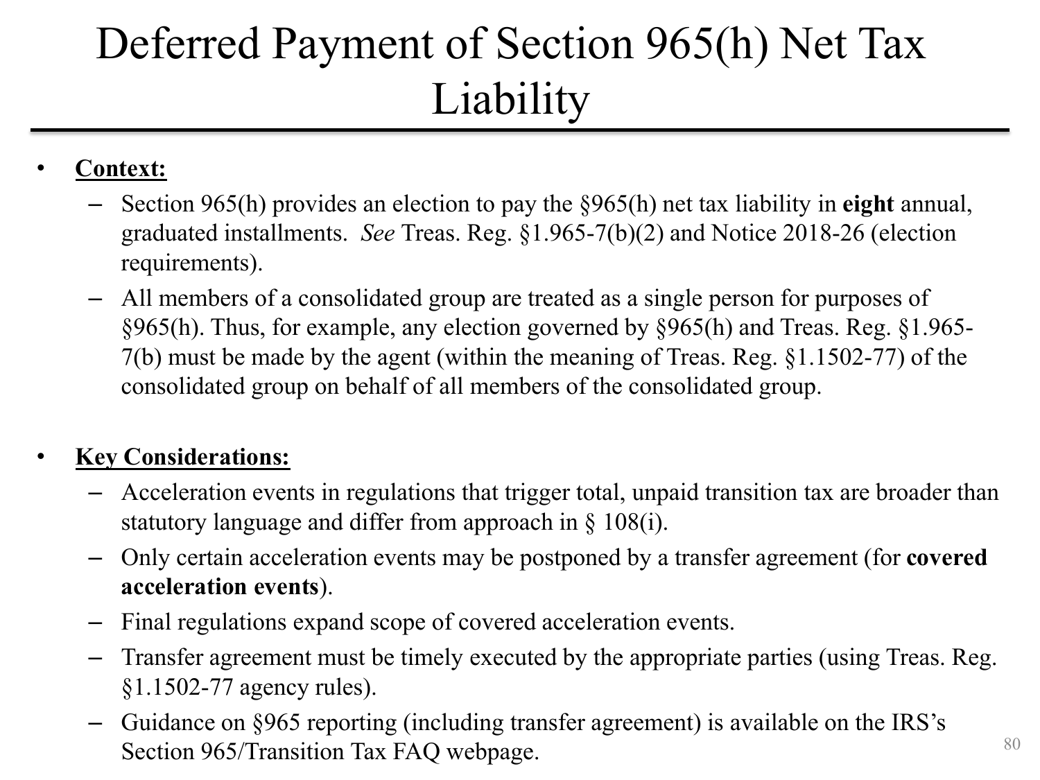# Deferred Payment of Section 965(h) Net Tax Liability

- **Context:**
  - Section 965(h) provides an election to pay the §965(h) net tax liability in **eight** annual, graduated installments. *See* Treas. Reg. §1.965-7(b)(2) and Notice 2018-26 (election requirements).
  - All members of a consolidated group are treated as a single person for purposes of §965(h). Thus, for example, any election governed by §965(h) and Treas. Reg. §1.965-7(b) must be made by the agent (within the meaning of Treas. Reg. §1.1502-77) of the consolidated group on behalf of all members of the consolidated group.

- **Key Considerations:**
  - Acceleration events in regulations that trigger total, unpaid transition tax are broader than statutory language and differ from approach in § 108(i).
  - Only certain acceleration events may be postponed by a transfer agreement (for **covered acceleration events**).
  - Final regulations expand scope of covered acceleration events.
  - Transfer agreement must be timely executed by the appropriate parties (using Treas. Reg. §1.1502-77 agency rules).
  - Guidance on §965 reporting (including transfer agreement) is available on the IRS's Section 965/Transition Tax FAQ webpage.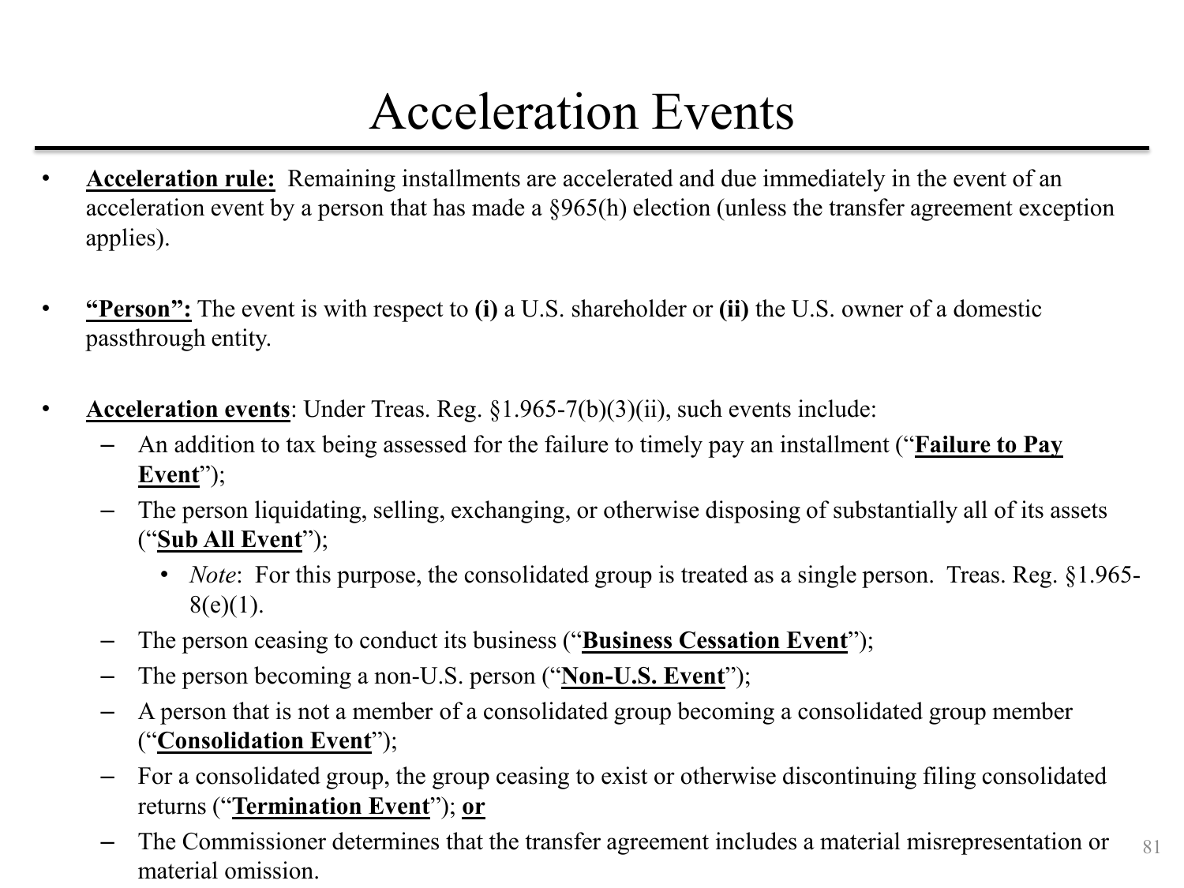# Acceleration Events

- **Acceleration rule:** Remaining installments are accelerated and due immediately in the event of an acceleration event by a person that has made a §965(h) election (unless the transfer agreement exception applies).

- **"Person":** The event is with respect to **(i)** a U.S. shareholder or **(ii)** the U.S. owner of a domestic passthrough entity.

- **Acceleration events**: Under Treas. Reg. §1.965-7(b)(3)(ii), such events include:
  - An addition to tax being assessed for the failure to timely pay an installment ("**Failure to Pay Event**");
  - The person liquidating, selling, exchanging, or otherwise disposing of substantially all of its assets ("**Sub All Event**");
    - *Note*: For this purpose, the consolidated group is treated as a single person. Treas. Reg. §1.965-8(e)(1).
  - The person ceasing to conduct its business ("**Business Cessation Event**");
  - The person becoming a non-U.S. person ("**Non-U.S. Event**");
  - A person that is not a member of a consolidated group becoming a consolidated group member ("**Consolidation Event**");
  - For a consolidated group, the group ceasing to exist or otherwise discontinuing filing consolidated returns ("**Termination Event**"); **or**
  - The Commissioner determines that the transfer agreement includes a material misrepresentation or material omission.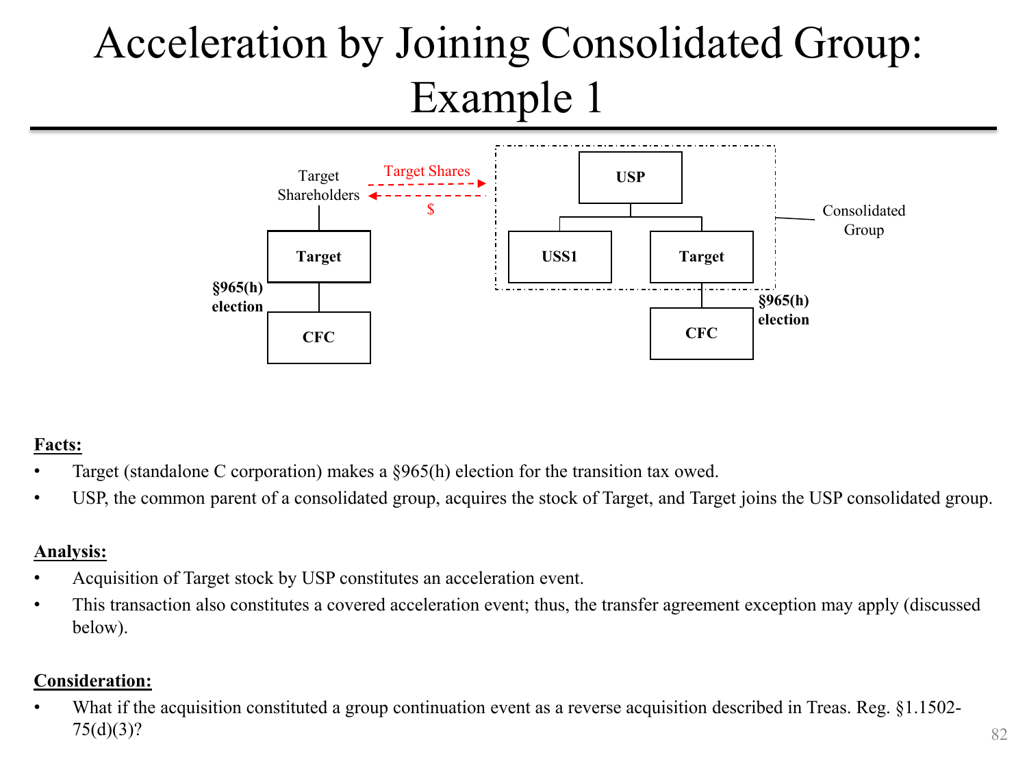# Acceleration by Joining Consolidated Group: Example 1

Target Shareholders — Target Shares → USP; $ → Target Shareholders

Target (§965(h) election) — CFC

Consolidated Group: USP — USS1, Target

Target (§965(h) election) — CFC

**Facts:**

- Target (standalone C corporation) makes a §965(h) election for the transition tax owed.
- USP, the common parent of a consolidated group, acquires the stock of Target, and Target joins the USP consolidated group.

**Analysis:**

- Acquisition of Target stock by USP constitutes an acceleration event.
- This transaction also constitutes a covered acceleration event; thus, the transfer agreement exception may apply (discussed below).

**Consideration:**

- What if the acquisition constituted a group continuation event as a reverse acquisition described in Treas. Reg. §1.1502-75(d)(3)?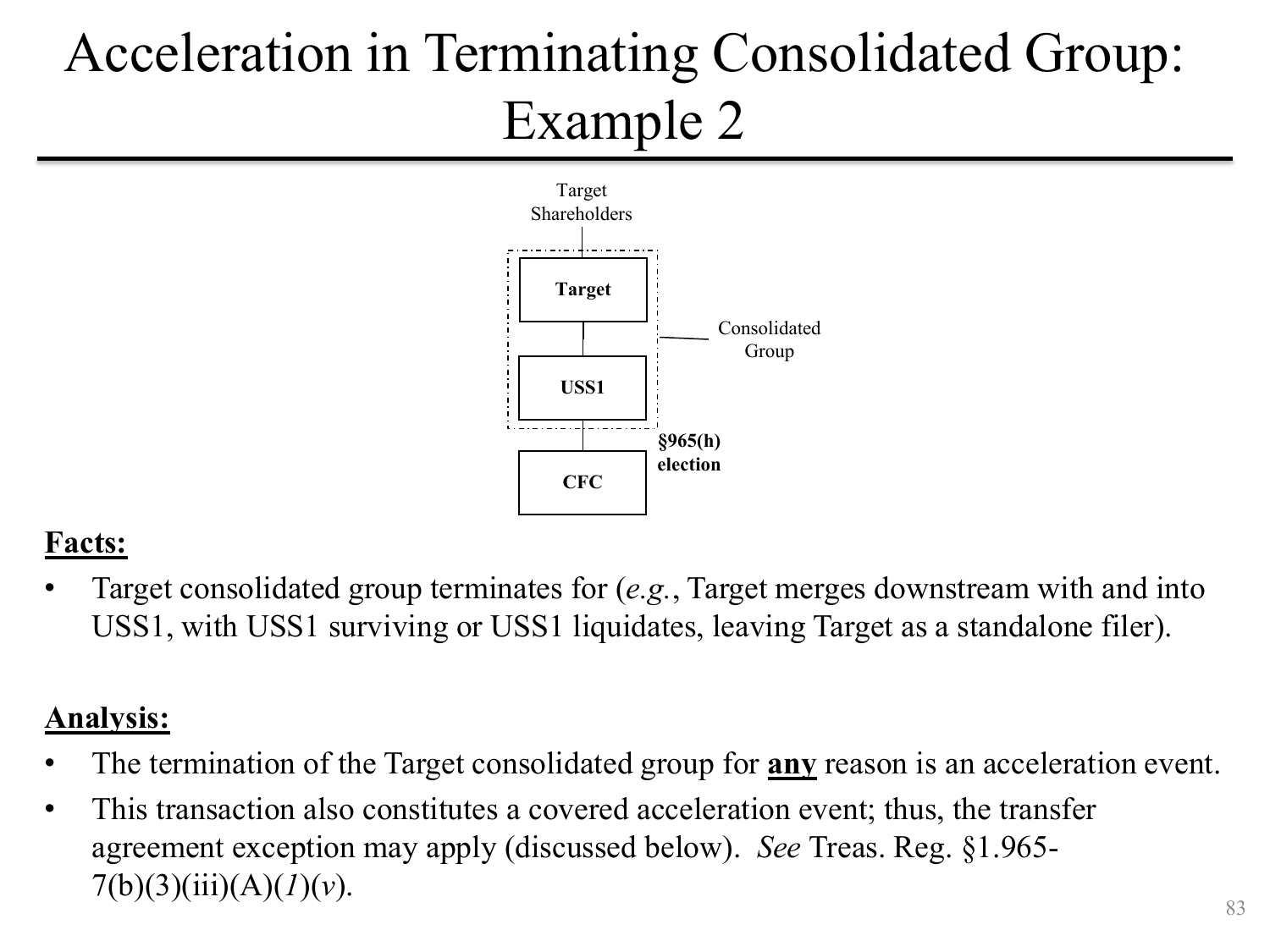# Acceleration in Terminating Consolidated Group: Example 2

Target Shareholders

Target

USS1

Consolidated Group

§965(h) election

CFC

**Facts:**

- Target consolidated group terminates for (*e.g.*, Target merges downstream with and into USS1, with USS1 surviving or USS1 liquidates, leaving Target as a standalone filer).

**Analysis:**

- The termination of the Target consolidated group for **any** reason is an acceleration event.
- This transaction also constitutes a covered acceleration event; thus, the transfer agreement exception may apply (discussed below). *See* Treas. Reg. §1.965-7(b)(3)(iii)(A)(*1*)(*v*).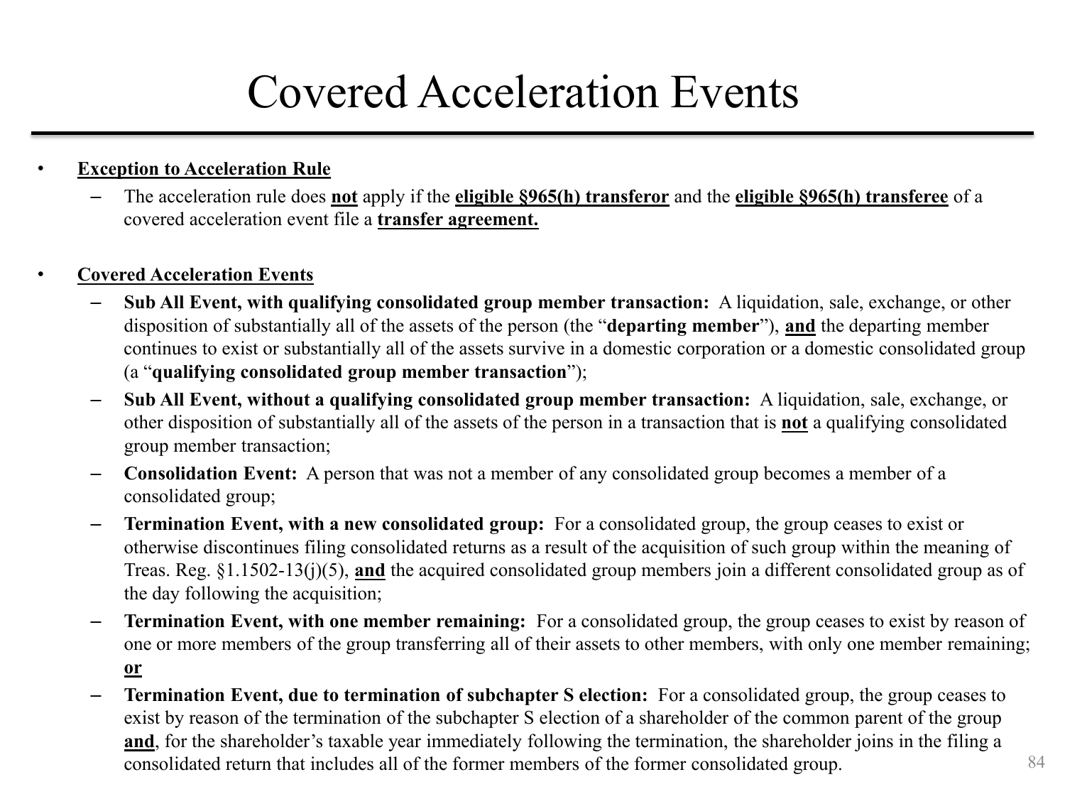# Covered Acceleration Events

- **Exception to Acceleration Rule**
  - The acceleration rule does **not** apply if the **eligible §965(h) transferor** and the **eligible §965(h) transferee** of a covered acceleration event file a **transfer agreement.**

- **Covered Acceleration Events**
  - **Sub All Event, with qualifying consolidated group member transaction:** A liquidation, sale, exchange, or other disposition of substantially all of the assets of the person (the "**departing member**"), **and** the departing member continues to exist or substantially all of the assets survive in a domestic corporation or a domestic consolidated group (a "**qualifying consolidated group member transaction**");
  - **Sub All Event, without a qualifying consolidated group member transaction:** A liquidation, sale, exchange, or other disposition of substantially all of the assets of the person in a transaction that is **not** a qualifying consolidated group member transaction;
  - **Consolidation Event:** A person that was not a member of any consolidated group becomes a member of a consolidated group;
  - **Termination Event, with a new consolidated group:** For a consolidated group, the group ceases to exist or otherwise discontinues filing consolidated returns as a result of the acquisition of such group within the meaning of Treas. Reg. §1.1502-13(j)(5), **and** the acquired consolidated group members join a different consolidated group as of the day following the acquisition;
  - **Termination Event, with one member remaining:** For a consolidated group, the group ceases to exist by reason of one or more members of the group transferring all of their assets to other members, with only one member remaining; **or**
  - **Termination Event, due to termination of subchapter S election:** For a consolidated group, the group ceases to exist by reason of the termination of the subchapter S election of a shareholder of the common parent of the group **and**, for the shareholder's taxable year immediately following the termination, the shareholder joins in the filing a consolidated return that includes all of the former members of the former consolidated group.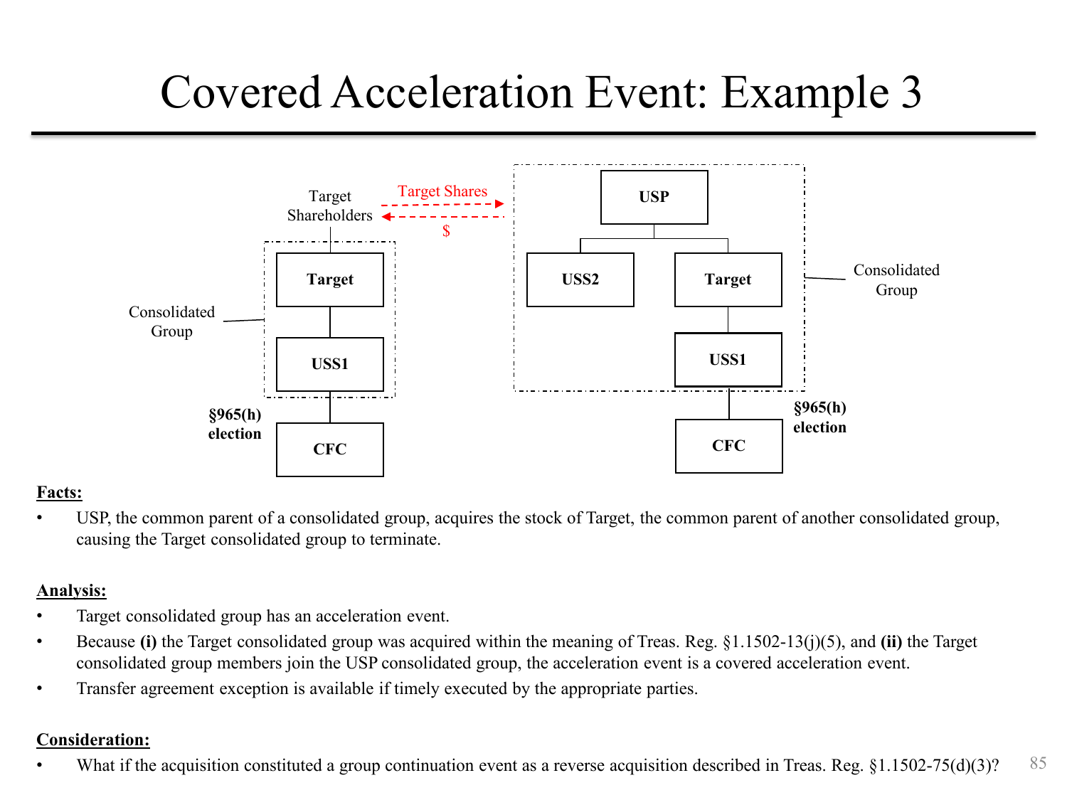# Covered Acceleration Event: Example 3

**Facts:**

- USP, the common parent of a consolidated group, acquires the stock of Target, the common parent of another consolidated group, causing the Target consolidated group to terminate.

**Analysis:**

- Target consolidated group has an acceleration event.
- Because **(i)** the Target consolidated group was acquired within the meaning of Treas. Reg. §1.1502-13(j)(5), and **(ii)** the Target consolidated group members join the USP consolidated group, the acceleration event is a covered acceleration event.
- Transfer agreement exception is available if timely executed by the appropriate parties.

**Consideration:**

- What if the acquisition constituted a group continuation event as a reverse acquisition described in Treas. Reg. §1.1502-75(d)(3)?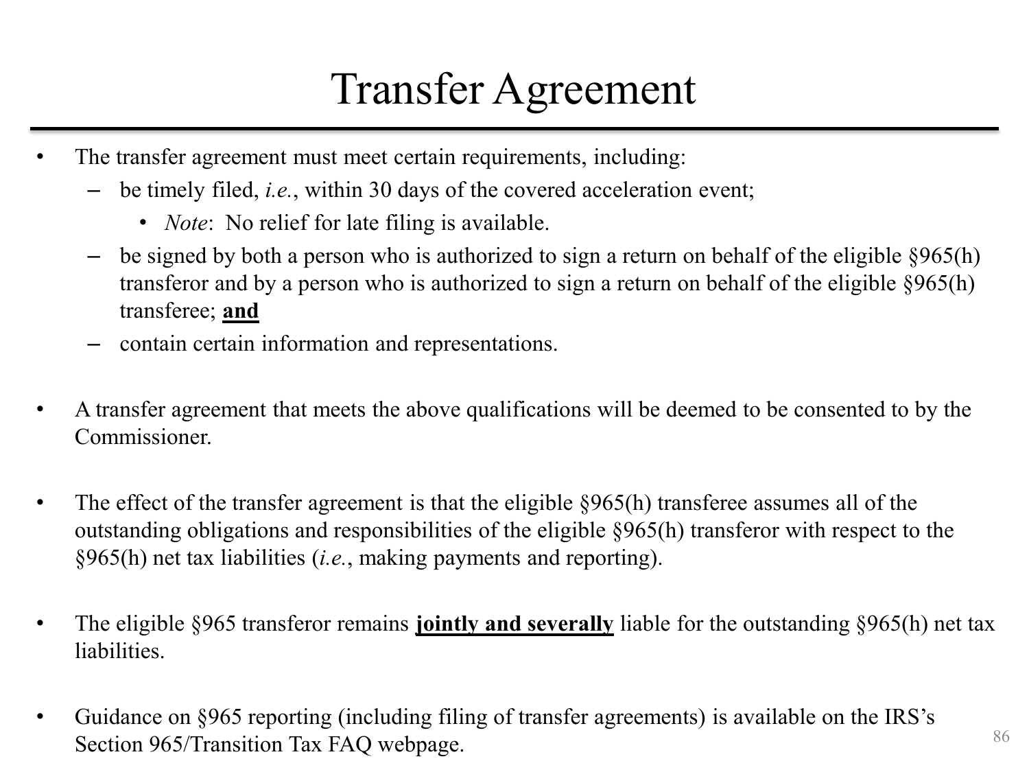# Transfer Agreement

- The transfer agreement must meet certain requirements, including:
  - be timely filed, *i.e.*, within 30 days of the covered acceleration event;
    - *Note*: No relief for late filing is available.
  - be signed by both a person who is authorized to sign a return on behalf of the eligible §965(h) transferor and by a person who is authorized to sign a return on behalf of the eligible §965(h) transferee; **and**
  - contain certain information and representations.

- A transfer agreement that meets the above qualifications will be deemed to be consented to by the Commissioner.

- The effect of the transfer agreement is that the eligible §965(h) transferee assumes all of the outstanding obligations and responsibilities of the eligible §965(h) transferor with respect to the §965(h) net tax liabilities (*i.e.*, making payments and reporting).

- The eligible §965 transferor remains **jointly and severally** liable for the outstanding §965(h) net tax liabilities.

- Guidance on §965 reporting (including filing of transfer agreements) is available on the IRS's Section 965/Transition Tax FAQ webpage.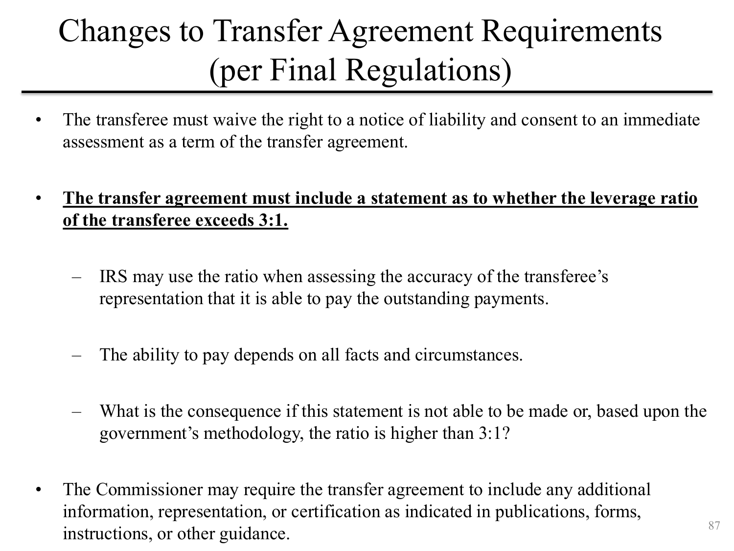# Changes to Transfer Agreement Requirements (per Final Regulations)

- The transferee must waive the right to a notice of liability and consent to an immediate assessment as a term of the transfer agreement.
- **<u>The transfer agreement must include a statement as to whether the leverage ratio of the transferee exceeds 3:1.</u>**
  - IRS may use the ratio when assessing the accuracy of the transferee's representation that it is able to pay the outstanding payments.
  - The ability to pay depends on all facts and circumstances.
  - What is the consequence if this statement is not able to be made or, based upon the government's methodology, the ratio is higher than 3:1?
- The Commissioner may require the transfer agreement to include any additional information, representation, or certification as indicated in publications, forms, instructions, or other guidance.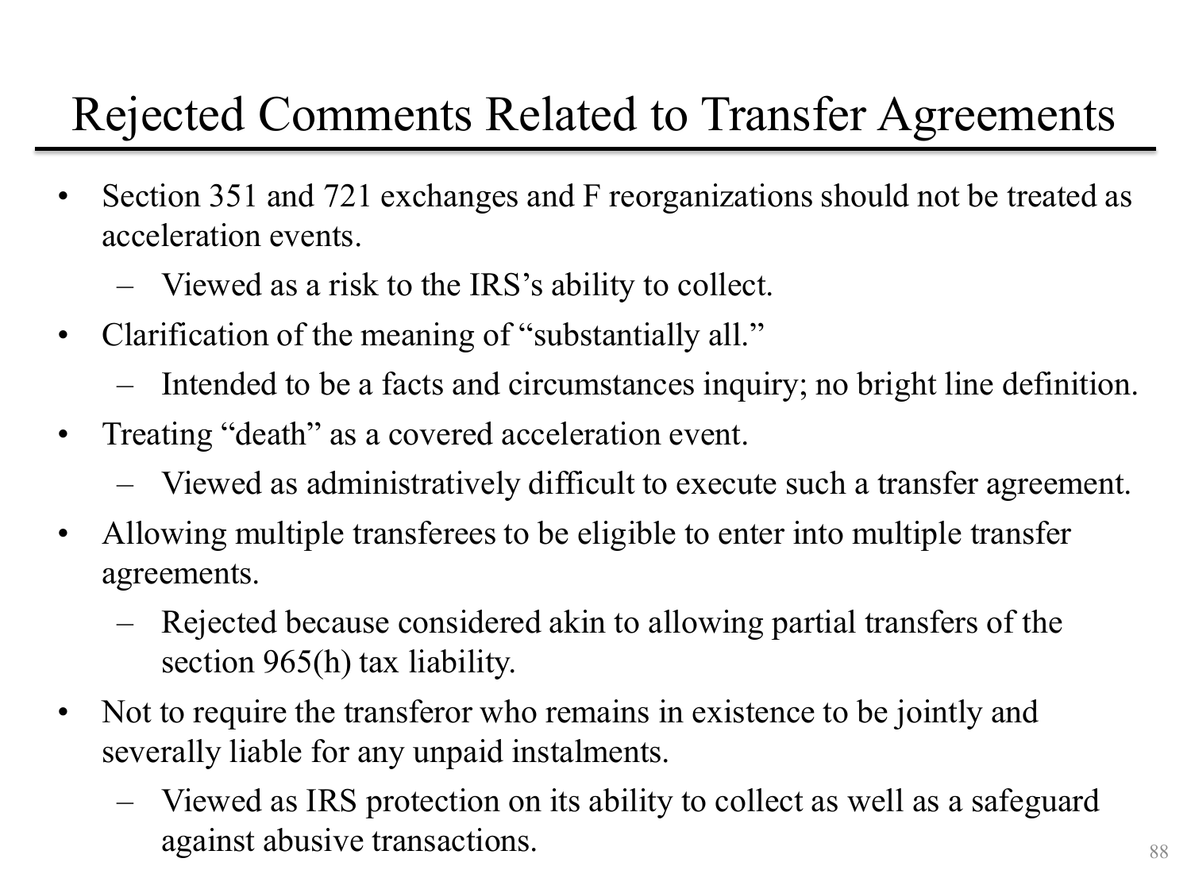# Rejected Comments Related to Transfer Agreements

- Section 351 and 721 exchanges and F reorganizations should not be treated as acceleration events.
  - Viewed as a risk to the IRS's ability to collect.
- Clarification of the meaning of "substantially all."
  - Intended to be a facts and circumstances inquiry; no bright line definition.
- Treating "death" as a covered acceleration event.
  - Viewed as administratively difficult to execute such a transfer agreement.
- Allowing multiple transferees to be eligible to enter into multiple transfer agreements.
  - Rejected because considered akin to allowing partial transfers of the section 965(h) tax liability.
- Not to require the transferor who remains in existence to be jointly and severally liable for any unpaid instalments.
  - Viewed as IRS protection on its ability to collect as well as a safeguard against abusive transactions.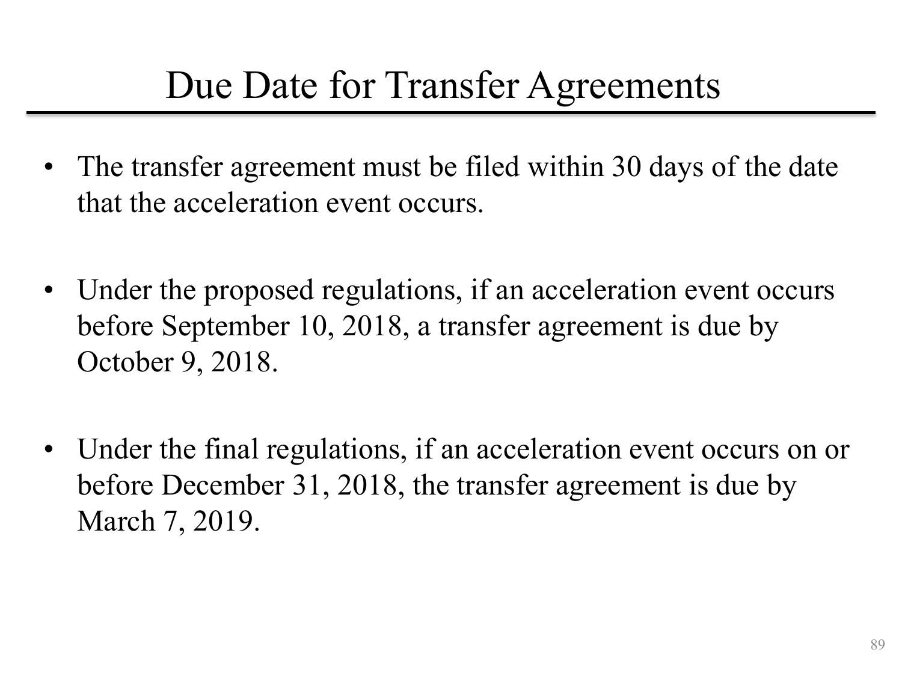# Due Date for Transfer Agreements

- The transfer agreement must be filed within 30 days of the date that the acceleration event occurs.
- Under the proposed regulations, if an acceleration event occurs before September 10, 2018, a transfer agreement is due by October 9, 2018.
- Under the final regulations, if an acceleration event occurs on or before December 31, 2018, the transfer agreement is due by March 7, 2019.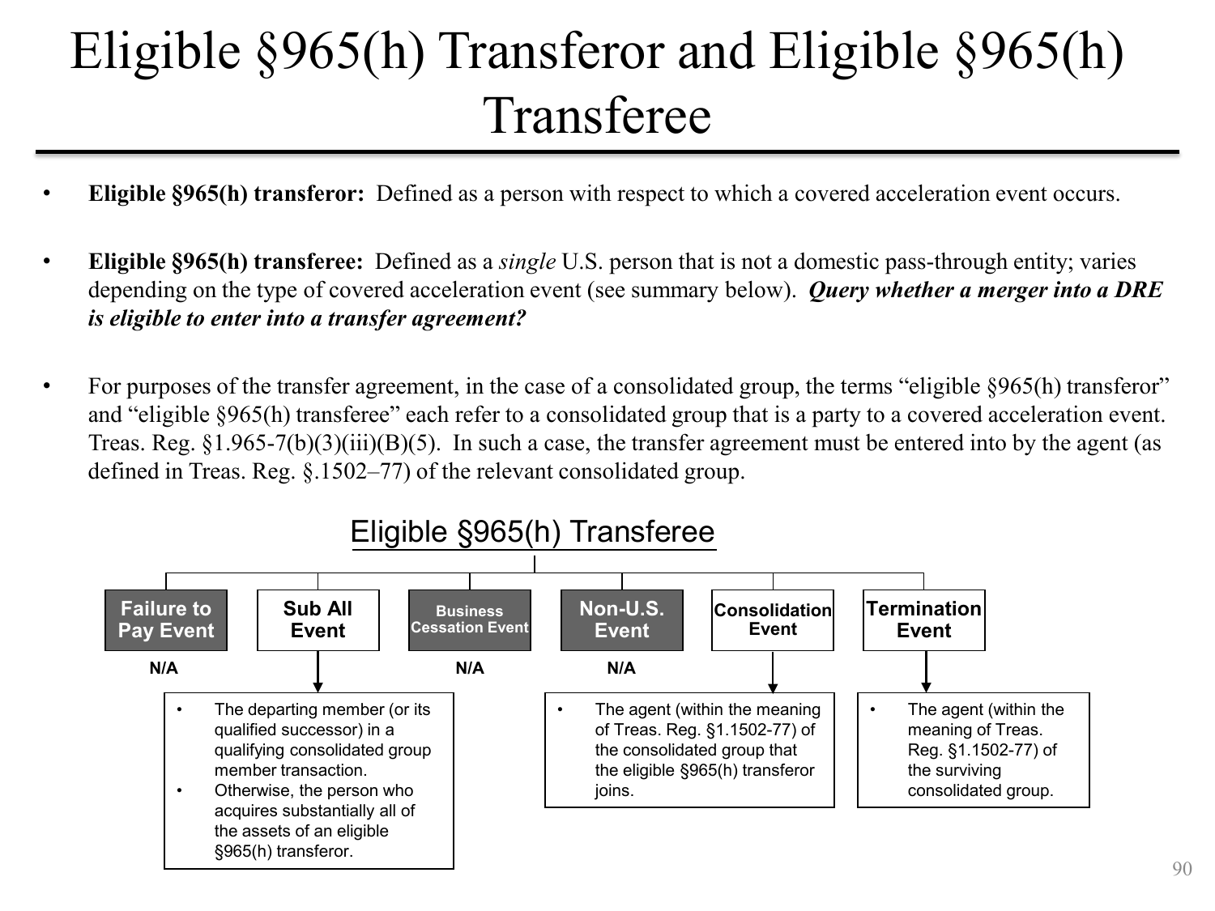# Eligible §965(h) Transferor and Eligible §965(h) Transferee

- **Eligible §965(h) transferor:** Defined as a person with respect to which a covered acceleration event occurs.

- **Eligible §965(h) transferee:** Defined as a *single* U.S. person that is not a domestic pass-through entity; varies depending on the type of covered acceleration event (see summary below). ***Query whether a merger into a DRE is eligible to enter into a transfer agreement?***

- For purposes of the transfer agreement, in the case of a consolidated group, the terms "eligible §965(h) transferor" and "eligible §965(h) transferee" each refer to a consolidated group that is a party to a covered acceleration event. Treas. Reg. §1.965-7(b)(3)(iii)(B)(5). In such a case, the transfer agreement must be entered into by the agent (as defined in Treas. Reg. §.1502–77) of the relevant consolidated group.

## Eligible §965(h) Transferee

**Failure to Pay Event**
- N/A

**Sub All Event**
- The departing member (or its qualified successor) in a qualifying consolidated group member transaction.
- Otherwise, the person who acquires substantially all of the assets of an eligible §965(h) transferor.

**Business Cessation Event**
- N/A

**Non-U.S. Event**
- N/A

**Consolidation Event**
- The agent (within the meaning of Treas. Reg. §1.1502-77) of the consolidated group that the eligible §965(h) transferor joins.

**Termination Event**
- The agent (within the meaning of Treas. Reg. §1.1502-77) of the surviving consolidated group.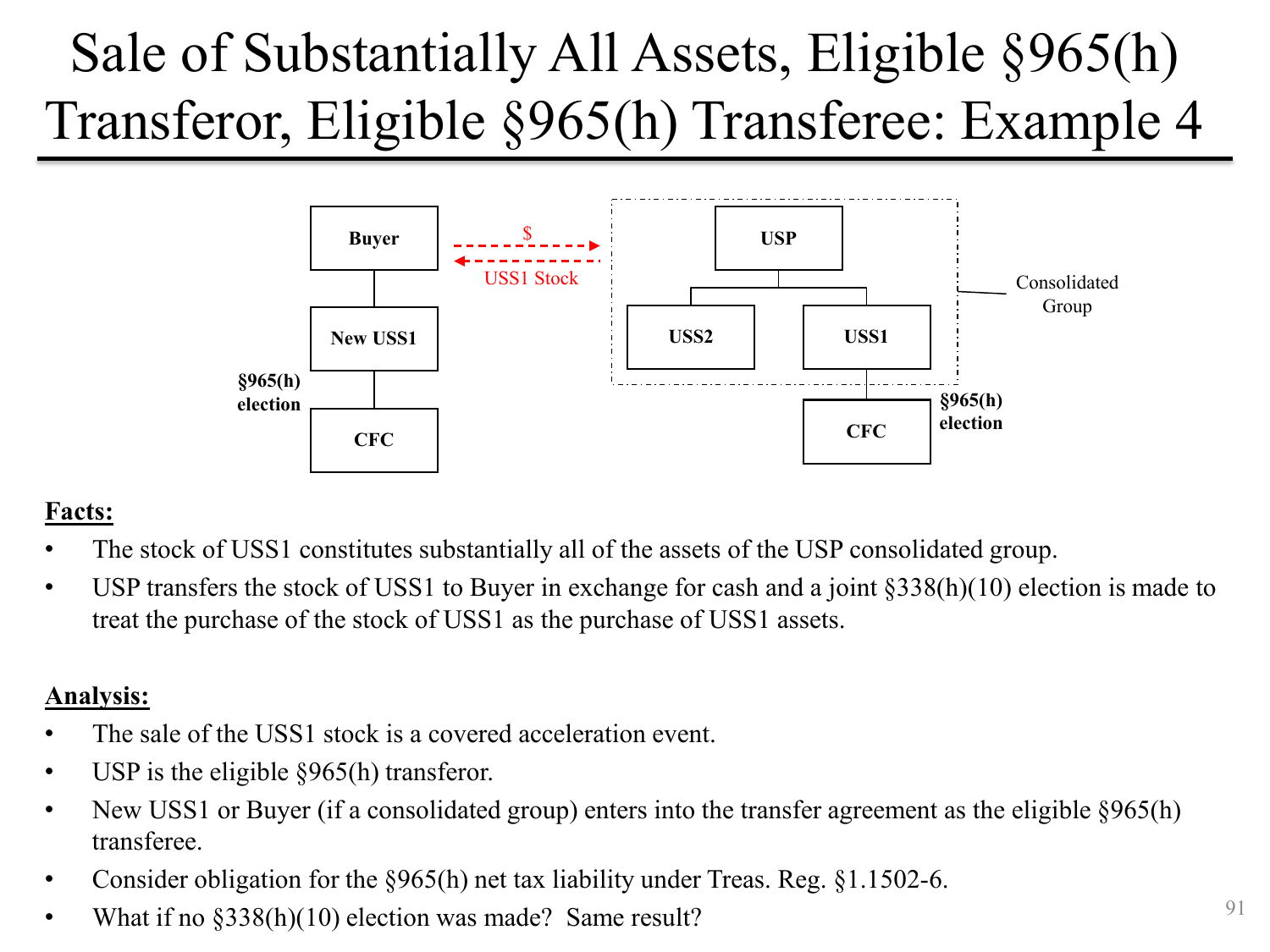# Sale of Substantially All Assets, Eligible §965(h) Transferor, Eligible §965(h) Transferee: Example 4

**Facts:**

- The stock of USS1 constitutes substantially all of the assets of the USP consolidated group.
- USP transfers the stock of USS1 to Buyer in exchange for cash and a joint §338(h)(10) election is made to treat the purchase of the stock of USS1 as the purchase of USS1 assets.

**Analysis:**

- The sale of the USS1 stock is a covered acceleration event.
- USP is the eligible §965(h) transferor.
- New USS1 or Buyer (if a consolidated group) enters into the transfer agreement as the eligible §965(h) transferee.
- Consider obligation for the §965(h) net tax liability under Treas. Reg. §1.1502-6.
- What if no §338(h)(10) election was made? Same result?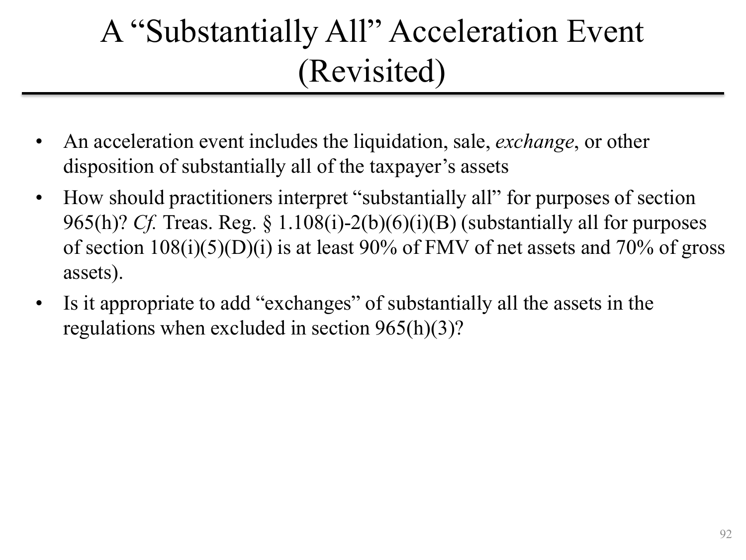# A "Substantially All" Acceleration Event (Revisited)

- An acceleration event includes the liquidation, sale, *exchange*, or other disposition of substantially all of the taxpayer's assets
- How should practitioners interpret "substantially all" for purposes of section 965(h)? *Cf.* Treas. Reg. § 1.108(i)-2(b)(6)(i)(B) (substantially all for purposes of section 108(i)(5)(D)(i) is at least 90% of FMV of net assets and 70% of gross assets).
- Is it appropriate to add "exchanges" of substantially all the assets in the regulations when excluded in section 965(h)(3)?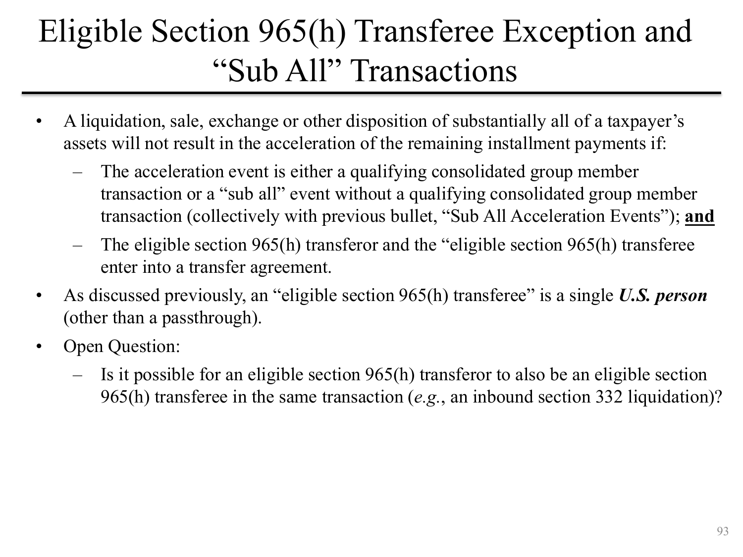# Eligible Section 965(h) Transferee Exception and "Sub All" Transactions

- A liquidation, sale, exchange or other disposition of substantially all of a taxpayer's assets will not result in the acceleration of the remaining installment payments if:
  - The acceleration event is either a qualifying consolidated group member transaction or a "sub all" event without a qualifying consolidated group member transaction (collectively with previous bullet, "Sub All Acceleration Events"); **and**
  - The eligible section 965(h) transferor and the "eligible section 965(h) transferee enter into a transfer agreement.
- As discussed previously, an "eligible section 965(h) transferee" is a single ***U.S. person*** (other than a passthrough).
- Open Question:
  - Is it possible for an eligible section 965(h) transferor to also be an eligible section 965(h) transferee in the same transaction (*e.g.*, an inbound section 332 liquidation)?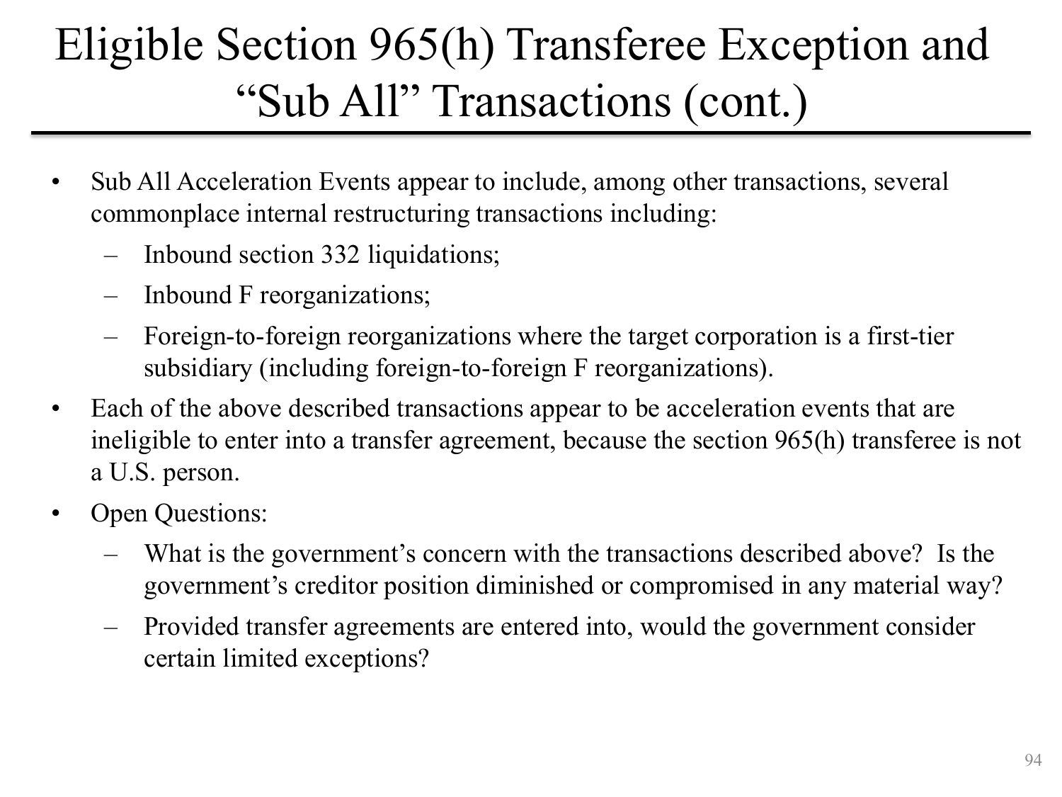# Eligible Section 965(h) Transferee Exception and "Sub All" Transactions (cont.)

- Sub All Acceleration Events appear to include, among other transactions, several commonplace internal restructuring transactions including:
  - Inbound section 332 liquidations;
  - Inbound F reorganizations;
  - Foreign-to-foreign reorganizations where the target corporation is a first-tier subsidiary (including foreign-to-foreign F reorganizations).
- Each of the above described transactions appear to be acceleration events that are ineligible to enter into a transfer agreement, because the section 965(h) transferee is not a U.S. person.
- Open Questions:
  - What is the government's concern with the transactions described above? Is the government's creditor position diminished or compromised in any material way?
  - Provided transfer agreements are entered into, would the government consider certain limited exceptions?